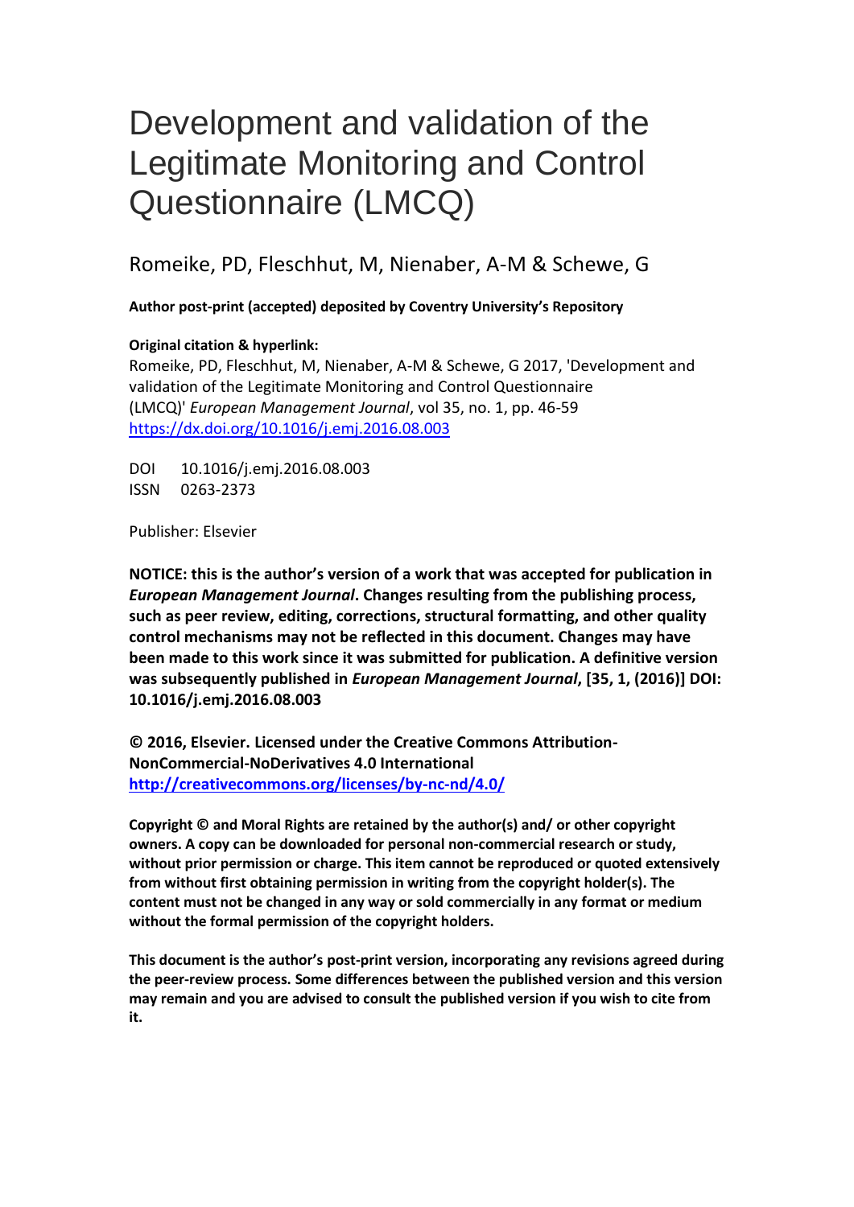# Development and validation of the Legitimate Monitoring and Control Questionnaire (LMCQ)

Romeike, PD, Fleschhut, M, Nienaber, A-M & Schewe, G

**Author post-print (accepted) deposited by Coventry University's Repository**

**Original citation & hyperlink:**

Romeike, PD, Fleschhut, M, Nienaber, A-M & Schewe, G 2017, 'Development and validation of the Legitimate Monitoring and Control Questionnaire (LMCQ)' *European Management Journal*, vol 35, no. 1, pp. 46-59
https://dx.doi.org/10.1016/j.emj.2016.08.003

DOI 10.1016/j.emj.2016.08.003
ISSN 0263-2373

Publisher: Elsevier

**NOTICE: this is the author's version of a work that was accepted for publication in *European Management Journal*. Changes resulting from the publishing process, such as peer review, editing, corrections, structural formatting, and other quality control mechanisms may not be reflected in this document. Changes may have been made to this work since it was submitted for publication. A definitive version was subsequently published in *European Management Journal*, [35, 1, (2016)] DOI: 10.1016/j.emj.2016.08.003**

**© 2016, Elsevier. Licensed under the Creative Commons Attribution-NonCommercial-NoDerivatives 4.0 International**
**http://creativecommons.org/licenses/by-nc-nd/4.0/**

**Copyright © and Moral Rights are retained by the author(s) and/ or other copyright owners. A copy can be downloaded for personal non-commercial research or study, without prior permission or charge. This item cannot be reproduced or quoted extensively from without first obtaining permission in writing from the copyright holder(s). The content must not be changed in any way or sold commercially in any format or medium without the formal permission of the copyright holders.**

**This document is the author's post-print version, incorporating any revisions agreed during the peer-review process. Some differences between the published version and this version may remain and you are advised to consult the published version if you wish to cite from it.**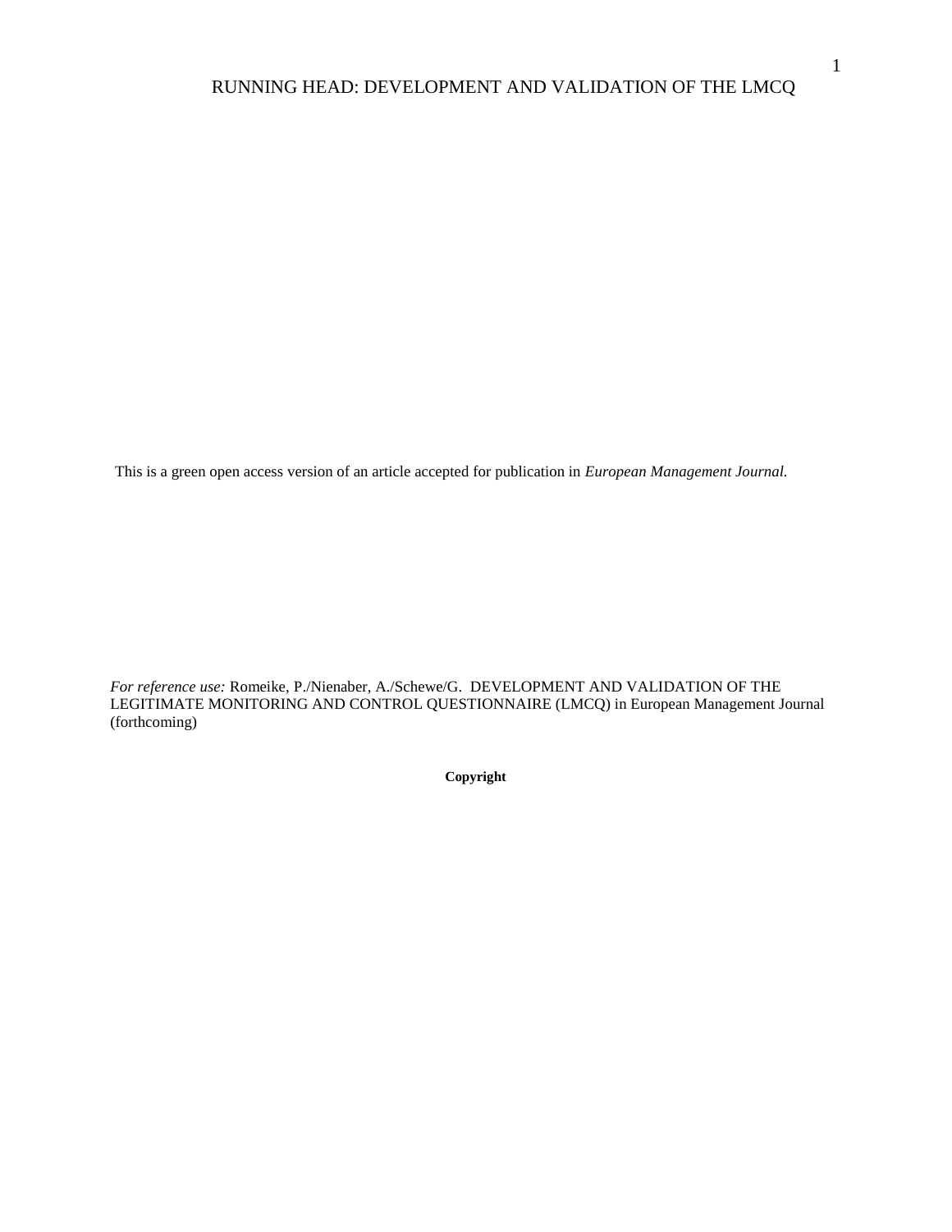This is a green open access version of an article accepted for publication in *European Management Journal.*

*For reference use:* Romeike, P./Nienaber, A./Schewe/G. DEVELOPMENT AND VALIDATION OF THE LEGITIMATE MONITORING AND CONTROL QUESTIONNAIRE (LMCQ) in European Management Journal (forthcoming)

**Copyright**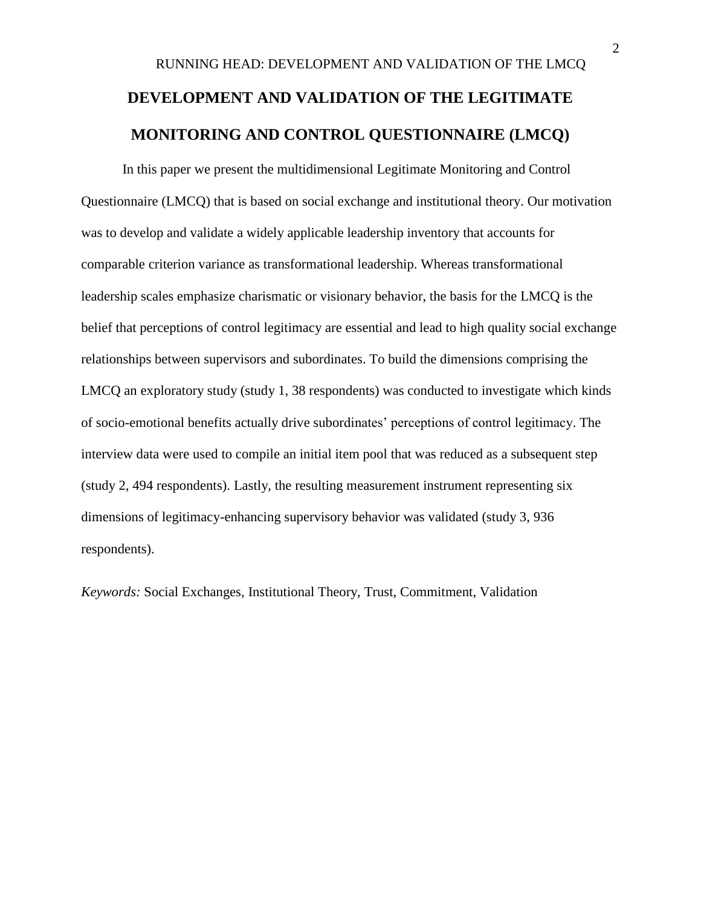# DEVELOPMENT AND VALIDATION OF THE LEGITIMATE MONITORING AND CONTROL QUESTIONNAIRE (LMCQ)

In this paper we present the multidimensional Legitimate Monitoring and Control Questionnaire (LMCQ) that is based on social exchange and institutional theory. Our motivation was to develop and validate a widely applicable leadership inventory that accounts for comparable criterion variance as transformational leadership. Whereas transformational leadership scales emphasize charismatic or visionary behavior, the basis for the LMCQ is the belief that perceptions of control legitimacy are essential and lead to high quality social exchange relationships between supervisors and subordinates. To build the dimensions comprising the LMCQ an exploratory study (study 1, 38 respondents) was conducted to investigate which kinds of socio-emotional benefits actually drive subordinates' perceptions of control legitimacy. The interview data were used to compile an initial item pool that was reduced as a subsequent step (study 2, 494 respondents). Lastly, the resulting measurement instrument representing six dimensions of legitimacy-enhancing supervisory behavior was validated (study 3, 936 respondents).

*Keywords:* Social Exchanges, Institutional Theory, Trust, Commitment, Validation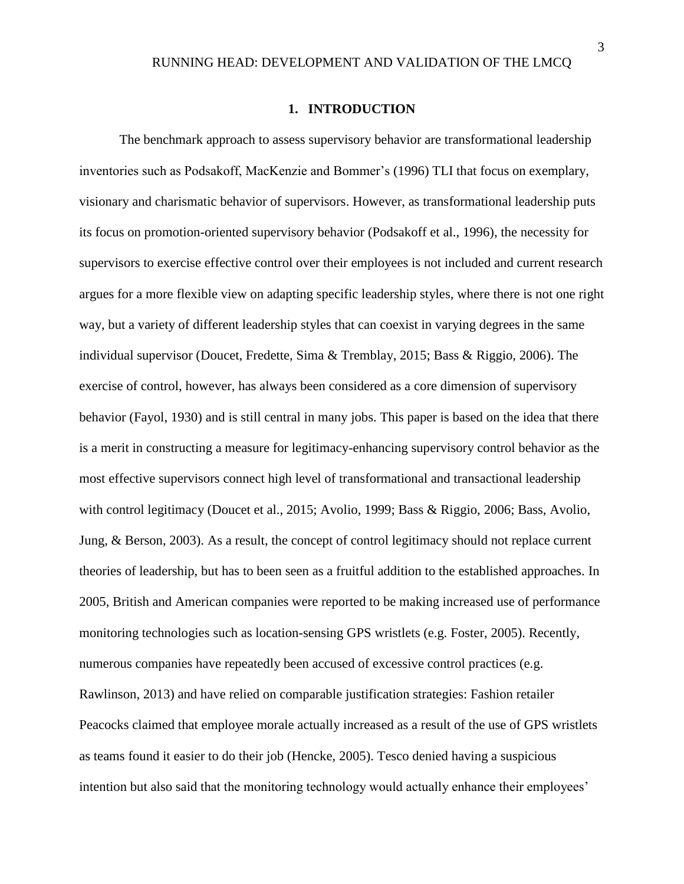# 1. INTRODUCTION

The benchmark approach to assess supervisory behavior are transformational leadership inventories such as Podsakoff, MacKenzie and Bommer's (1996) TLI that focus on exemplary, visionary and charismatic behavior of supervisors. However, as transformational leadership puts its focus on promotion-oriented supervisory behavior (Podsakoff et al., 1996), the necessity for supervisors to exercise effective control over their employees is not included and current research argues for a more flexible view on adapting specific leadership styles, where there is not one right way, but a variety of different leadership styles that can coexist in varying degrees in the same individual supervisor (Doucet, Fredette, Sima & Tremblay, 2015; Bass & Riggio, 2006). The exercise of control, however, has always been considered as a core dimension of supervisory behavior (Fayol, 1930) and is still central in many jobs. This paper is based on the idea that there is a merit in constructing a measure for legitimacy-enhancing supervisory control behavior as the most effective supervisors connect high level of transformational and transactional leadership with control legitimacy (Doucet et al., 2015; Avolio, 1999; Bass & Riggio, 2006; Bass, Avolio, Jung, & Berson, 2003). As a result, the concept of control legitimacy should not replace current theories of leadership, but has to been seen as a fruitful addition to the established approaches. In 2005, British and American companies were reported to be making increased use of performance monitoring technologies such as location-sensing GPS wristlets (e.g. Foster, 2005). Recently, numerous companies have repeatedly been accused of excessive control practices (e.g. Rawlinson, 2013) and have relied on comparable justification strategies: Fashion retailer Peacocks claimed that employee morale actually increased as a result of the use of GPS wristlets as teams found it easier to do their job (Hencke, 2005). Tesco denied having a suspicious intention but also said that the monitoring technology would actually enhance their employees'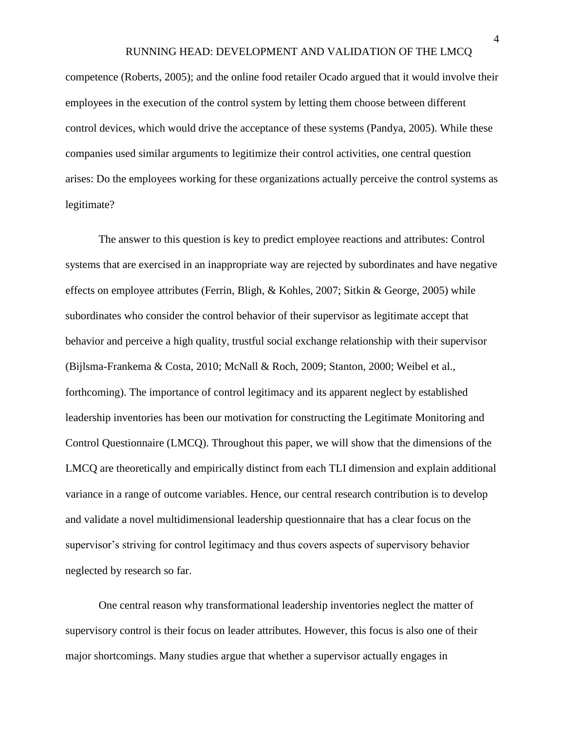competence (Roberts, 2005); and the online food retailer Ocado argued that it would involve their employees in the execution of the control system by letting them choose between different control devices, which would drive the acceptance of these systems (Pandya, 2005). While these companies used similar arguments to legitimize their control activities, one central question arises: Do the employees working for these organizations actually perceive the control systems as legitimate?

The answer to this question is key to predict employee reactions and attributes: Control systems that are exercised in an inappropriate way are rejected by subordinates and have negative effects on employee attributes (Ferrin, Bligh, & Kohles, 2007; Sitkin & George, 2005) while subordinates who consider the control behavior of their supervisor as legitimate accept that behavior and perceive a high quality, trustful social exchange relationship with their supervisor (Bijlsma-Frankema & Costa, 2010; McNall & Roch, 2009; Stanton, 2000; Weibel et al., forthcoming). The importance of control legitimacy and its apparent neglect by established leadership inventories has been our motivation for constructing the Legitimate Monitoring and Control Questionnaire (LMCQ). Throughout this paper, we will show that the dimensions of the LMCQ are theoretically and empirically distinct from each TLI dimension and explain additional variance in a range of outcome variables. Hence, our central research contribution is to develop and validate a novel multidimensional leadership questionnaire that has a clear focus on the supervisor's striving for control legitimacy and thus covers aspects of supervisory behavior neglected by research so far.

One central reason why transformational leadership inventories neglect the matter of supervisory control is their focus on leader attributes. However, this focus is also one of their major shortcomings. Many studies argue that whether a supervisor actually engages in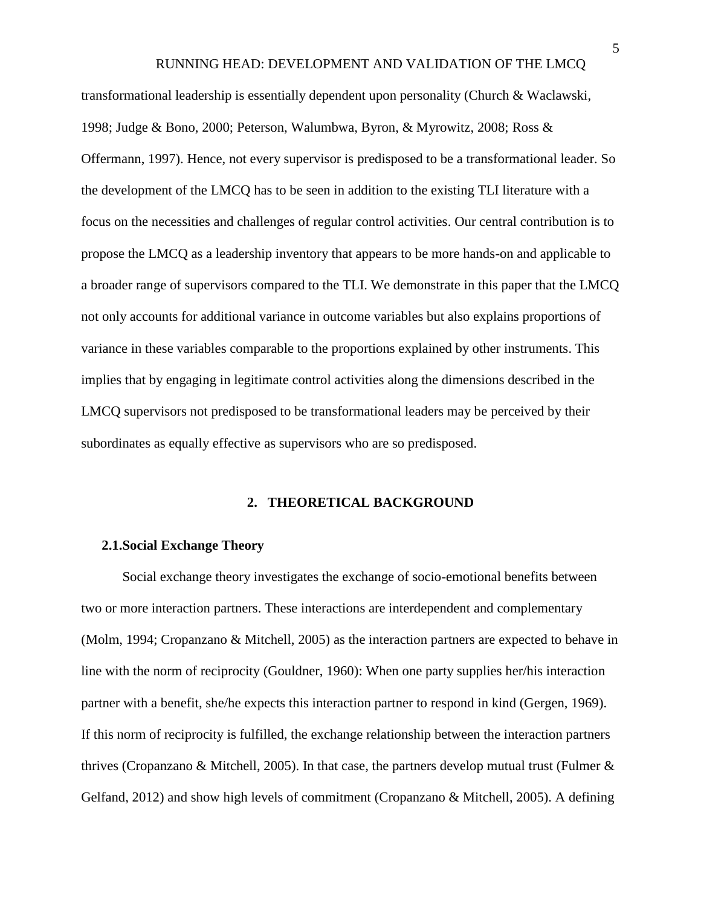transformational leadership is essentially dependent upon personality (Church & Waclawski, 1998; Judge & Bono, 2000; Peterson, Walumbwa, Byron, & Myrowitz, 2008; Ross & Offermann, 1997). Hence, not every supervisor is predisposed to be a transformational leader. So the development of the LMCQ has to be seen in addition to the existing TLI literature with a focus on the necessities and challenges of regular control activities. Our central contribution is to propose the LMCQ as a leadership inventory that appears to be more hands-on and applicable to a broader range of supervisors compared to the TLI. We demonstrate in this paper that the LMCQ not only accounts for additional variance in outcome variables but also explains proportions of variance in these variables comparable to the proportions explained by other instruments. This implies that by engaging in legitimate control activities along the dimensions described in the LMCQ supervisors not predisposed to be transformational leaders may be perceived by their subordinates as equally effective as supervisors who are so predisposed.

## 2. THEORETICAL BACKGROUND

### 2.1. Social Exchange Theory

Social exchange theory investigates the exchange of socio-emotional benefits between two or more interaction partners. These interactions are interdependent and complementary (Molm, 1994; Cropanzano & Mitchell, 2005) as the interaction partners are expected to behave in line with the norm of reciprocity (Gouldner, 1960): When one party supplies her/his interaction partner with a benefit, she/he expects this interaction partner to respond in kind (Gergen, 1969). If this norm of reciprocity is fulfilled, the exchange relationship between the interaction partners thrives (Cropanzano & Mitchell, 2005). In that case, the partners develop mutual trust (Fulmer & Gelfand, 2012) and show high levels of commitment (Cropanzano & Mitchell, 2005). A defining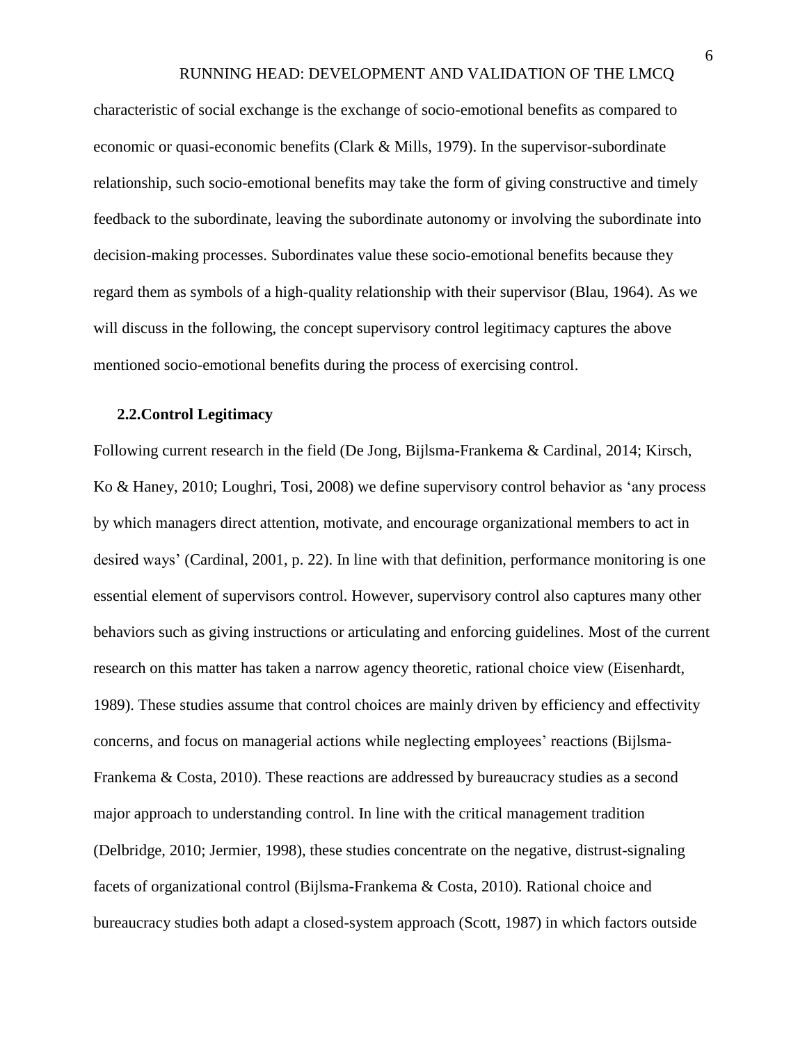characteristic of social exchange is the exchange of socio-emotional benefits as compared to economic or quasi-economic benefits (Clark & Mills, 1979). In the supervisor-subordinate relationship, such socio-emotional benefits may take the form of giving constructive and timely feedback to the subordinate, leaving the subordinate autonomy or involving the subordinate into decision-making processes. Subordinates value these socio-emotional benefits because they regard them as symbols of a high-quality relationship with their supervisor (Blau, 1964). As we will discuss in the following, the concept supervisory control legitimacy captures the above mentioned socio-emotional benefits during the process of exercising control.

## 2.2. Control Legitimacy

Following current research in the field (De Jong, Bijlsma-Frankema & Cardinal, 2014; Kirsch, Ko & Haney, 2010; Loughri, Tosi, 2008) we define supervisory control behavior as 'any process by which managers direct attention, motivate, and encourage organizational members to act in desired ways' (Cardinal, 2001, p. 22). In line with that definition, performance monitoring is one essential element of supervisors control. However, supervisory control also captures many other behaviors such as giving instructions or articulating and enforcing guidelines. Most of the current research on this matter has taken a narrow agency theoretic, rational choice view (Eisenhardt, 1989). These studies assume that control choices are mainly driven by efficiency and effectivity concerns, and focus on managerial actions while neglecting employees' reactions (Bijlsma-Frankema & Costa, 2010). These reactions are addressed by bureaucracy studies as a second major approach to understanding control. In line with the critical management tradition (Delbridge, 2010; Jermier, 1998), these studies concentrate on the negative, distrust-signaling facets of organizational control (Bijlsma-Frankema & Costa, 2010). Rational choice and bureaucracy studies both adapt a closed-system approach (Scott, 1987) in which factors outside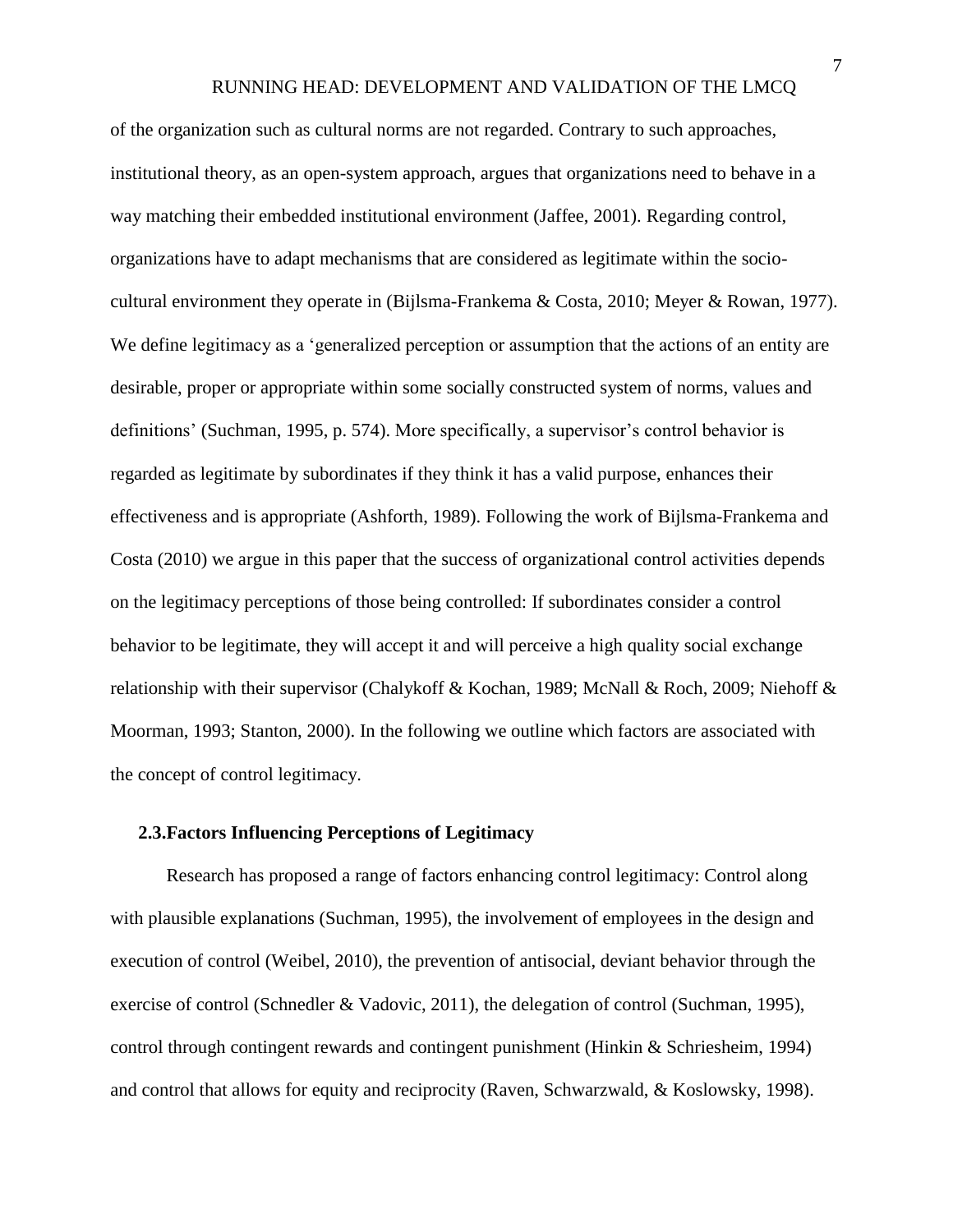of the organization such as cultural norms are not regarded. Contrary to such approaches, institutional theory, as an open-system approach, argues that organizations need to behave in a way matching their embedded institutional environment (Jaffee, 2001). Regarding control, organizations have to adapt mechanisms that are considered as legitimate within the socio-cultural environment they operate in (Bijlsma-Frankema & Costa, 2010; Meyer & Rowan, 1977). We define legitimacy as a 'generalized perception or assumption that the actions of an entity are desirable, proper or appropriate within some socially constructed system of norms, values and definitions' (Suchman, 1995, p. 574). More specifically, a supervisor's control behavior is regarded as legitimate by subordinates if they think it has a valid purpose, enhances their effectiveness and is appropriate (Ashforth, 1989). Following the work of Bijlsma-Frankema and Costa (2010) we argue in this paper that the success of organizational control activities depends on the legitimacy perceptions of those being controlled: If subordinates consider a control behavior to be legitimate, they will accept it and will perceive a high quality social exchange relationship with their supervisor (Chalykoff & Kochan, 1989; McNall & Roch, 2009; Niehoff & Moorman, 1993; Stanton, 2000). In the following we outline which factors are associated with the concept of control legitimacy.

### 2.3. Factors Influencing Perceptions of Legitimacy

Research has proposed a range of factors enhancing control legitimacy: Control along with plausible explanations (Suchman, 1995), the involvement of employees in the design and execution of control (Weibel, 2010), the prevention of antisocial, deviant behavior through the exercise of control (Schnedler & Vadovic, 2011), the delegation of control (Suchman, 1995), control through contingent rewards and contingent punishment (Hinkin & Schriesheim, 1994) and control that allows for equity and reciprocity (Raven, Schwarzwald, & Koslowsky, 1998).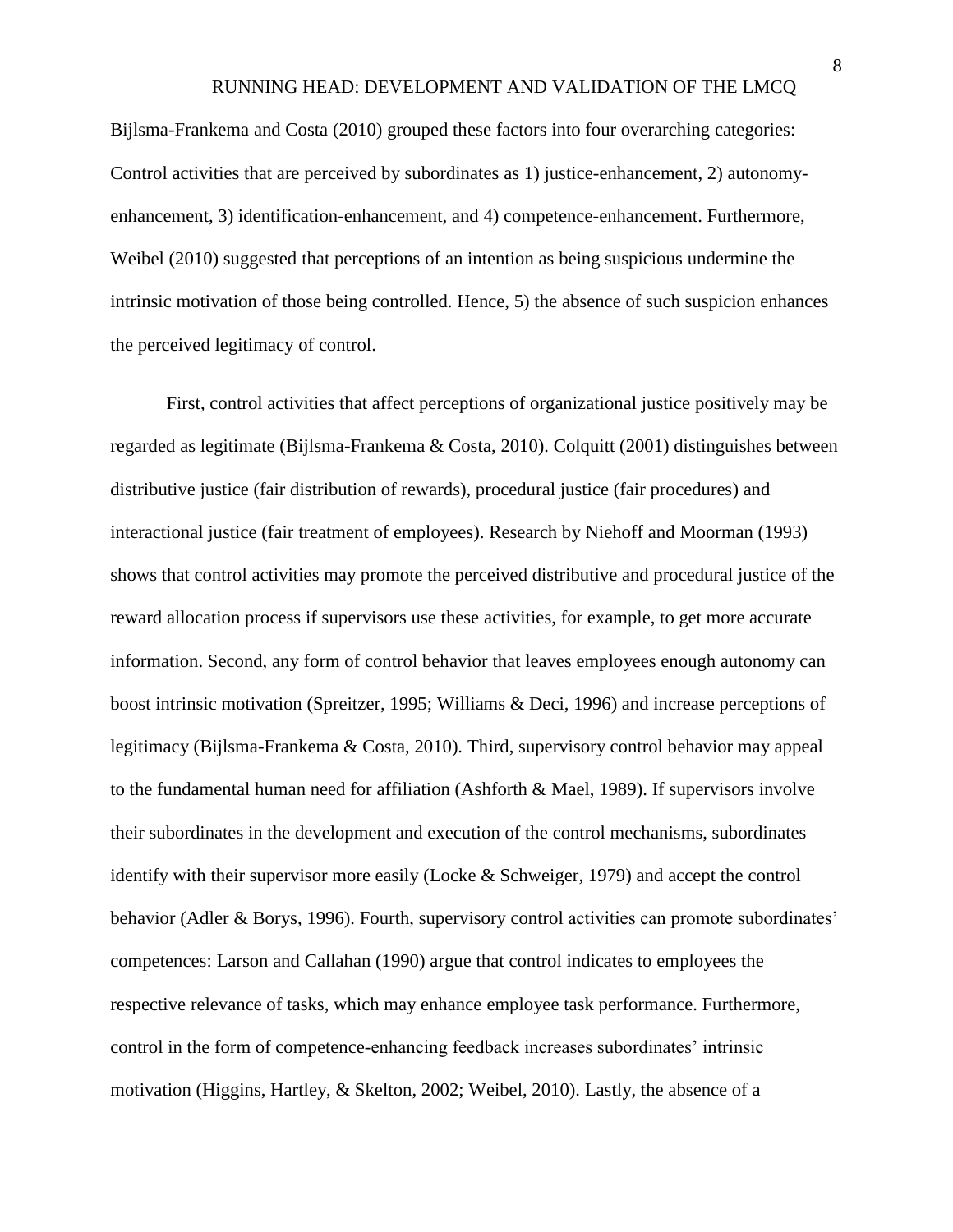Bijlsma-Frankema and Costa (2010) grouped these factors into four overarching categories: Control activities that are perceived by subordinates as 1) justice-enhancement, 2) autonomy-enhancement, 3) identification-enhancement, and 4) competence-enhancement. Furthermore, Weibel (2010) suggested that perceptions of an intention as being suspicious undermine the intrinsic motivation of those being controlled. Hence, 5) the absence of such suspicion enhances the perceived legitimacy of control.

First, control activities that affect perceptions of organizational justice positively may be regarded as legitimate (Bijlsma-Frankema & Costa, 2010). Colquitt (2001) distinguishes between distributive justice (fair distribution of rewards), procedural justice (fair procedures) and interactional justice (fair treatment of employees). Research by Niehoff and Moorman (1993) shows that control activities may promote the perceived distributive and procedural justice of the reward allocation process if supervisors use these activities, for example, to get more accurate information. Second, any form of control behavior that leaves employees enough autonomy can boost intrinsic motivation (Spreitzer, 1995; Williams & Deci, 1996) and increase perceptions of legitimacy (Bijlsma-Frankema & Costa, 2010). Third, supervisory control behavior may appeal to the fundamental human need for affiliation (Ashforth & Mael, 1989). If supervisors involve their subordinates in the development and execution of the control mechanisms, subordinates identify with their supervisor more easily (Locke & Schweiger, 1979) and accept the control behavior (Adler & Borys, 1996). Fourth, supervisory control activities can promote subordinates' competences: Larson and Callahan (1990) argue that control indicates to employees the respective relevance of tasks, which may enhance employee task performance. Furthermore, control in the form of competence-enhancing feedback increases subordinates' intrinsic motivation (Higgins, Hartley, & Skelton, 2002; Weibel, 2010). Lastly, the absence of a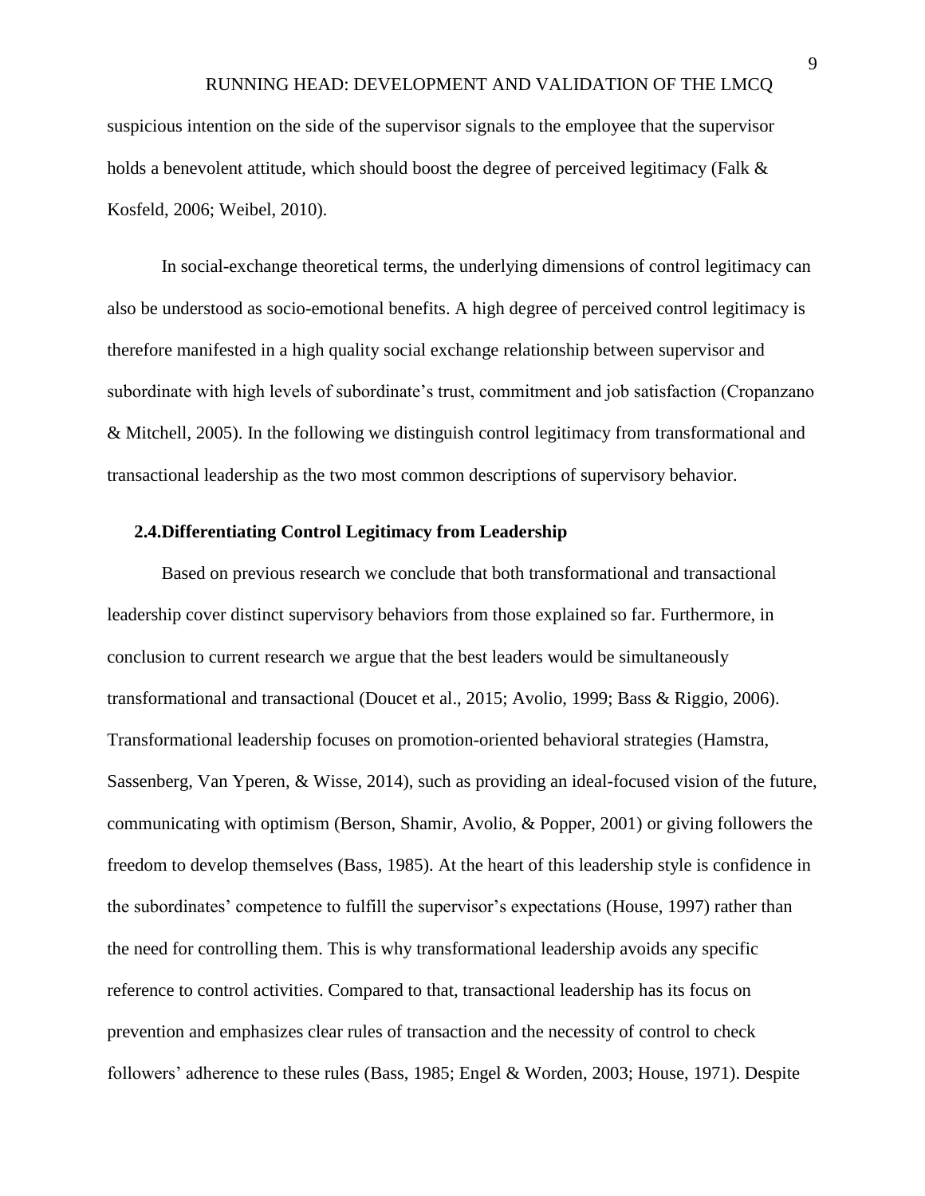suspicious intention on the side of the supervisor signals to the employee that the supervisor holds a benevolent attitude, which should boost the degree of perceived legitimacy (Falk & Kosfeld, 2006; Weibel, 2010).

In social-exchange theoretical terms, the underlying dimensions of control legitimacy can also be understood as socio-emotional benefits. A high degree of perceived control legitimacy is therefore manifested in a high quality social exchange relationship between supervisor and subordinate with high levels of subordinate's trust, commitment and job satisfaction (Cropanzano & Mitchell, 2005). In the following we distinguish control legitimacy from transformational and transactional leadership as the two most common descriptions of supervisory behavior.

### 2.4. Differentiating Control Legitimacy from Leadership

Based on previous research we conclude that both transformational and transactional leadership cover distinct supervisory behaviors from those explained so far. Furthermore, in conclusion to current research we argue that the best leaders would be simultaneously transformational and transactional (Doucet et al., 2015; Avolio, 1999; Bass & Riggio, 2006). Transformational leadership focuses on promotion-oriented behavioral strategies (Hamstra, Sassenberg, Van Yperen, & Wisse, 2014), such as providing an ideal-focused vision of the future, communicating with optimism (Berson, Shamir, Avolio, & Popper, 2001) or giving followers the freedom to develop themselves (Bass, 1985). At the heart of this leadership style is confidence in the subordinates' competence to fulfill the supervisor's expectations (House, 1997) rather than the need for controlling them. This is why transformational leadership avoids any specific reference to control activities. Compared to that, transactional leadership has its focus on prevention and emphasizes clear rules of transaction and the necessity of control to check followers' adherence to these rules (Bass, 1985; Engel & Worden, 2003; House, 1971). Despite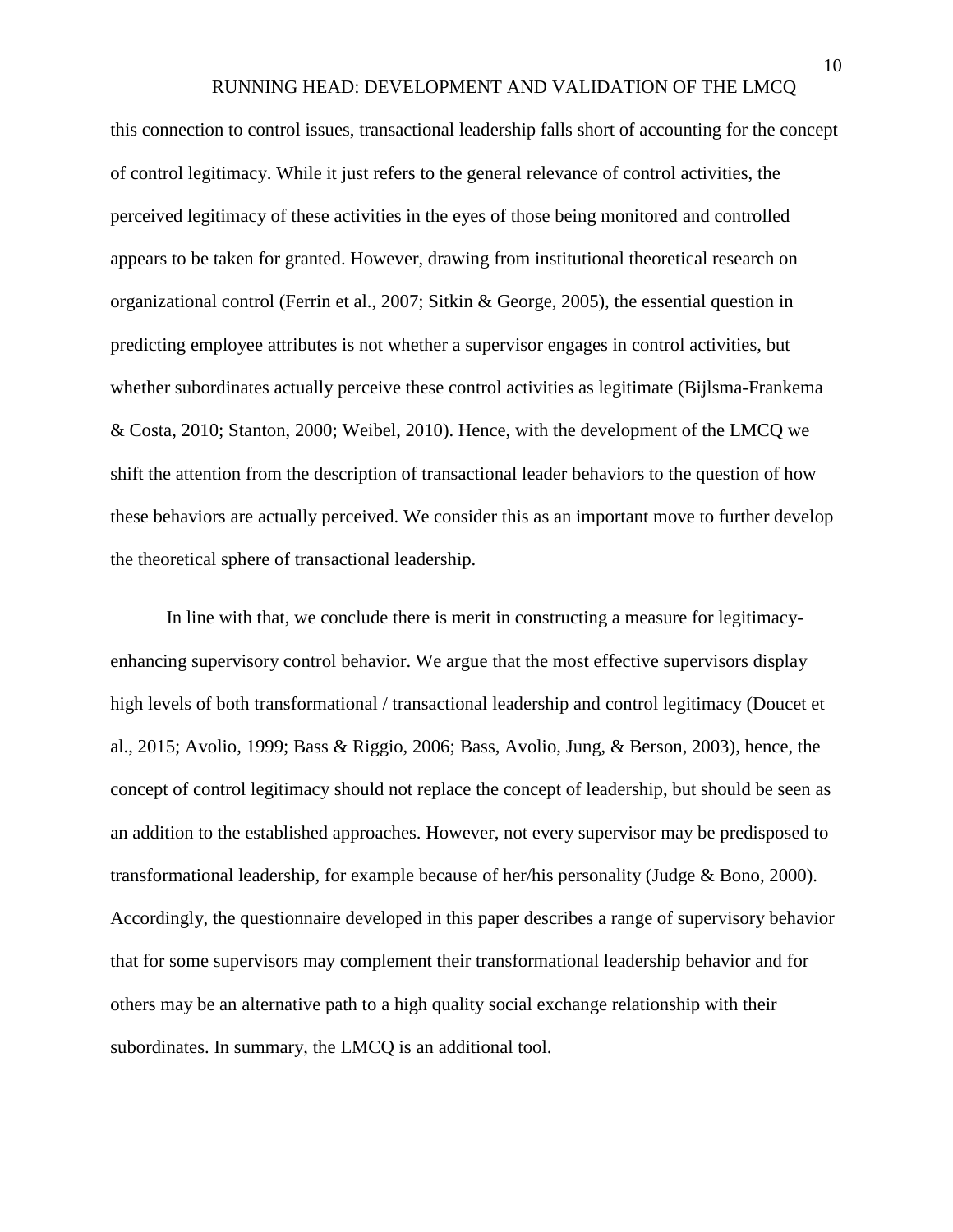this connection to control issues, transactional leadership falls short of accounting for the concept of control legitimacy. While it just refers to the general relevance of control activities, the perceived legitimacy of these activities in the eyes of those being monitored and controlled appears to be taken for granted. However, drawing from institutional theoretical research on organizational control (Ferrin et al., 2007; Sitkin & George, 2005), the essential question in predicting employee attributes is not whether a supervisor engages in control activities, but whether subordinates actually perceive these control activities as legitimate (Bijlsma-Frankema & Costa, 2010; Stanton, 2000; Weibel, 2010). Hence, with the development of the LMCQ we shift the attention from the description of transactional leader behaviors to the question of how these behaviors are actually perceived. We consider this as an important move to further develop the theoretical sphere of transactional leadership.

In line with that, we conclude there is merit in constructing a measure for legitimacy-enhancing supervisory control behavior. We argue that the most effective supervisors display high levels of both transformational / transactional leadership and control legitimacy (Doucet et al., 2015; Avolio, 1999; Bass & Riggio, 2006; Bass, Avolio, Jung, & Berson, 2003), hence, the concept of control legitimacy should not replace the concept of leadership, but should be seen as an addition to the established approaches. However, not every supervisor may be predisposed to transformational leadership, for example because of her/his personality (Judge & Bono, 2000). Accordingly, the questionnaire developed in this paper describes a range of supervisory behavior that for some supervisors may complement their transformational leadership behavior and for others may be an alternative path to a high quality social exchange relationship with their subordinates. In summary, the LMCQ is an additional tool.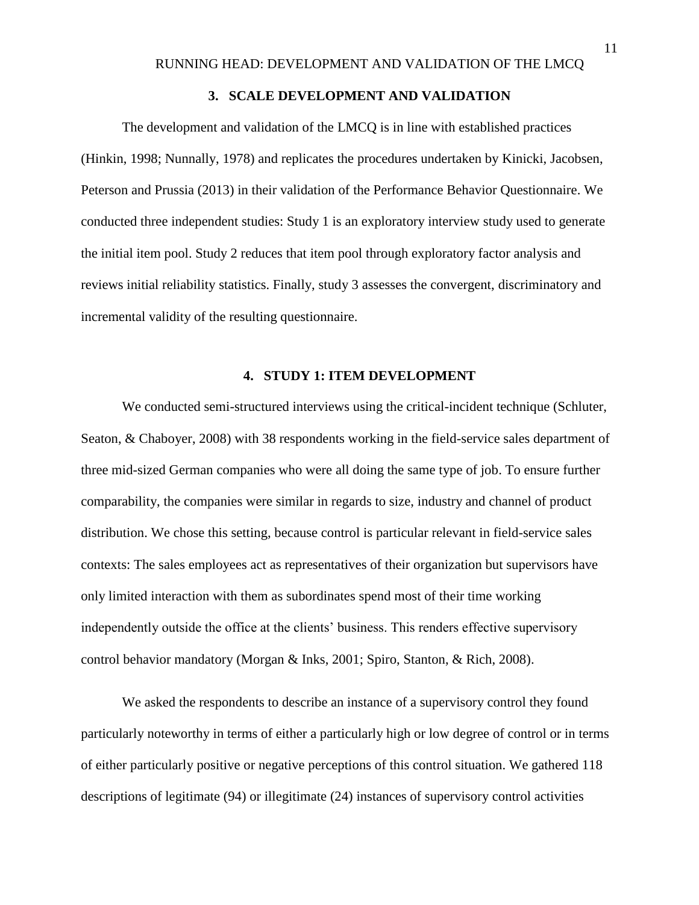## 3. SCALE DEVELOPMENT AND VALIDATION

The development and validation of the LMCQ is in line with established practices (Hinkin, 1998; Nunnally, 1978) and replicates the procedures undertaken by Kinicki, Jacobsen, Peterson and Prussia (2013) in their validation of the Performance Behavior Questionnaire. We conducted three independent studies: Study 1 is an exploratory interview study used to generate the initial item pool. Study 2 reduces that item pool through exploratory factor analysis and reviews initial reliability statistics. Finally, study 3 assesses the convergent, discriminatory and incremental validity of the resulting questionnaire.

## 4. STUDY 1: ITEM DEVELOPMENT

We conducted semi-structured interviews using the critical-incident technique (Schluter, Seaton, & Chaboyer, 2008) with 38 respondents working in the field-service sales department of three mid-sized German companies who were all doing the same type of job. To ensure further comparability, the companies were similar in regards to size, industry and channel of product distribution. We chose this setting, because control is particular relevant in field-service sales contexts: The sales employees act as representatives of their organization but supervisors have only limited interaction with them as subordinates spend most of their time working independently outside the office at the clients' business. This renders effective supervisory control behavior mandatory (Morgan & Inks, 2001; Spiro, Stanton, & Rich, 2008).

We asked the respondents to describe an instance of a supervisory control they found particularly noteworthy in terms of either a particularly high or low degree of control or in terms of either particularly positive or negative perceptions of this control situation. We gathered 118 descriptions of legitimate (94) or illegitimate (24) instances of supervisory control activities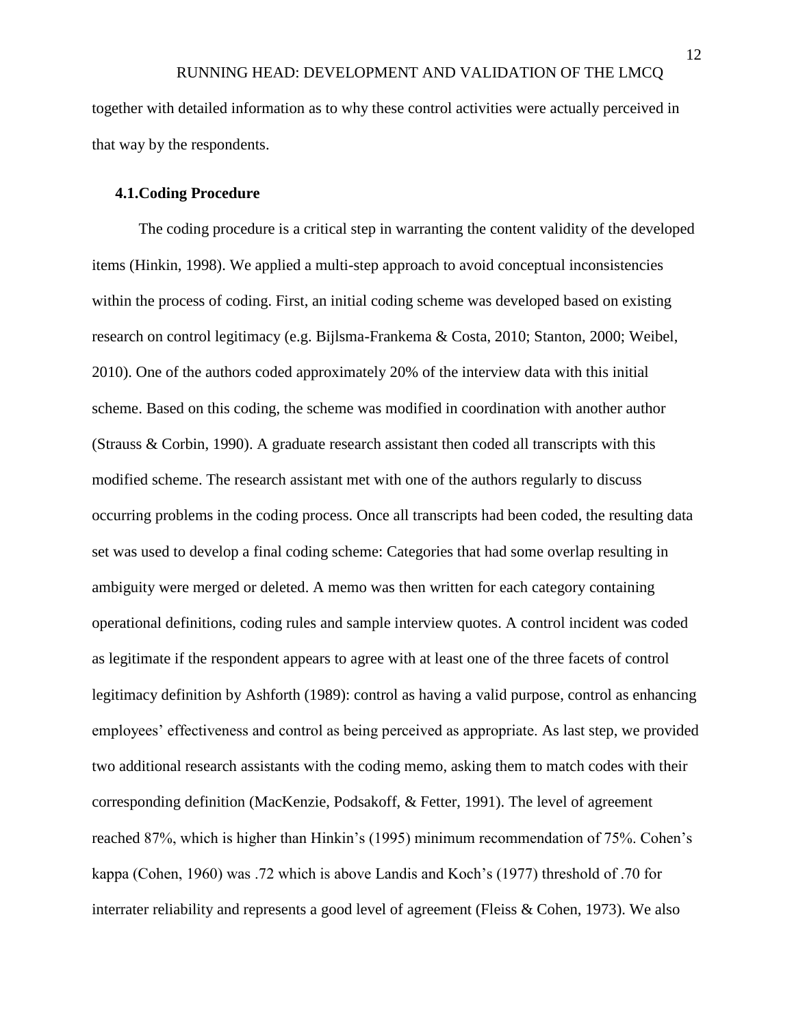together with detailed information as to why these control activities were actually perceived in that way by the respondents.

### 4.1. Coding Procedure

The coding procedure is a critical step in warranting the content validity of the developed items (Hinkin, 1998). We applied a multi-step approach to avoid conceptual inconsistencies within the process of coding. First, an initial coding scheme was developed based on existing research on control legitimacy (e.g. Bijlsma-Frankema & Costa, 2010; Stanton, 2000; Weibel, 2010). One of the authors coded approximately 20% of the interview data with this initial scheme. Based on this coding, the scheme was modified in coordination with another author (Strauss & Corbin, 1990). A graduate research assistant then coded all transcripts with this modified scheme. The research assistant met with one of the authors regularly to discuss occurring problems in the coding process. Once all transcripts had been coded, the resulting data set was used to develop a final coding scheme: Categories that had some overlap resulting in ambiguity were merged or deleted. A memo was then written for each category containing operational definitions, coding rules and sample interview quotes. A control incident was coded as legitimate if the respondent appears to agree with at least one of the three facets of control legitimacy definition by Ashforth (1989): control as having a valid purpose, control as enhancing employees' effectiveness and control as being perceived as appropriate. As last step, we provided two additional research assistants with the coding memo, asking them to match codes with their corresponding definition (MacKenzie, Podsakoff, & Fetter, 1991). The level of agreement reached 87%, which is higher than Hinkin's (1995) minimum recommendation of 75%. Cohen's kappa (Cohen, 1960) was .72 which is above Landis and Koch's (1977) threshold of .70 for interrater reliability and represents a good level of agreement (Fleiss & Cohen, 1973). We also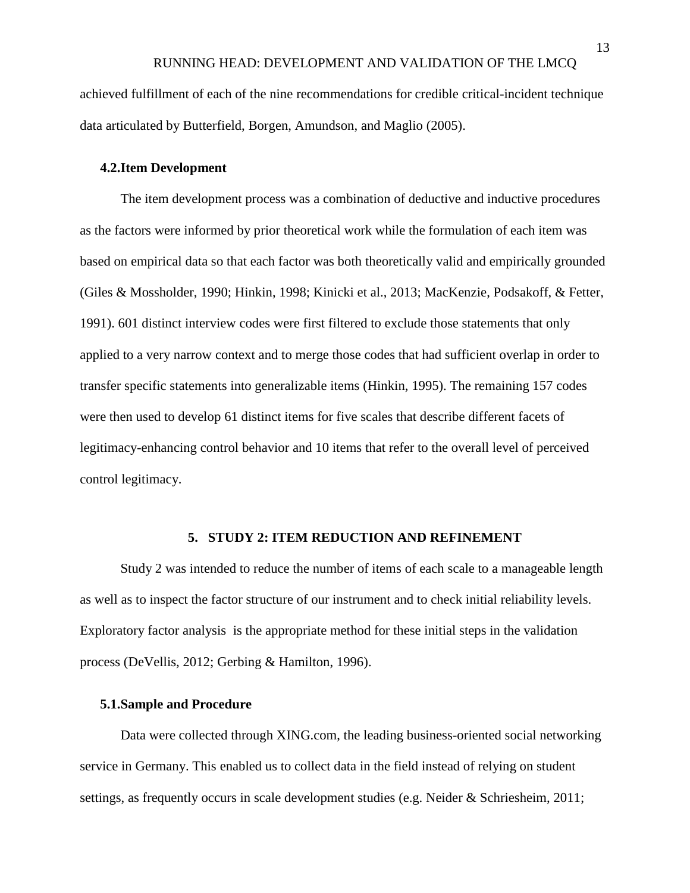achieved fulfillment of each of the nine recommendations for credible critical-incident technique data articulated by Butterfield, Borgen, Amundson, and Maglio (2005).

### 4.2. Item Development

The item development process was a combination of deductive and inductive procedures as the factors were informed by prior theoretical work while the formulation of each item was based on empirical data so that each factor was both theoretically valid and empirically grounded (Giles & Mossholder, 1990; Hinkin, 1998; Kinicki et al., 2013; MacKenzie, Podsakoff, & Fetter, 1991). 601 distinct interview codes were first filtered to exclude those statements that only applied to a very narrow context and to merge those codes that had sufficient overlap in order to transfer specific statements into generalizable items (Hinkin, 1995). The remaining 157 codes were then used to develop 61 distinct items for five scales that describe different facets of legitimacy-enhancing control behavior and 10 items that refer to the overall level of perceived control legitimacy.

## 5. STUDY 2: ITEM REDUCTION AND REFINEMENT

Study 2 was intended to reduce the number of items of each scale to a manageable length as well as to inspect the factor structure of our instrument and to check initial reliability levels. Exploratory factor analysis is the appropriate method for these initial steps in the validation process (DeVellis, 2012; Gerbing & Hamilton, 1996).

### 5.1. Sample and Procedure

Data were collected through XING.com, the leading business-oriented social networking service in Germany. This enabled us to collect data in the field instead of relying on student settings, as frequently occurs in scale development studies (e.g. Neider & Schriesheim, 2011;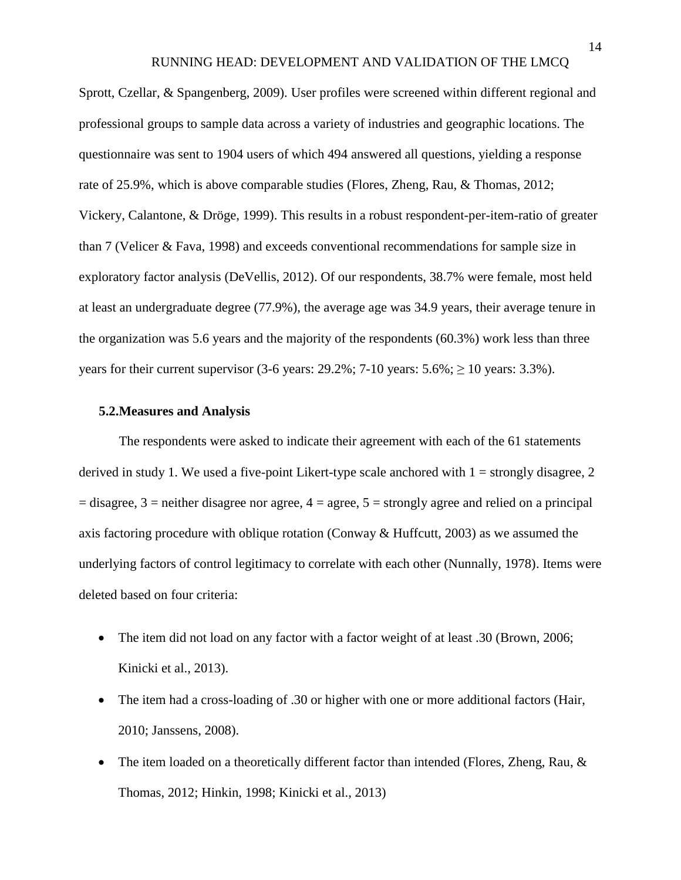Sprott, Czellar, & Spangenberg, 2009). User profiles were screened within different regional and professional groups to sample data across a variety of industries and geographic locations. The questionnaire was sent to 1904 users of which 494 answered all questions, yielding a response rate of 25.9%, which is above comparable studies (Flores, Zheng, Rau, & Thomas, 2012; Vickery, Calantone, & Dröge, 1999). This results in a robust respondent-per-item-ratio of greater than 7 (Velicer & Fava, 1998) and exceeds conventional recommendations for sample size in exploratory factor analysis (DeVellis, 2012). Of our respondents, 38.7% were female, most held at least an undergraduate degree (77.9%), the average age was 34.9 years, their average tenure in the organization was 5.6 years and the majority of the respondents (60.3%) work less than three years for their current supervisor (3-6 years: 29.2%; 7-10 years: 5.6%; ≥ 10 years: 3.3%).

### 5.2. Measures and Analysis

The respondents were asked to indicate their agreement with each of the 61 statements derived in study 1. We used a five-point Likert-type scale anchored with 1 = strongly disagree, 2 = disagree, 3 = neither disagree nor agree, 4 = agree, 5 = strongly agree and relied on a principal axis factoring procedure with oblique rotation (Conway & Huffcutt, 2003) as we assumed the underlying factors of control legitimacy to correlate with each other (Nunnally, 1978). Items were deleted based on four criteria:

- The item did not load on any factor with a factor weight of at least .30 (Brown, 2006; Kinicki et al., 2013).
- The item had a cross-loading of .30 or higher with one or more additional factors (Hair, 2010; Janssens, 2008).
- The item loaded on a theoretically different factor than intended (Flores, Zheng, Rau, & Thomas, 2012; Hinkin, 1998; Kinicki et al., 2013)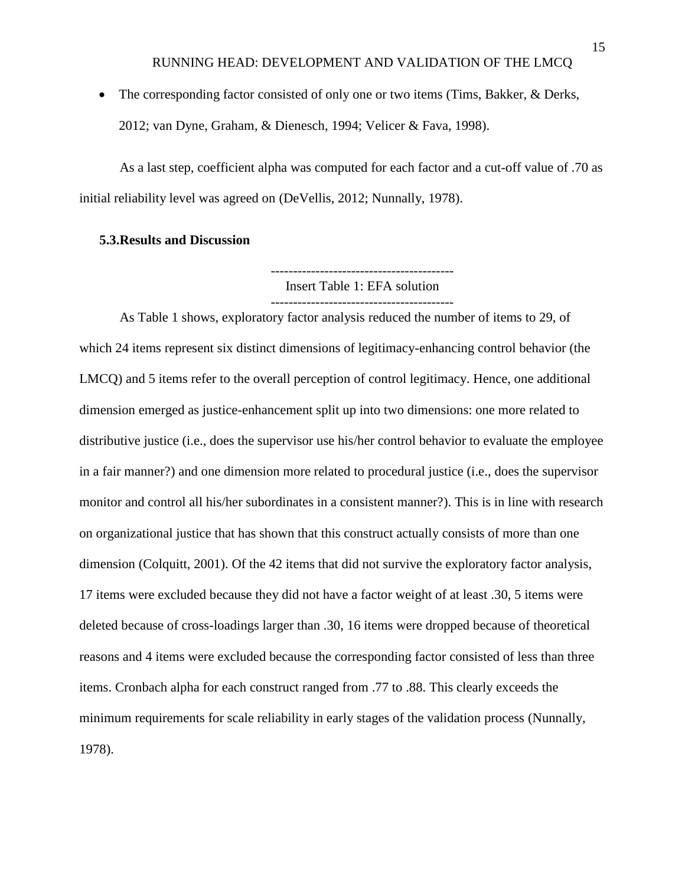- The corresponding factor consisted of only one or two items (Tims, Bakker, & Derks, 2012; van Dyne, Graham, & Dienesch, 1994; Velicer & Fava, 1998).

As a last step, coefficient alpha was computed for each factor and a cut-off value of .70 as initial reliability level was agreed on (DeVellis, 2012; Nunnally, 1978).

### 5.3. Results and Discussion

-----------------------------------------
Insert Table 1: EFA solution
-----------------------------------------

As Table 1 shows, exploratory factor analysis reduced the number of items to 29, of which 24 items represent six distinct dimensions of legitimacy-enhancing control behavior (the LMCQ) and 5 items refer to the overall perception of control legitimacy. Hence, one additional dimension emerged as justice-enhancement split up into two dimensions: one more related to distributive justice (i.e., does the supervisor use his/her control behavior to evaluate the employee in a fair manner?) and one dimension more related to procedural justice (i.e., does the supervisor monitor and control all his/her subordinates in a consistent manner?). This is in line with research on organizational justice that has shown that this construct actually consists of more than one dimension (Colquitt, 2001). Of the 42 items that did not survive the exploratory factor analysis, 17 items were excluded because they did not have a factor weight of at least .30, 5 items were deleted because of cross-loadings larger than .30, 16 items were dropped because of theoretical reasons and 4 items were excluded because the corresponding factor consisted of less than three items. Cronbach alpha for each construct ranged from .77 to .88. This clearly exceeds the minimum requirements for scale reliability in early stages of the validation process (Nunnally, 1978).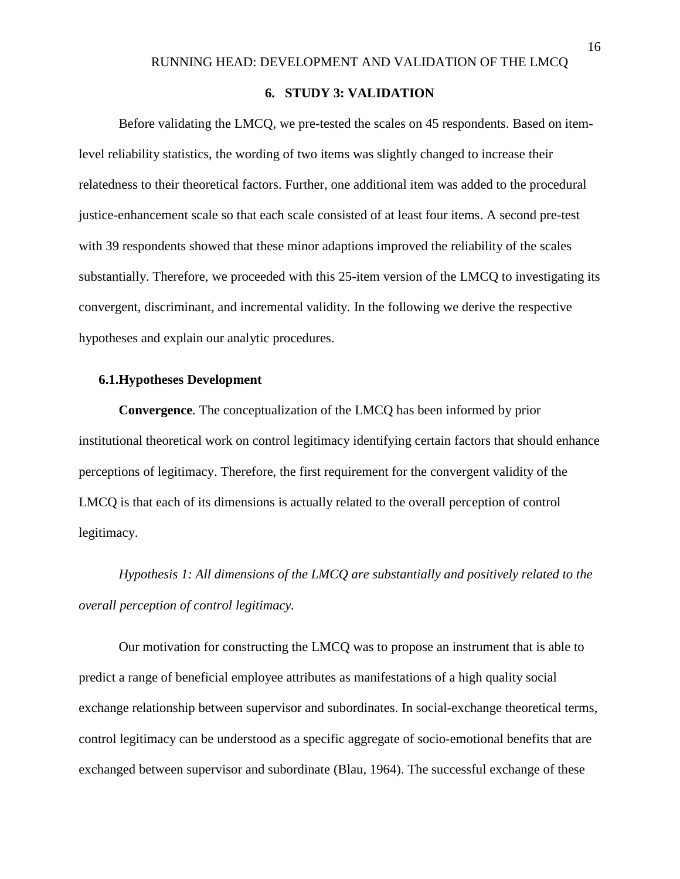# 6. STUDY 3: VALIDATION

Before validating the LMCQ, we pre-tested the scales on 45 respondents. Based on item-level reliability statistics, the wording of two items was slightly changed to increase their relatedness to their theoretical factors. Further, one additional item was added to the procedural justice-enhancement scale so that each scale consisted of at least four items. A second pre-test with 39 respondents showed that these minor adaptions improved the reliability of the scales substantially. Therefore, we proceeded with this 25-item version of the LMCQ to investigating its convergent, discriminant, and incremental validity. In the following we derive the respective hypotheses and explain our analytic procedures.

## 6.1. Hypotheses Development

**Convergence***.* The conceptualization of the LMCQ has been informed by prior institutional theoretical work on control legitimacy identifying certain factors that should enhance perceptions of legitimacy. Therefore, the first requirement for the convergent validity of the LMCQ is that each of its dimensions is actually related to the overall perception of control legitimacy.

*Hypothesis 1: All dimensions of the LMCQ are substantially and positively related to the overall perception of control legitimacy.*

Our motivation for constructing the LMCQ was to propose an instrument that is able to predict a range of beneficial employee attributes as manifestations of a high quality social exchange relationship between supervisor and subordinates. In social-exchange theoretical terms, control legitimacy can be understood as a specific aggregate of socio-emotional benefits that are exchanged between supervisor and subordinate (Blau, 1964). The successful exchange of these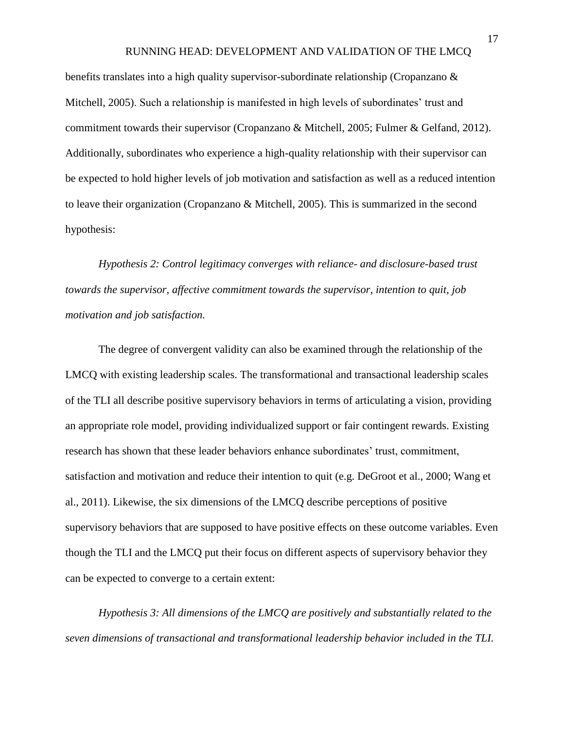benefits translates into a high quality supervisor-subordinate relationship (Cropanzano & Mitchell, 2005). Such a relationship is manifested in high levels of subordinates' trust and commitment towards their supervisor (Cropanzano & Mitchell, 2005; Fulmer & Gelfand, 2012). Additionally, subordinates who experience a high-quality relationship with their supervisor can be expected to hold higher levels of job motivation and satisfaction as well as a reduced intention to leave their organization (Cropanzano & Mitchell, 2005). This is summarized in the second hypothesis:

*Hypothesis 2: Control legitimacy converges with reliance- and disclosure-based trust towards the supervisor, affective commitment towards the supervisor, intention to quit, job motivation and job satisfaction.*

The degree of convergent validity can also be examined through the relationship of the LMCQ with existing leadership scales. The transformational and transactional leadership scales of the TLI all describe positive supervisory behaviors in terms of articulating a vision, providing an appropriate role model, providing individualized support or fair contingent rewards. Existing research has shown that these leader behaviors enhance subordinates' trust, commitment, satisfaction and motivation and reduce their intention to quit (e.g. DeGroot et al., 2000; Wang et al., 2011). Likewise, the six dimensions of the LMCQ describe perceptions of positive supervisory behaviors that are supposed to have positive effects on these outcome variables. Even though the TLI and the LMCQ put their focus on different aspects of supervisory behavior they can be expected to converge to a certain extent:

*Hypothesis 3: All dimensions of the LMCQ are positively and substantially related to the seven dimensions of transactional and transformational leadership behavior included in the TLI.*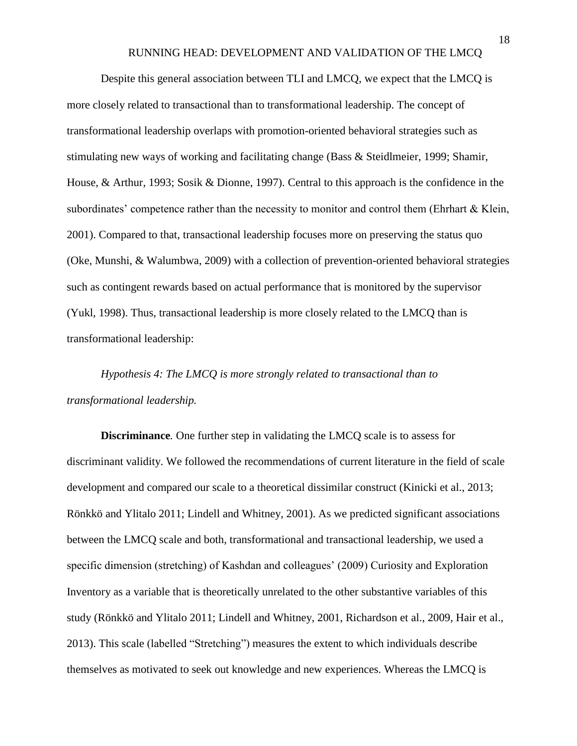Despite this general association between TLI and LMCQ, we expect that the LMCQ is more closely related to transactional than to transformational leadership. The concept of transformational leadership overlaps with promotion-oriented behavioral strategies such as stimulating new ways of working and facilitating change (Bass & Steidlmeier, 1999; Shamir, House, & Arthur, 1993; Sosik & Dionne, 1997). Central to this approach is the confidence in the subordinates' competence rather than the necessity to monitor and control them (Ehrhart & Klein, 2001). Compared to that, transactional leadership focuses more on preserving the status quo (Oke, Munshi, & Walumbwa, 2009) with a collection of prevention-oriented behavioral strategies such as contingent rewards based on actual performance that is monitored by the supervisor (Yukl, 1998). Thus, transactional leadership is more closely related to the LMCQ than is transformational leadership:

*Hypothesis 4: The LMCQ is more strongly related to transactional than to transformational leadership.*

**Discriminance***.* One further step in validating the LMCQ scale is to assess for discriminant validity. We followed the recommendations of current literature in the field of scale development and compared our scale to a theoretical dissimilar construct (Kinicki et al., 2013; Rönkkö and Ylitalo 2011; Lindell and Whitney, 2001). As we predicted significant associations between the LMCQ scale and both, transformational and transactional leadership, we used a specific dimension (stretching) of Kashdan and colleagues' (2009) Curiosity and Exploration Inventory as a variable that is theoretically unrelated to the other substantive variables of this study (Rönkkö and Ylitalo 2011; Lindell and Whitney, 2001, Richardson et al., 2009, Hair et al., 2013). This scale (labelled "Stretching") measures the extent to which individuals describe themselves as motivated to seek out knowledge and new experiences. Whereas the LMCQ is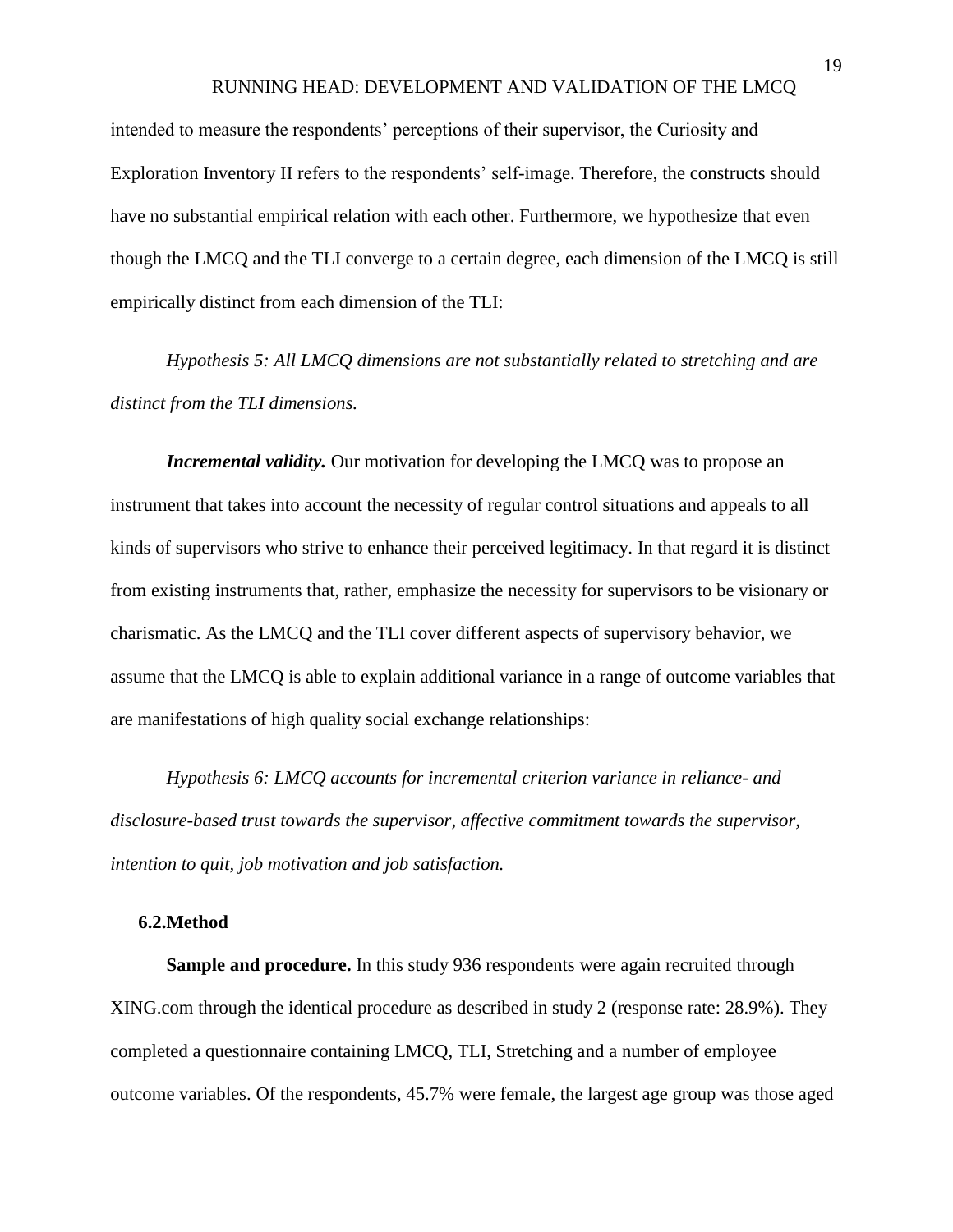intended to measure the respondents' perceptions of their supervisor, the Curiosity and Exploration Inventory II refers to the respondents' self-image. Therefore, the constructs should have no substantial empirical relation with each other. Furthermore, we hypothesize that even though the LMCQ and the TLI converge to a certain degree, each dimension of the LMCQ is still empirically distinct from each dimension of the TLI:

*Hypothesis 5: All LMCQ dimensions are not substantially related to stretching and are distinct from the TLI dimensions.*

***Incremental validity.*** Our motivation for developing the LMCQ was to propose an instrument that takes into account the necessity of regular control situations and appeals to all kinds of supervisors who strive to enhance their perceived legitimacy. In that regard it is distinct from existing instruments that, rather, emphasize the necessity for supervisors to be visionary or charismatic. As the LMCQ and the TLI cover different aspects of supervisory behavior, we assume that the LMCQ is able to explain additional variance in a range of outcome variables that are manifestations of high quality social exchange relationships:

*Hypothesis 6: LMCQ accounts for incremental criterion variance in reliance- and disclosure-based trust towards the supervisor, affective commitment towards the supervisor, intention to quit, job motivation and job satisfaction.*

### 6.2.Method

**Sample and procedure.** In this study 936 respondents were again recruited through XING.com through the identical procedure as described in study 2 (response rate: 28.9%). They completed a questionnaire containing LMCQ, TLI, Stretching and a number of employee outcome variables. Of the respondents, 45.7% were female, the largest age group was those aged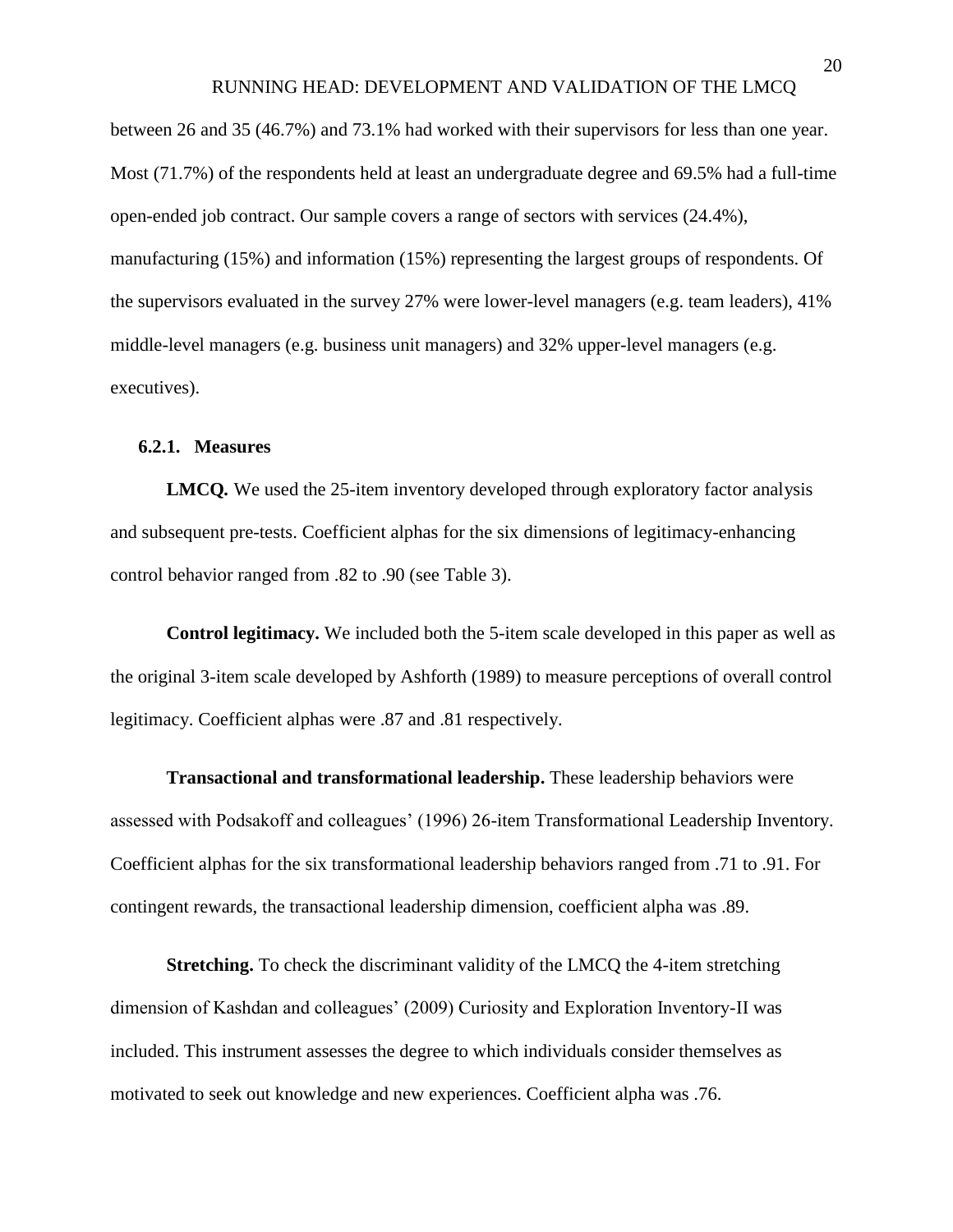between 26 and 35 (46.7%) and 73.1% had worked with their supervisors for less than one year. Most (71.7%) of the respondents held at least an undergraduate degree and 69.5% had a full-time open-ended job contract. Our sample covers a range of sectors with services (24.4%), manufacturing (15%) and information (15%) representing the largest groups of respondents. Of the supervisors evaluated in the survey 27% were lower-level managers (e.g. team leaders), 41% middle-level managers (e.g. business unit managers) and 32% upper-level managers (e.g. executives).

### 6.2.1. Measures

**LMCQ.** We used the 25-item inventory developed through exploratory factor analysis and subsequent pre-tests. Coefficient alphas for the six dimensions of legitimacy-enhancing control behavior ranged from .82 to .90 (see Table 3).

**Control legitimacy.** We included both the 5-item scale developed in this paper as well as the original 3-item scale developed by Ashforth (1989) to measure perceptions of overall control legitimacy. Coefficient alphas were .87 and .81 respectively.

**Transactional and transformational leadership.** These leadership behaviors were assessed with Podsakoff and colleagues' (1996) 26-item Transformational Leadership Inventory. Coefficient alphas for the six transformational leadership behaviors ranged from .71 to .91. For contingent rewards, the transactional leadership dimension, coefficient alpha was .89.

**Stretching.** To check the discriminant validity of the LMCQ the 4-item stretching dimension of Kashdan and colleagues' (2009) Curiosity and Exploration Inventory-II was included. This instrument assesses the degree to which individuals consider themselves as motivated to seek out knowledge and new experiences. Coefficient alpha was .76.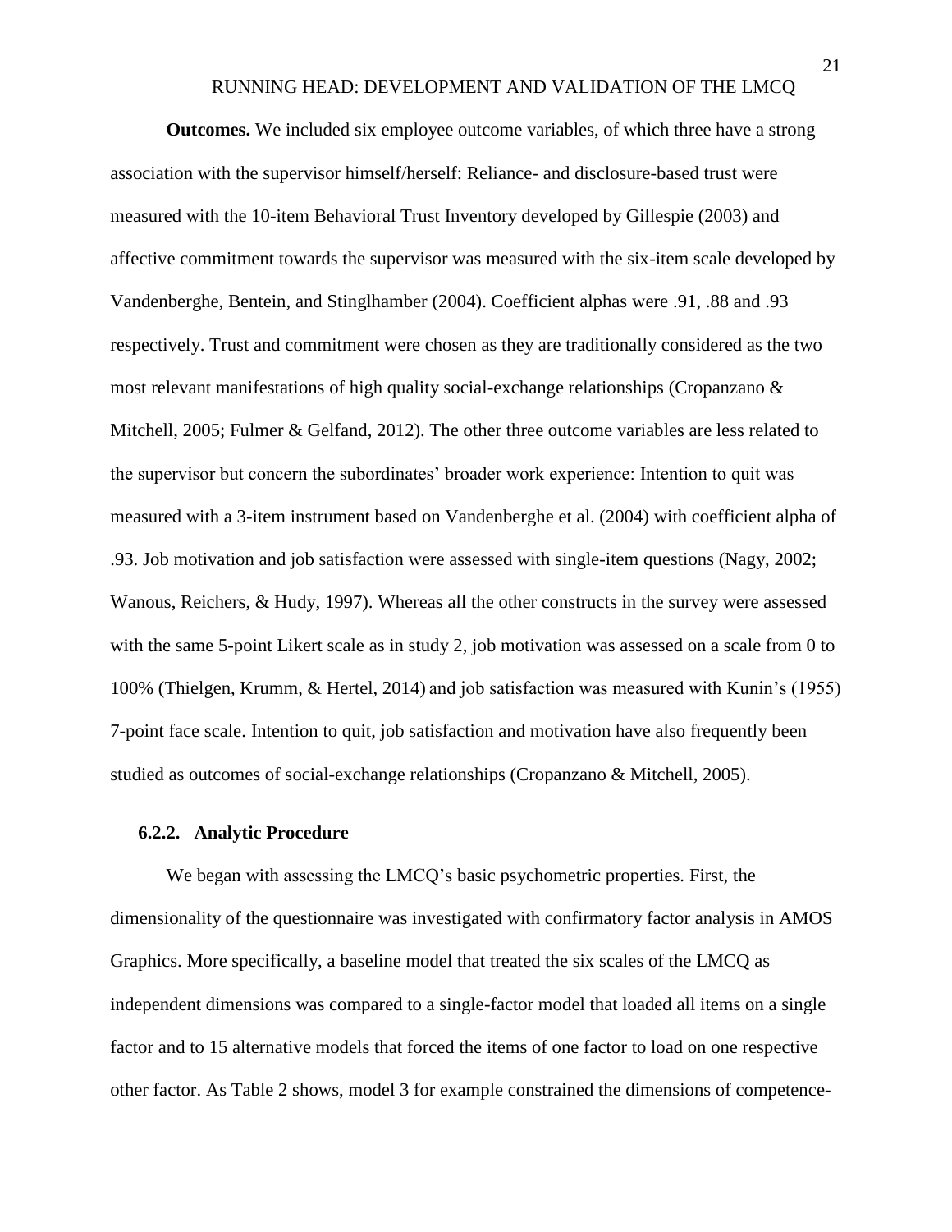**Outcomes.** We included six employee outcome variables, of which three have a strong association with the supervisor himself/herself: Reliance- and disclosure-based trust were measured with the 10-item Behavioral Trust Inventory developed by Gillespie (2003) and affective commitment towards the supervisor was measured with the six-item scale developed by Vandenberghe, Bentein, and Stinglhamber (2004). Coefficient alphas were .91, .88 and .93 respectively. Trust and commitment were chosen as they are traditionally considered as the two most relevant manifestations of high quality social-exchange relationships (Cropanzano & Mitchell, 2005; Fulmer & Gelfand, 2012). The other three outcome variables are less related to the supervisor but concern the subordinates' broader work experience: Intention to quit was measured with a 3-item instrument based on Vandenberghe et al. (2004) with coefficient alpha of .93. Job motivation and job satisfaction were assessed with single-item questions (Nagy, 2002; Wanous, Reichers, & Hudy, 1997). Whereas all the other constructs in the survey were assessed with the same 5-point Likert scale as in study 2, job motivation was assessed on a scale from 0 to 100% (Thielgen, Krumm, & Hertel, 2014) and job satisfaction was measured with Kunin's (1955) 7-point face scale. Intention to quit, job satisfaction and motivation have also frequently been studied as outcomes of social-exchange relationships (Cropanzano & Mitchell, 2005).

### 6.2.2. Analytic Procedure

We began with assessing the LMCQ's basic psychometric properties. First, the dimensionality of the questionnaire was investigated with confirmatory factor analysis in AMOS Graphics. More specifically, a baseline model that treated the six scales of the LMCQ as independent dimensions was compared to a single-factor model that loaded all items on a single factor and to 15 alternative models that forced the items of one factor to load on one respective other factor. As Table 2 shows, model 3 for example constrained the dimensions of competence-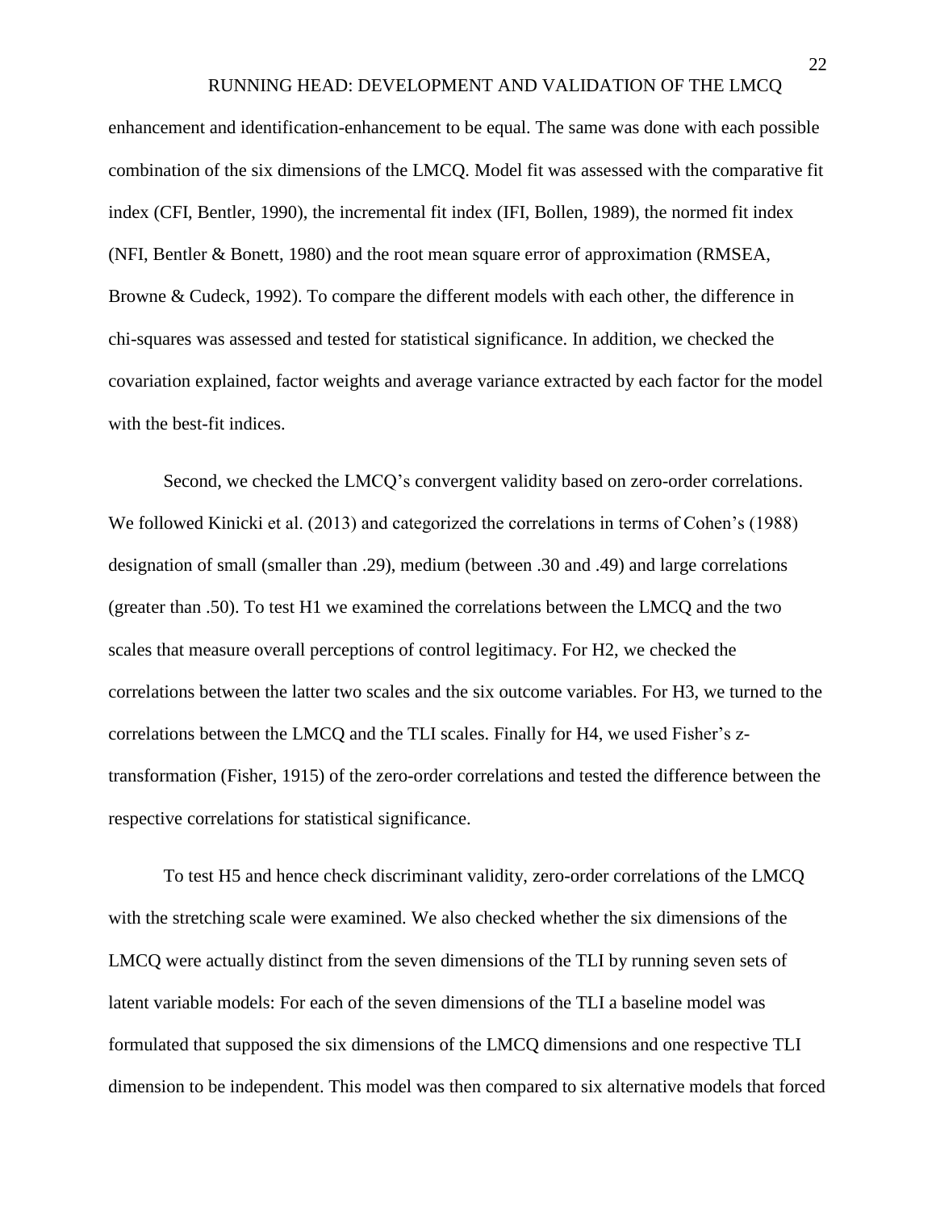enhancement and identification-enhancement to be equal. The same was done with each possible combination of the six dimensions of the LMCQ. Model fit was assessed with the comparative fit index (CFI, Bentler, 1990), the incremental fit index (IFI, Bollen, 1989), the normed fit index (NFI, Bentler & Bonett, 1980) and the root mean square error of approximation (RMSEA, Browne & Cudeck, 1992). To compare the different models with each other, the difference in chi-squares was assessed and tested for statistical significance. In addition, we checked the covariation explained, factor weights and average variance extracted by each factor for the model with the best-fit indices.

Second, we checked the LMCQ's convergent validity based on zero-order correlations. We followed Kinicki et al. (2013) and categorized the correlations in terms of Cohen's (1988) designation of small (smaller than .29), medium (between .30 and .49) and large correlations (greater than .50). To test H1 we examined the correlations between the LMCQ and the two scales that measure overall perceptions of control legitimacy. For H2, we checked the correlations between the latter two scales and the six outcome variables. For H3, we turned to the correlations between the LMCQ and the TLI scales. Finally for H4, we used Fisher's *z*-transformation (Fisher, 1915) of the zero-order correlations and tested the difference between the respective correlations for statistical significance.

To test H5 and hence check discriminant validity, zero-order correlations of the LMCQ with the stretching scale were examined. We also checked whether the six dimensions of the LMCQ were actually distinct from the seven dimensions of the TLI by running seven sets of latent variable models: For each of the seven dimensions of the TLI a baseline model was formulated that supposed the six dimensions of the LMCQ dimensions and one respective TLI dimension to be independent. This model was then compared to six alternative models that forced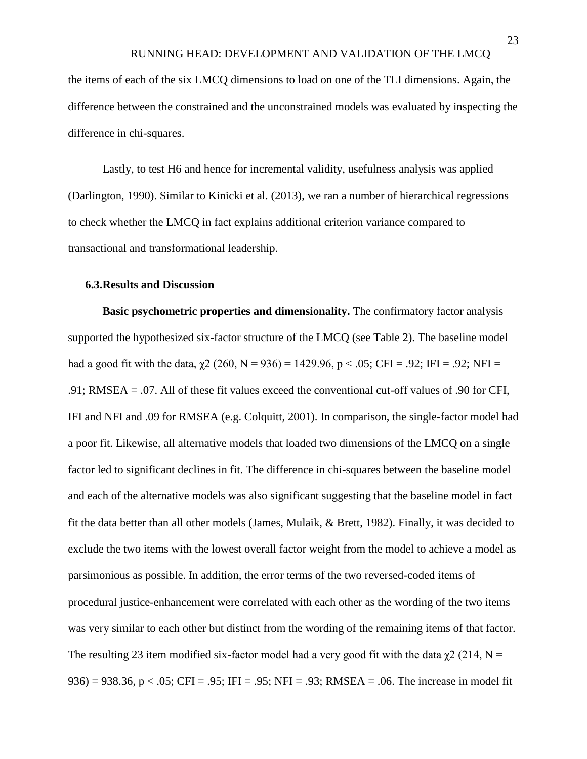the items of each of the six LMCQ dimensions to load on one of the TLI dimensions. Again, the difference between the constrained and the unconstrained models was evaluated by inspecting the difference in chi-squares.

Lastly, to test H6 and hence for incremental validity, usefulness analysis was applied (Darlington, 1990). Similar to Kinicki et al. (2013), we ran a number of hierarchical regressions to check whether the LMCQ in fact explains additional criterion variance compared to transactional and transformational leadership.

### 6.3.Results and Discussion

**Basic psychometric properties and dimensionality.** The confirmatory factor analysis supported the hypothesized six-factor structure of the LMCQ (see Table 2). The baseline model had a good fit with the data, $\chi2$ (260, N = 936) = 1429.96, $p < .05$; CFI = .92; IFI = .92; NFI = .91; RMSEA = .07. All of these fit values exceed the conventional cut-off values of .90 for CFI, IFI and NFI and .09 for RMSEA (e.g. Colquitt, 2001). In comparison, the single-factor model had a poor fit. Likewise, all alternative models that loaded two dimensions of the LMCQ on a single factor led to significant declines in fit. The difference in chi-squares between the baseline model and each of the alternative models was also significant suggesting that the baseline model in fact fit the data better than all other models (James, Mulaik, & Brett, 1982). Finally, it was decided to exclude the two items with the lowest overall factor weight from the model to achieve a model as parsimonious as possible. In addition, the error terms of the two reversed-coded items of procedural justice-enhancement were correlated with each other as the wording of the two items was very similar to each other but distinct from the wording of the remaining items of that factor. The resulting 23 item modified six-factor model had a very good fit with the data $\chi2$ (214, N = 936) = 938.36, $p < .05$; CFI = .95; IFI = .95; NFI = .93; RMSEA = .06. The increase in model fit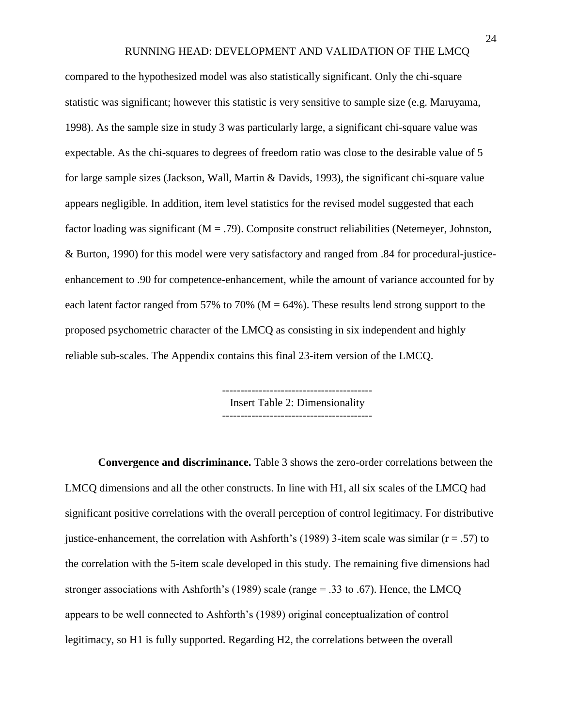compared to the hypothesized model was also statistically significant. Only the chi-square statistic was significant; however this statistic is very sensitive to sample size (e.g. Maruyama, 1998). As the sample size in study 3 was particularly large, a significant chi-square value was expectable. As the chi-squares to degrees of freedom ratio was close to the desirable value of 5 for large sample sizes (Jackson, Wall, Martin & Davids, 1993), the significant chi-square value appears negligible. In addition, item level statistics for the revised model suggested that each factor loading was significant (M = .79). Composite construct reliabilities (Netemeyer, Johnston, & Burton, 1990) for this model were very satisfactory and ranged from .84 for procedural-justice-enhancement to .90 for competence-enhancement, while the amount of variance accounted for by each latent factor ranged from 57% to 70% (M = 64%). These results lend strong support to the proposed psychometric character of the LMCQ as consisting in six independent and highly reliable sub-scales. The Appendix contains this final 23-item version of the LMCQ.

-----------------------------------------
Insert Table 2: Dimensionality
-----------------------------------------

**Convergence and discriminance.** Table 3 shows the zero-order correlations between the LMCQ dimensions and all the other constructs. In line with H1, all six scales of the LMCQ had significant positive correlations with the overall perception of control legitimacy. For distributive justice-enhancement, the correlation with Ashforth's (1989) 3-item scale was similar (r = .57) to the correlation with the 5-item scale developed in this study. The remaining five dimensions had stronger associations with Ashforth's (1989) scale (range = .33 to .67). Hence, the LMCQ appears to be well connected to Ashforth's (1989) original conceptualization of control legitimacy, so H1 is fully supported. Regarding H2, the correlations between the overall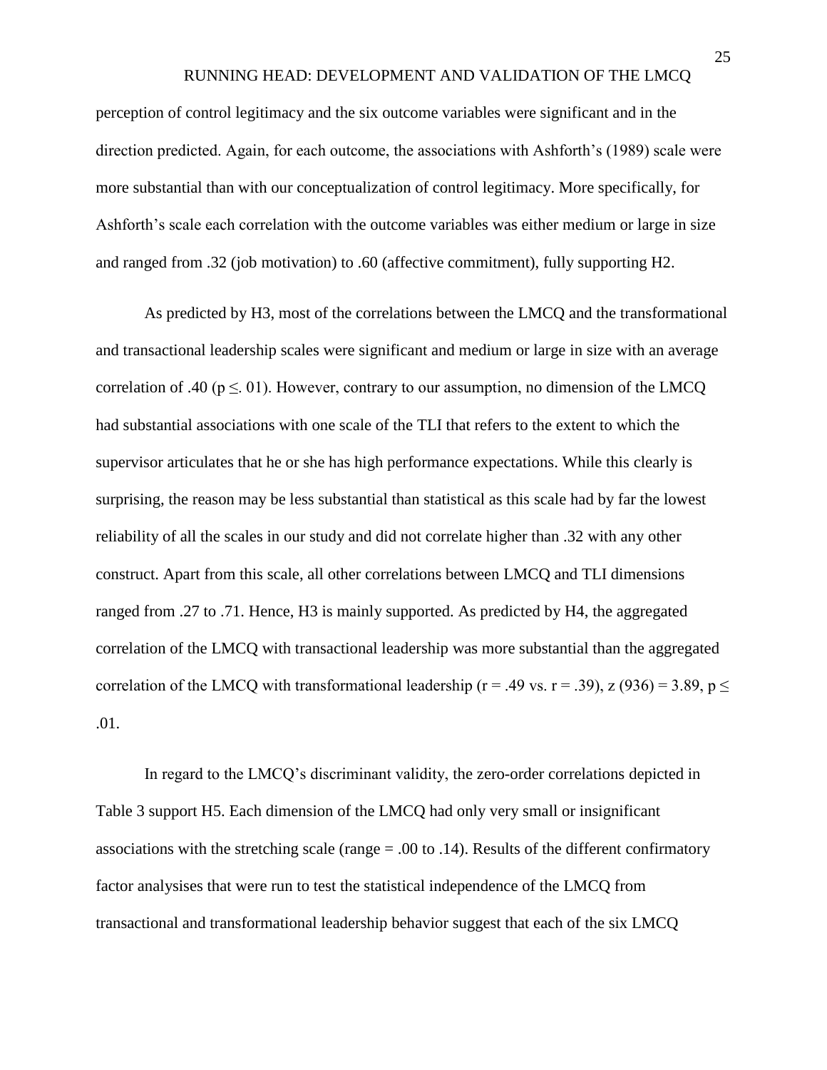perception of control legitimacy and the six outcome variables were significant and in the direction predicted. Again, for each outcome, the associations with Ashforth's (1989) scale were more substantial than with our conceptualization of control legitimacy. More specifically, for Ashforth's scale each correlation with the outcome variables was either medium or large in size and ranged from .32 (job motivation) to .60 (affective commitment), fully supporting H2.

As predicted by H3, most of the correlations between the LMCQ and the transformational and transactional leadership scales were significant and medium or large in size with an average correlation of .40 ($p \leq .01$). However, contrary to our assumption, no dimension of the LMCQ had substantial associations with one scale of the TLI that refers to the extent to which the supervisor articulates that he or she has high performance expectations. While this clearly is surprising, the reason may be less substantial than statistical as this scale had by far the lowest reliability of all the scales in our study and did not correlate higher than .32 with any other construct. Apart from this scale, all other correlations between LMCQ and TLI dimensions ranged from .27 to .71. Hence, H3 is mainly supported. As predicted by H4, the aggregated correlation of the LMCQ with transactional leadership was more substantial than the aggregated correlation of the LMCQ with transformational leadership ($r = .49$ vs. $r = .39$), $z$ (936) = 3.89, $p \leq .01$.

In regard to the LMCQ's discriminant validity, the zero-order correlations depicted in Table 3 support H5. Each dimension of the LMCQ had only very small or insignificant associations with the stretching scale (range = .00 to .14). Results of the different confirmatory factor analysises that were run to test the statistical independence of the LMCQ from transactional and transformational leadership behavior suggest that each of the six LMCQ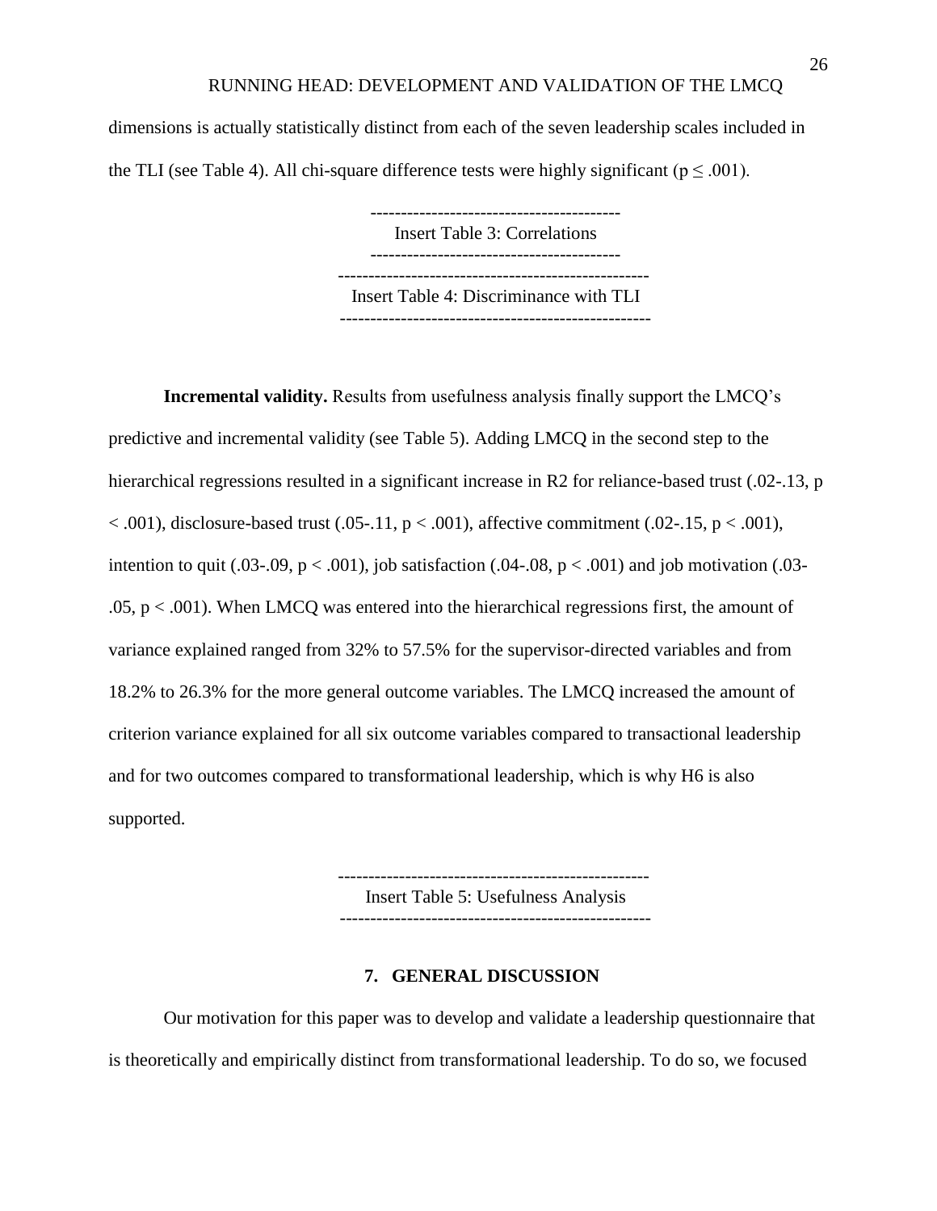dimensions is actually statistically distinct from each of the seven leadership scales included in the TLI (see Table 4). All chi-square difference tests were highly significant ($p \leq .001$).

-----------------------------------------
Insert Table 3: Correlations
-----------------------------------------

---------------------------------------------------
Insert Table 4: Discriminance with TLI
---------------------------------------------------

**Incremental validity.** Results from usefulness analysis finally support the LMCQ's predictive and incremental validity (see Table 5). Adding LMCQ in the second step to the hierarchical regressions resulted in a significant increase in R2 for reliance-based trust (.02-.13, $p < .001$), disclosure-based trust (.05-.11, $p < .001$), affective commitment (.02-.15, $p < .001$), intention to quit (.03-.09, $p < .001$), job satisfaction (.04-.08, $p < .001$) and job motivation (.03-.05, $p < .001$). When LMCQ was entered into the hierarchical regressions first, the amount of variance explained ranged from 32% to 57.5% for the supervisor-directed variables and from 18.2% to 26.3% for the more general outcome variables. The LMCQ increased the amount of criterion variance explained for all six outcome variables compared to transactional leadership and for two outcomes compared to transformational leadership, which is why H6 is also supported.

---------------------------------------------------
Insert Table 5: Usefulness Analysis
---------------------------------------------------

## 7. GENERAL DISCUSSION

Our motivation for this paper was to develop and validate a leadership questionnaire that is theoretically and empirically distinct from transformational leadership. To do so, we focused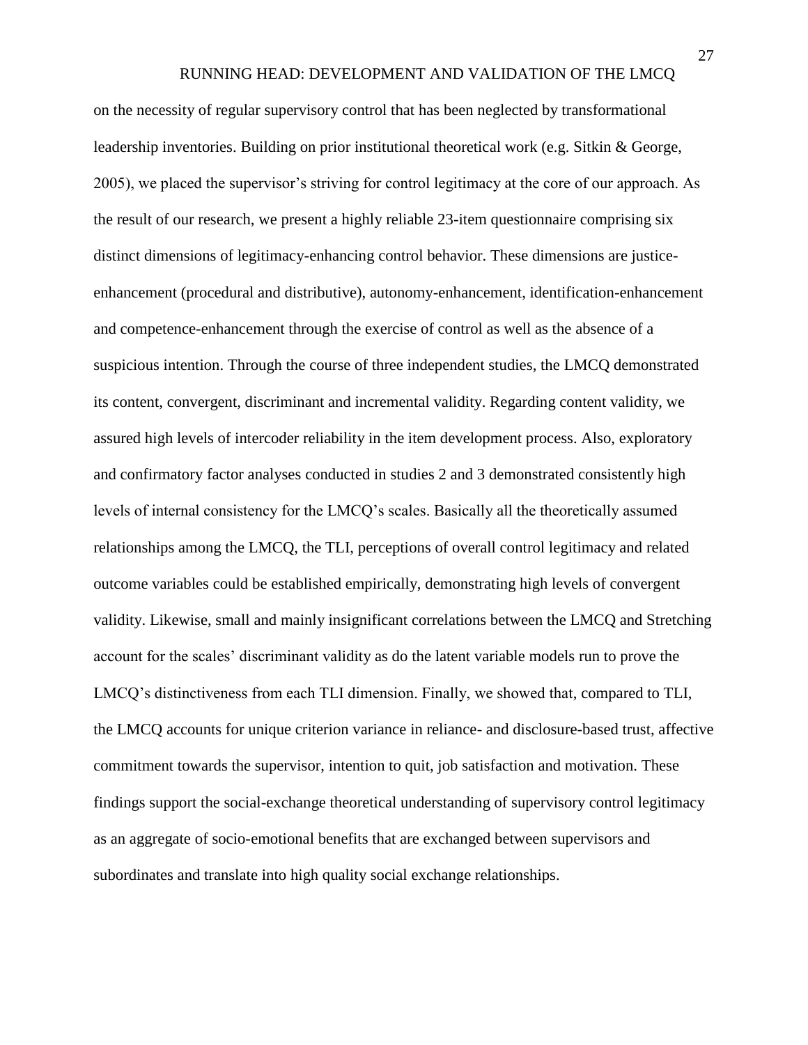on the necessity of regular supervisory control that has been neglected by transformational leadership inventories. Building on prior institutional theoretical work (e.g. Sitkin & George, 2005), we placed the supervisor's striving for control legitimacy at the core of our approach. As the result of our research, we present a highly reliable 23-item questionnaire comprising six distinct dimensions of legitimacy-enhancing control behavior. These dimensions are justice-enhancement (procedural and distributive), autonomy-enhancement, identification-enhancement and competence-enhancement through the exercise of control as well as the absence of a suspicious intention. Through the course of three independent studies, the LMCQ demonstrated its content, convergent, discriminant and incremental validity. Regarding content validity, we assured high levels of intercoder reliability in the item development process. Also, exploratory and confirmatory factor analyses conducted in studies 2 and 3 demonstrated consistently high levels of internal consistency for the LMCQ's scales. Basically all the theoretically assumed relationships among the LMCQ, the TLI, perceptions of overall control legitimacy and related outcome variables could be established empirically, demonstrating high levels of convergent validity. Likewise, small and mainly insignificant correlations between the LMCQ and Stretching account for the scales' discriminant validity as do the latent variable models run to prove the LMCQ's distinctiveness from each TLI dimension. Finally, we showed that, compared to TLI, the LMCQ accounts for unique criterion variance in reliance- and disclosure-based trust, affective commitment towards the supervisor, intention to quit, job satisfaction and motivation. These findings support the social-exchange theoretical understanding of supervisory control legitimacy as an aggregate of socio-emotional benefits that are exchanged between supervisors and subordinates and translate into high quality social exchange relationships.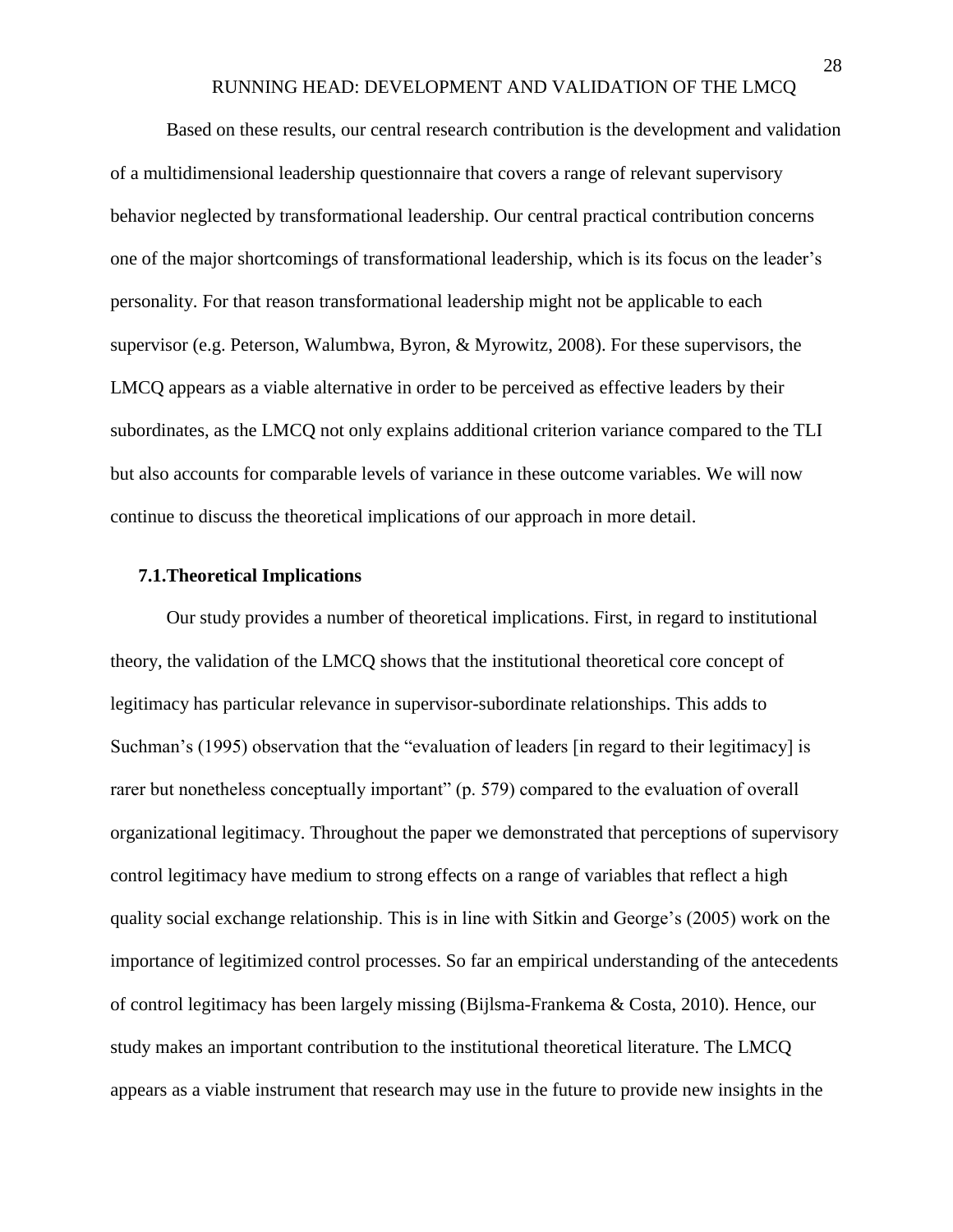Based on these results, our central research contribution is the development and validation of a multidimensional leadership questionnaire that covers a range of relevant supervisory behavior neglected by transformational leadership. Our central practical contribution concerns one of the major shortcomings of transformational leadership, which is its focus on the leader's personality. For that reason transformational leadership might not be applicable to each supervisor (e.g. Peterson, Walumbwa, Byron, & Myrowitz, 2008). For these supervisors, the LMCQ appears as a viable alternative in order to be perceived as effective leaders by their subordinates, as the LMCQ not only explains additional criterion variance compared to the TLI but also accounts for comparable levels of variance in these outcome variables. We will now continue to discuss the theoretical implications of our approach in more detail.

### 7.1. Theoretical Implications

Our study provides a number of theoretical implications. First, in regard to institutional theory, the validation of the LMCQ shows that the institutional theoretical core concept of legitimacy has particular relevance in supervisor-subordinate relationships. This adds to Suchman's (1995) observation that the "evaluation of leaders [in regard to their legitimacy] is rarer but nonetheless conceptually important" (p. 579) compared to the evaluation of overall organizational legitimacy. Throughout the paper we demonstrated that perceptions of supervisory control legitimacy have medium to strong effects on a range of variables that reflect a high quality social exchange relationship. This is in line with Sitkin and George's (2005) work on the importance of legitimized control processes. So far an empirical understanding of the antecedents of control legitimacy has been largely missing (Bijlsma-Frankema & Costa, 2010). Hence, our study makes an important contribution to the institutional theoretical literature. The LMCQ appears as a viable instrument that research may use in the future to provide new insights in the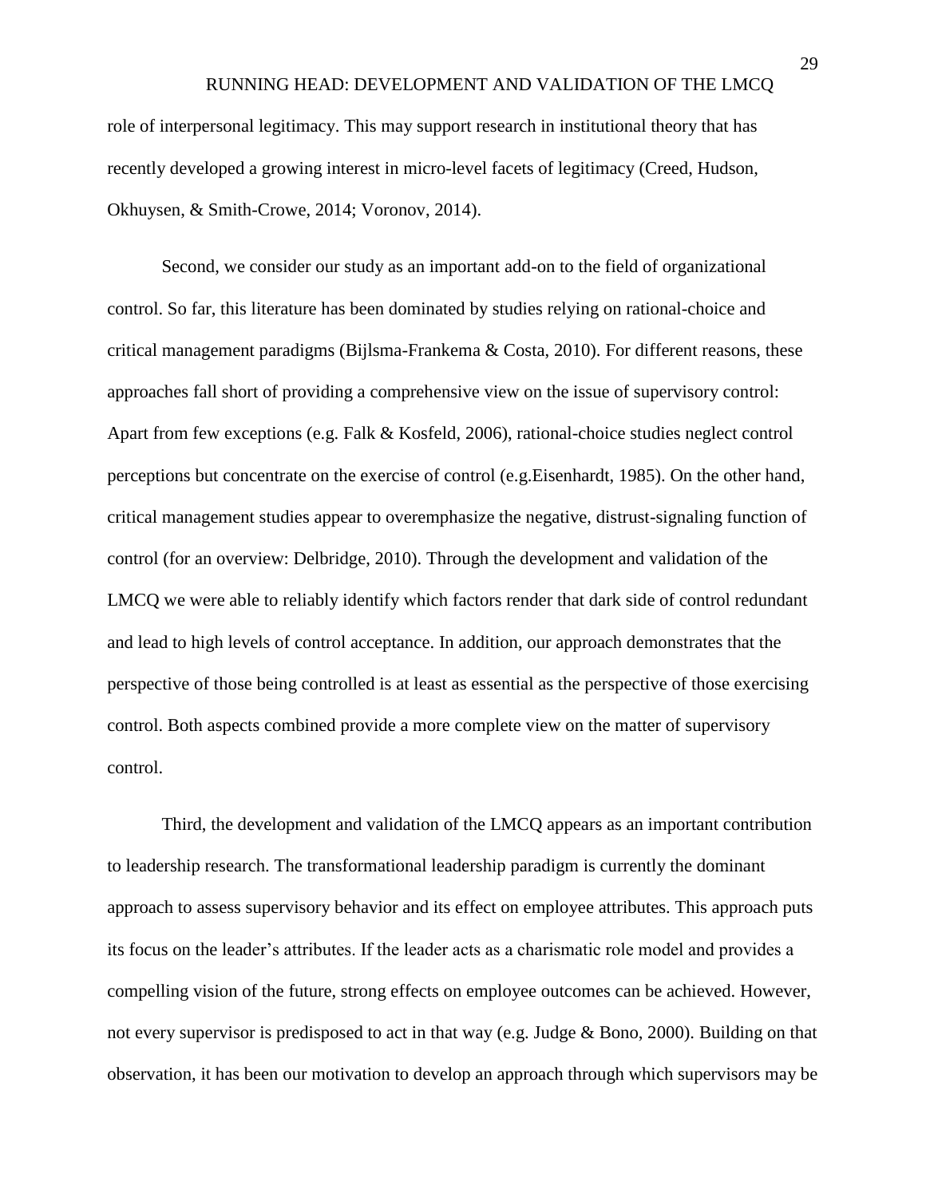role of interpersonal legitimacy. This may support research in institutional theory that has recently developed a growing interest in micro-level facets of legitimacy (Creed, Hudson, Okhuysen, & Smith-Crowe, 2014; Voronov, 2014).

Second, we consider our study as an important add-on to the field of organizational control. So far, this literature has been dominated by studies relying on rational-choice and critical management paradigms (Bijlsma-Frankema & Costa, 2010). For different reasons, these approaches fall short of providing a comprehensive view on the issue of supervisory control: Apart from few exceptions (e.g. Falk & Kosfeld, 2006), rational-choice studies neglect control perceptions but concentrate on the exercise of control (e.g.Eisenhardt, 1985). On the other hand, critical management studies appear to overemphasize the negative, distrust-signaling function of control (for an overview: Delbridge, 2010). Through the development and validation of the LMCQ we were able to reliably identify which factors render that dark side of control redundant and lead to high levels of control acceptance. In addition, our approach demonstrates that the perspective of those being controlled is at least as essential as the perspective of those exercising control. Both aspects combined provide a more complete view on the matter of supervisory control.

Third, the development and validation of the LMCQ appears as an important contribution to leadership research. The transformational leadership paradigm is currently the dominant approach to assess supervisory behavior and its effect on employee attributes. This approach puts its focus on the leader's attributes. If the leader acts as a charismatic role model and provides a compelling vision of the future, strong effects on employee outcomes can be achieved. However, not every supervisor is predisposed to act in that way (e.g. Judge & Bono, 2000). Building on that observation, it has been our motivation to develop an approach through which supervisors may be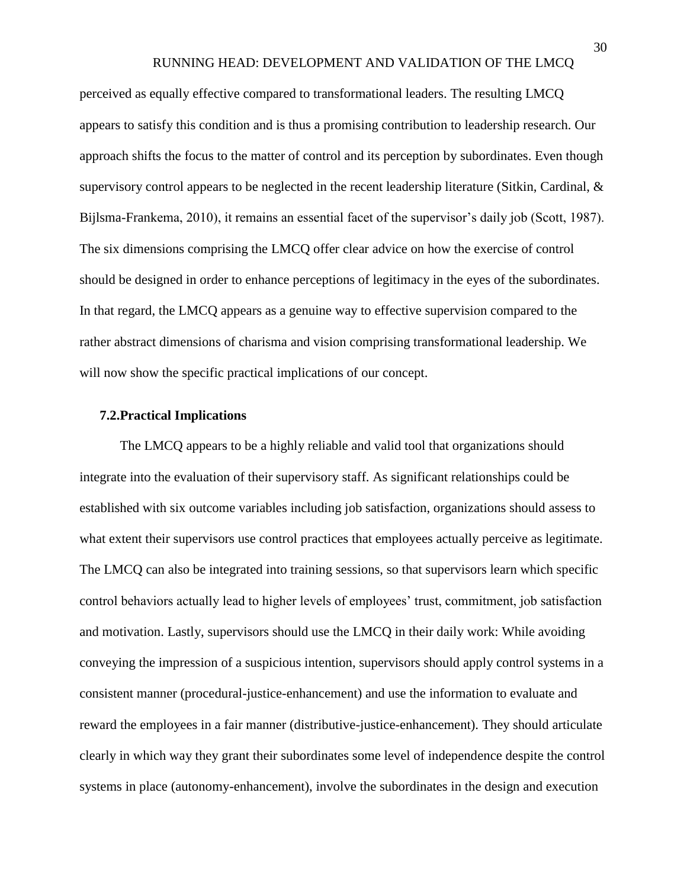perceived as equally effective compared to transformational leaders. The resulting LMCQ appears to satisfy this condition and is thus a promising contribution to leadership research. Our approach shifts the focus to the matter of control and its perception by subordinates. Even though supervisory control appears to be neglected in the recent leadership literature (Sitkin, Cardinal, & Bijlsma-Frankema, 2010), it remains an essential facet of the supervisor's daily job (Scott, 1987). The six dimensions comprising the LMCQ offer clear advice on how the exercise of control should be designed in order to enhance perceptions of legitimacy in the eyes of the subordinates. In that regard, the LMCQ appears as a genuine way to effective supervision compared to the rather abstract dimensions of charisma and vision comprising transformational leadership. We will now show the specific practical implications of our concept.

### 7.2. Practical Implications

The LMCQ appears to be a highly reliable and valid tool that organizations should integrate into the evaluation of their supervisory staff. As significant relationships could be established with six outcome variables including job satisfaction, organizations should assess to what extent their supervisors use control practices that employees actually perceive as legitimate. The LMCQ can also be integrated into training sessions, so that supervisors learn which specific control behaviors actually lead to higher levels of employees' trust, commitment, job satisfaction and motivation. Lastly, supervisors should use the LMCQ in their daily work: While avoiding conveying the impression of a suspicious intention, supervisors should apply control systems in a consistent manner (procedural-justice-enhancement) and use the information to evaluate and reward the employees in a fair manner (distributive-justice-enhancement). They should articulate clearly in which way they grant their subordinates some level of independence despite the control systems in place (autonomy-enhancement), involve the subordinates in the design and execution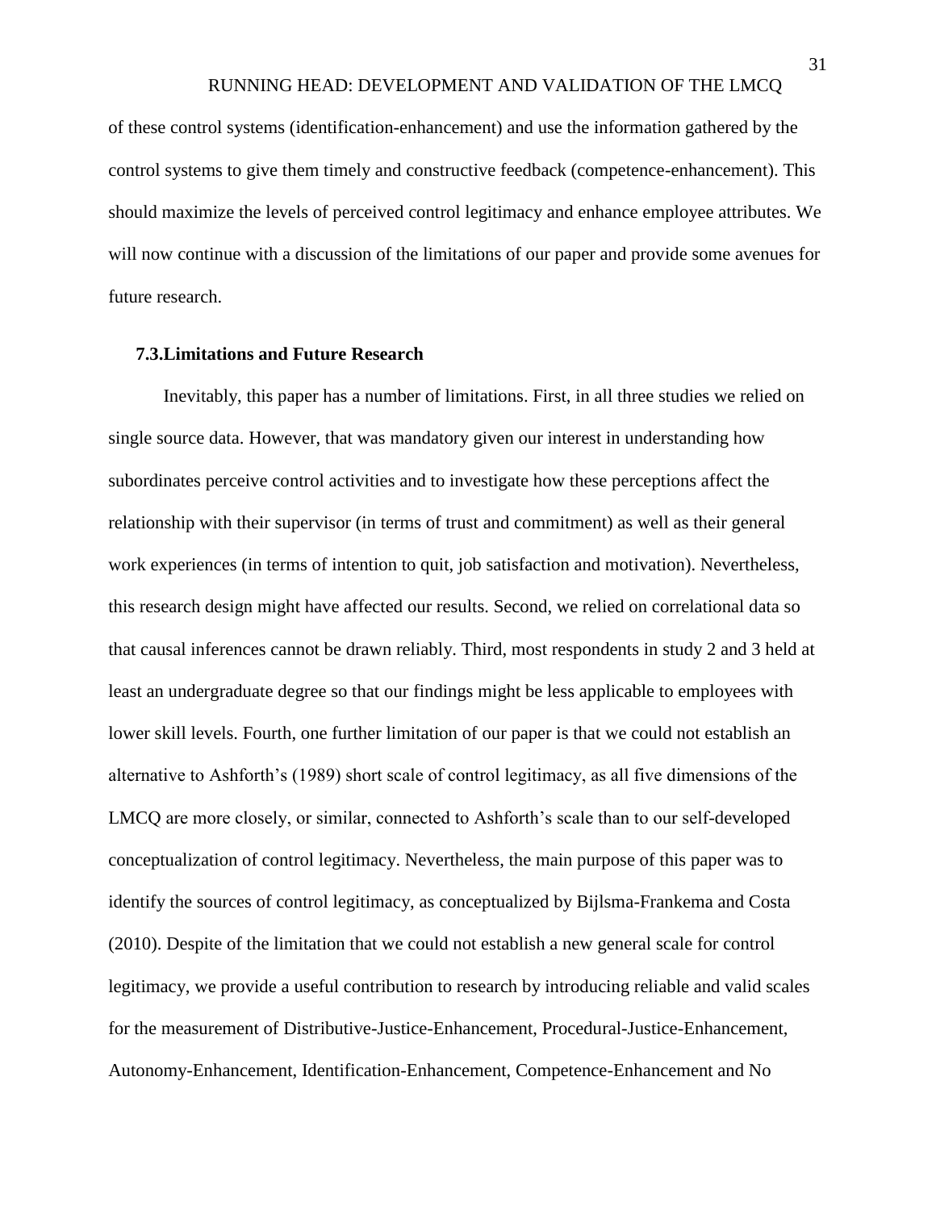of these control systems (identification-enhancement) and use the information gathered by the control systems to give them timely and constructive feedback (competence-enhancement). This should maximize the levels of perceived control legitimacy and enhance employee attributes. We will now continue with a discussion of the limitations of our paper and provide some avenues for future research.

### 7.3.Limitations and Future Research

Inevitably, this paper has a number of limitations. First, in all three studies we relied on single source data. However, that was mandatory given our interest in understanding how subordinates perceive control activities and to investigate how these perceptions affect the relationship with their supervisor (in terms of trust and commitment) as well as their general work experiences (in terms of intention to quit, job satisfaction and motivation). Nevertheless, this research design might have affected our results. Second, we relied on correlational data so that causal inferences cannot be drawn reliably. Third, most respondents in study 2 and 3 held at least an undergraduate degree so that our findings might be less applicable to employees with lower skill levels. Fourth, one further limitation of our paper is that we could not establish an alternative to Ashforth's (1989) short scale of control legitimacy, as all five dimensions of the LMCQ are more closely, or similar, connected to Ashforth's scale than to our self-developed conceptualization of control legitimacy. Nevertheless, the main purpose of this paper was to identify the sources of control legitimacy, as conceptualized by Bijlsma-Frankema and Costa (2010). Despite of the limitation that we could not establish a new general scale for control legitimacy, we provide a useful contribution to research by introducing reliable and valid scales for the measurement of Distributive-Justice-Enhancement, Procedural-Justice-Enhancement, Autonomy-Enhancement, Identification-Enhancement, Competence-Enhancement and No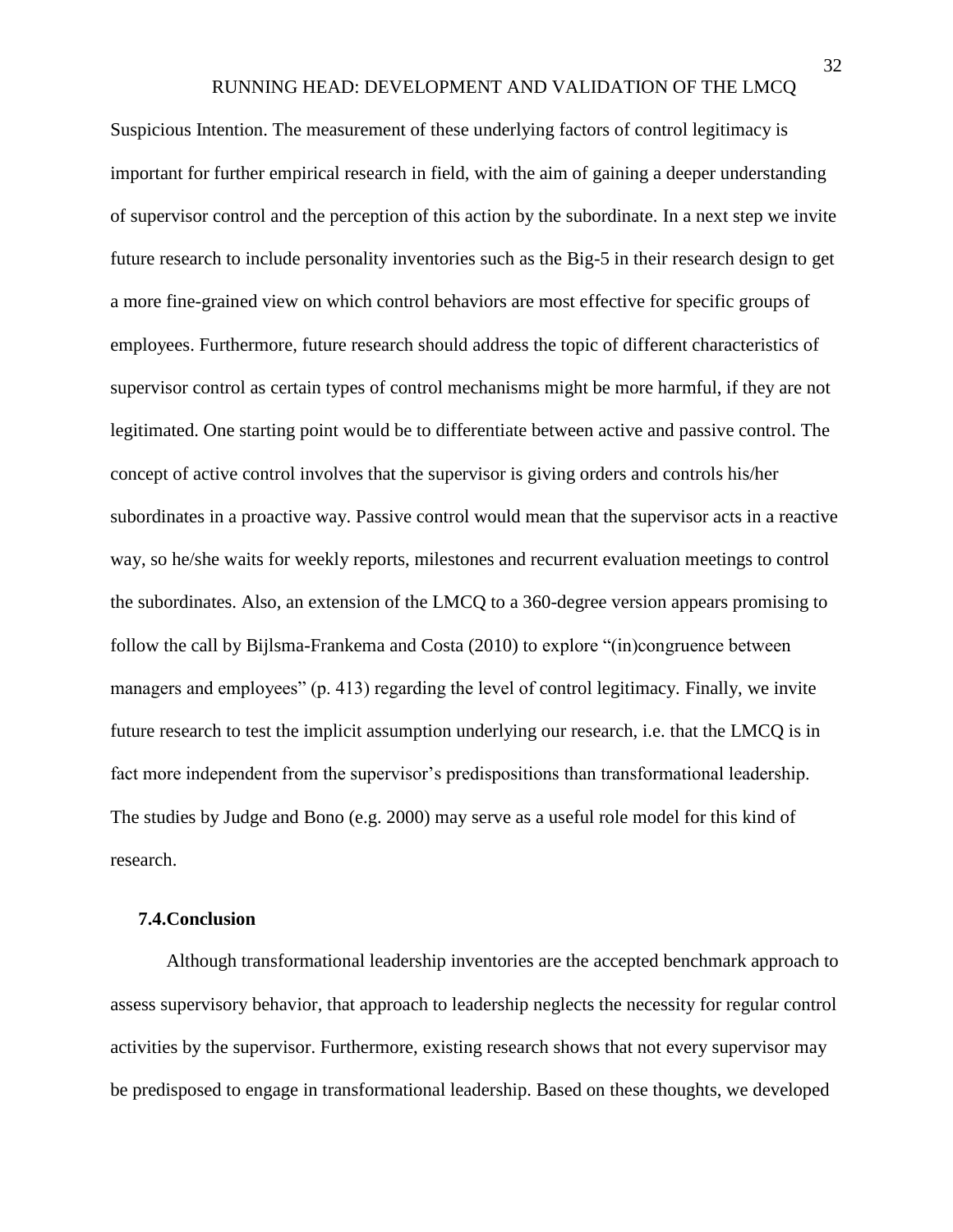Suspicious Intention. The measurement of these underlying factors of control legitimacy is important for further empirical research in field, with the aim of gaining a deeper understanding of supervisor control and the perception of this action by the subordinate. In a next step we invite future research to include personality inventories such as the Big-5 in their research design to get a more fine-grained view on which control behaviors are most effective for specific groups of employees. Furthermore, future research should address the topic of different characteristics of supervisor control as certain types of control mechanisms might be more harmful, if they are not legitimated. One starting point would be to differentiate between active and passive control. The concept of active control involves that the supervisor is giving orders and controls his/her subordinates in a proactive way. Passive control would mean that the supervisor acts in a reactive way, so he/she waits for weekly reports, milestones and recurrent evaluation meetings to control the subordinates. Also, an extension of the LMCQ to a 360-degree version appears promising to follow the call by Bijlsma-Frankema and Costa (2010) to explore "(in)congruence between managers and employees" (p. 413) regarding the level of control legitimacy. Finally, we invite future research to test the implicit assumption underlying our research, i.e. that the LMCQ is in fact more independent from the supervisor's predispositions than transformational leadership. The studies by Judge and Bono (e.g. 2000) may serve as a useful role model for this kind of research.

## 7.4. Conclusion

Although transformational leadership inventories are the accepted benchmark approach to assess supervisory behavior, that approach to leadership neglects the necessity for regular control activities by the supervisor. Furthermore, existing research shows that not every supervisor may be predisposed to engage in transformational leadership. Based on these thoughts, we developed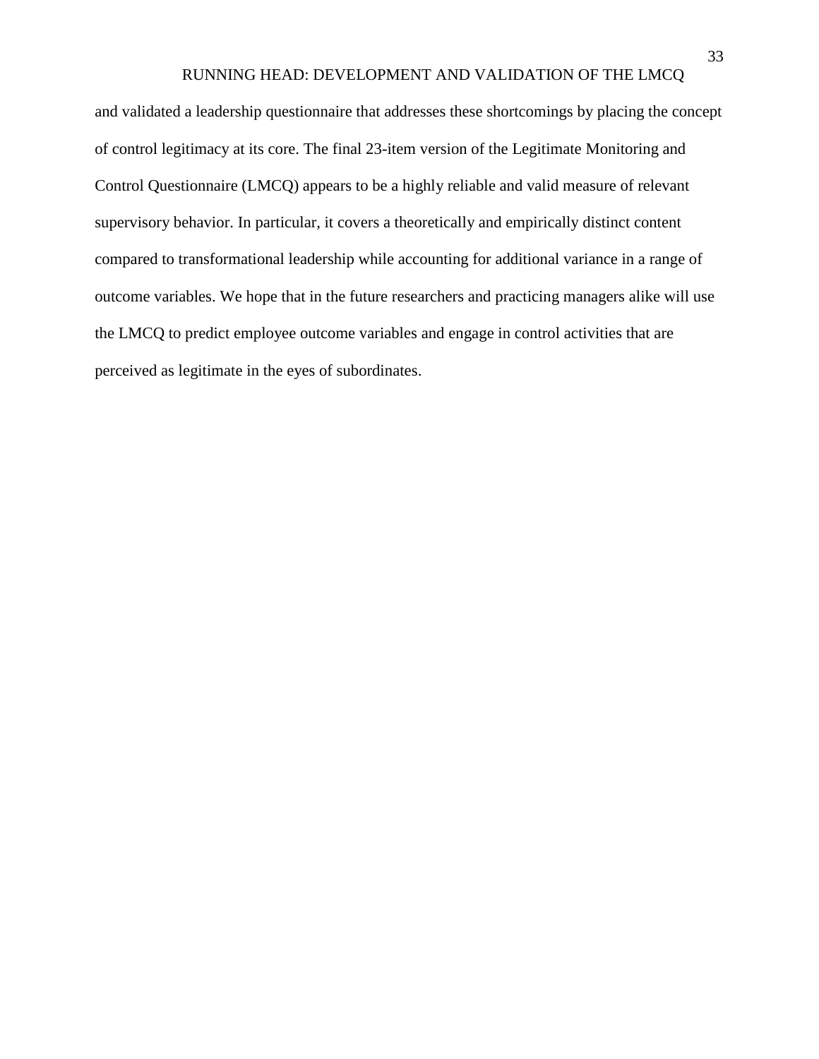and validated a leadership questionnaire that addresses these shortcomings by placing the concept of control legitimacy at its core. The final 23-item version of the Legitimate Monitoring and Control Questionnaire (LMCQ) appears to be a highly reliable and valid measure of relevant supervisory behavior. In particular, it covers a theoretically and empirically distinct content compared to transformational leadership while accounting for additional variance in a range of outcome variables. We hope that in the future researchers and practicing managers alike will use the LMCQ to predict employee outcome variables and engage in control activities that are perceived as legitimate in the eyes of subordinates.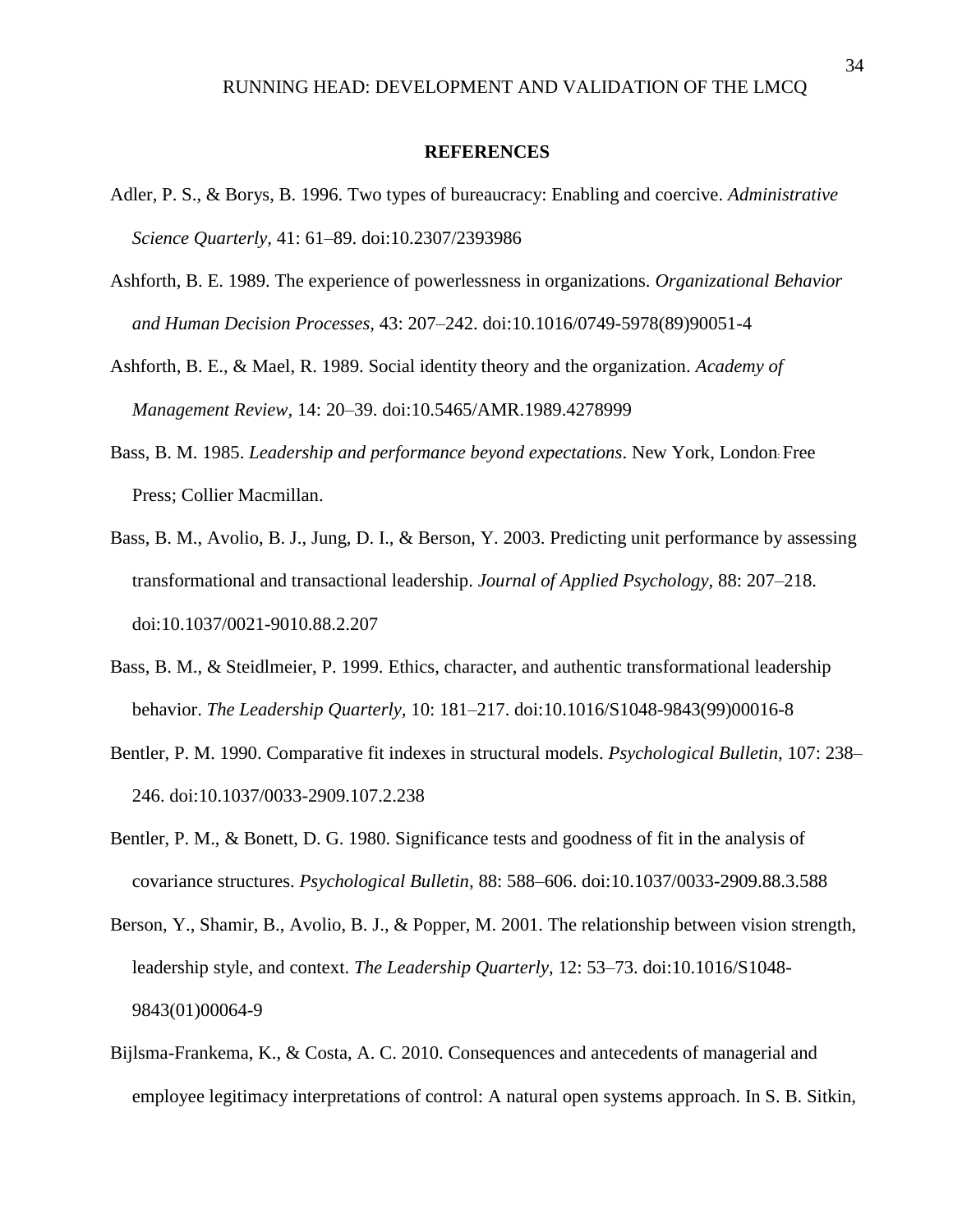**REFERENCES**

Adler, P. S., & Borys, B. 1996. Two types of bureaucracy: Enabling and coercive. *Administrative Science Quarterly,* 41: 61–89. doi:10.2307/2393986

Ashforth, B. E. 1989. The experience of powerlessness in organizations. *Organizational Behavior and Human Decision Processes,* 43: 207–242. doi:10.1016/0749-5978(89)90051-4

Ashforth, B. E., & Mael, R. 1989. Social identity theory and the organization. *Academy of Management Review,* 14: 20–39. doi:10.5465/AMR.1989.4278999

Bass, B. M. 1985. *Leadership and performance beyond expectations*. New York, London: Free Press; Collier Macmillan.

Bass, B. M., Avolio, B. J., Jung, D. I., & Berson, Y. 2003. Predicting unit performance by assessing transformational and transactional leadership. *Journal of Applied Psychology,* 88: 207–218. doi:10.1037/0021-9010.88.2.207

Bass, B. M., & Steidlmeier, P. 1999. Ethics, character, and authentic transformational leadership behavior. *The Leadership Quarterly,* 10: 181–217. doi:10.1016/S1048-9843(99)00016-8

Bentler, P. M. 1990. Comparative fit indexes in structural models. *Psychological Bulletin,* 107: 238–246. doi:10.1037/0033-2909.107.2.238

Bentler, P. M., & Bonett, D. G. 1980. Significance tests and goodness of fit in the analysis of covariance structures. *Psychological Bulletin,* 88: 588–606. doi:10.1037/0033-2909.88.3.588

Berson, Y., Shamir, B., Avolio, B. J., & Popper, M. 2001. The relationship between vision strength, leadership style, and context. *The Leadership Quarterly,* 12: 53–73. doi:10.1016/S1048-9843(01)00064-9

Bijlsma-Frankema, K., & Costa, A. C. 2010. Consequences and antecedents of managerial and employee legitimacy interpretations of control: A natural open systems approach. In S. B. Sitkin,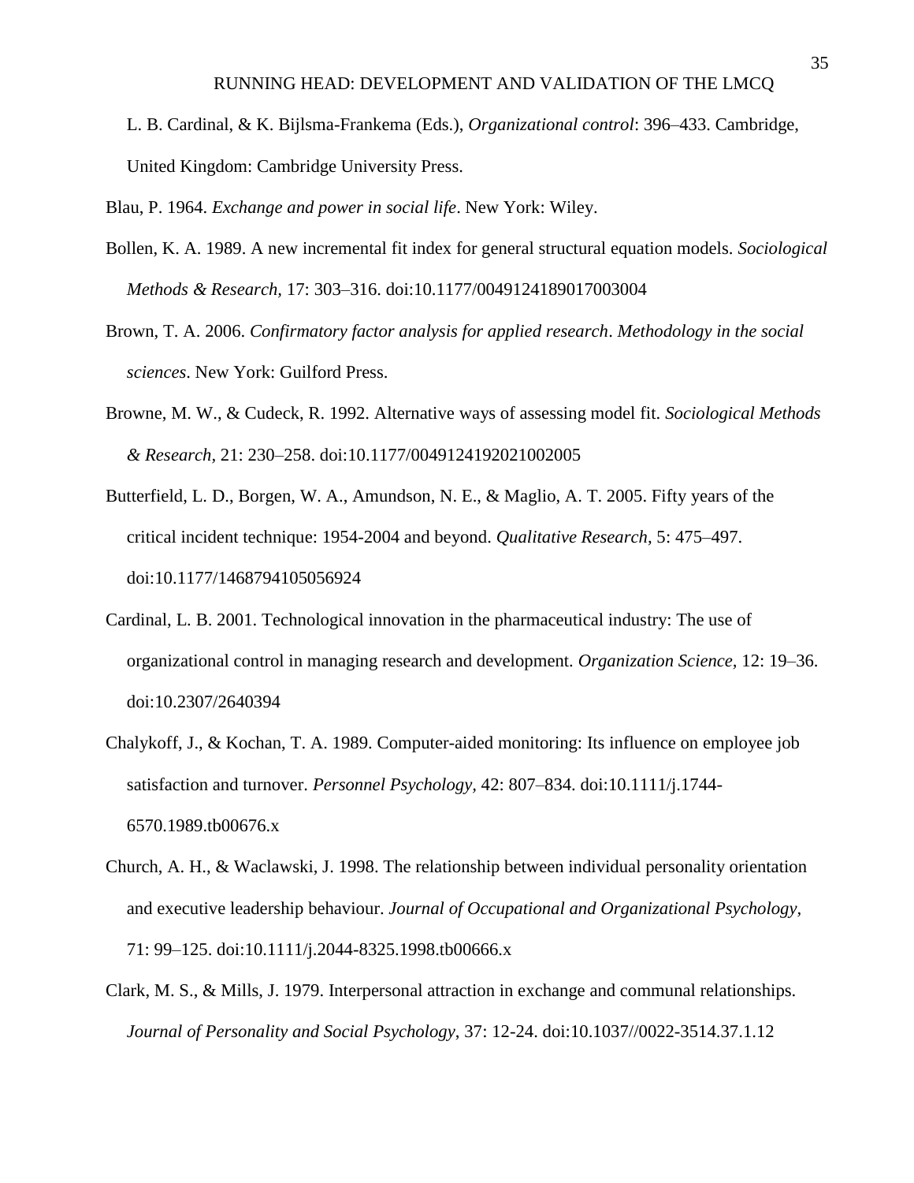L. B. Cardinal, & K. Bijlsma-Frankema (Eds.), *Organizational control*: 396–433. Cambridge, United Kingdom: Cambridge University Press.

Blau, P. 1964. *Exchange and power in social life*. New York: Wiley.

Bollen, K. A. 1989. A new incremental fit index for general structural equation models. *Sociological Methods & Research*, 17: 303–316. doi:10.1177/0049124189017003004

Brown, T. A. 2006. *Confirmatory factor analysis for applied research*. *Methodology in the social sciences*. New York: Guilford Press.

Browne, M. W., & Cudeck, R. 1992. Alternative ways of assessing model fit. *Sociological Methods & Research*, 21: 230–258. doi:10.1177/0049124192021002005

Butterfield, L. D., Borgen, W. A., Amundson, N. E., & Maglio, A. T. 2005. Fifty years of the critical incident technique: 1954-2004 and beyond. *Qualitative Research*, 5: 475–497. doi:10.1177/1468794105056924

Cardinal, L. B. 2001. Technological innovation in the pharmaceutical industry: The use of organizational control in managing research and development. *Organization Science*, 12: 19–36. doi:10.2307/2640394

Chalykoff, J., & Kochan, T. A. 1989. Computer-aided monitoring: Its influence on employee job satisfaction and turnover. *Personnel Psychology*, 42: 807–834. doi:10.1111/j.1744-6570.1989.tb00676.x

Church, A. H., & Waclawski, J. 1998. The relationship between individual personality orientation and executive leadership behaviour. *Journal of Occupational and Organizational Psychology*, 71: 99–125. doi:10.1111/j.2044-8325.1998.tb00666.x

Clark, M. S., & Mills, J. 1979. Interpersonal attraction in exchange and communal relationships. *Journal of Personality and Social Psychology*, 37: 12-24. doi:10.1037//0022-3514.37.1.12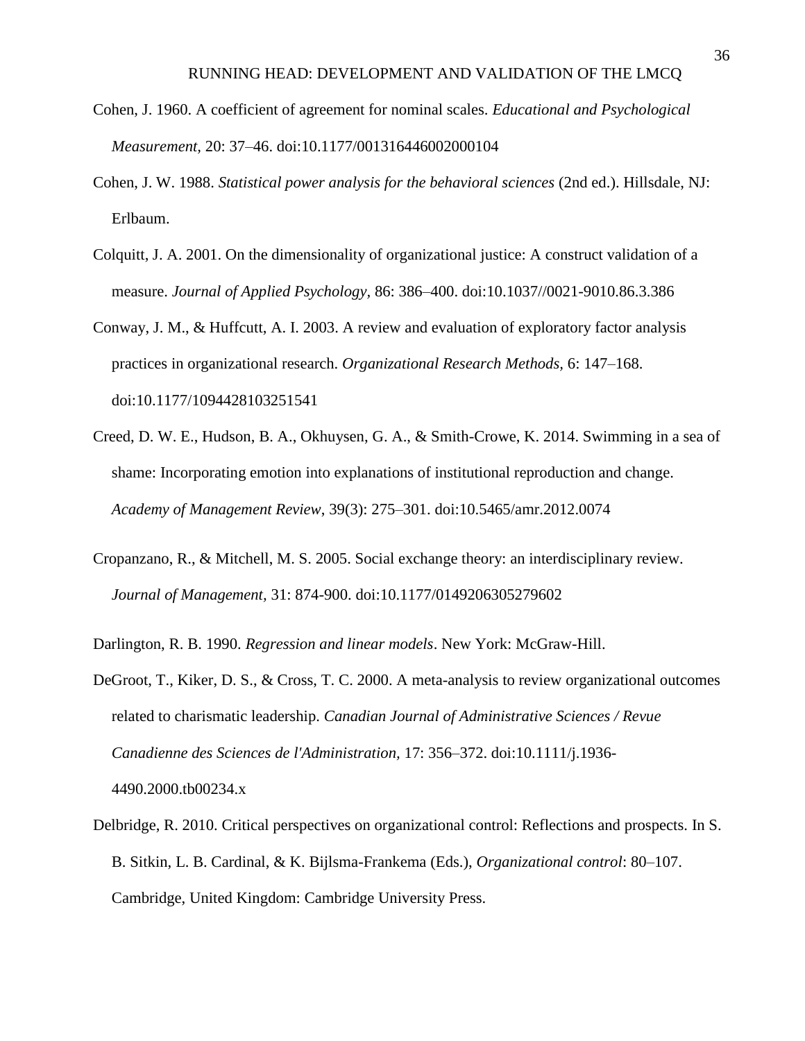Cohen, J. 1960. A coefficient of agreement for nominal scales. *Educational and Psychological Measurement,* 20: 37–46. doi:10.1177/001316446002000104

Cohen, J. W. 1988. *Statistical power analysis for the behavioral sciences* (2nd ed.). Hillsdale, NJ: Erlbaum.

Colquitt, J. A. 2001. On the dimensionality of organizational justice: A construct validation of a measure. *Journal of Applied Psychology,* 86: 386–400. doi:10.1037//0021-9010.86.3.386

Conway, J. M., & Huffcutt, A. I. 2003. A review and evaluation of exploratory factor analysis practices in organizational research. *Organizational Research Methods,* 6: 147–168. doi:10.1177/1094428103251541

Creed, D. W. E., Hudson, B. A., Okhuysen, G. A., & Smith-Crowe, K. 2014. Swimming in a sea of shame: Incorporating emotion into explanations of institutional reproduction and change. *Academy of Management Review,* 39(3): 275–301. doi:10.5465/amr.2012.0074

Cropanzano, R., & Mitchell, M. S. 2005. Social exchange theory: an interdisciplinary review. *Journal of Management,* 31: 874-900. doi:10.1177/0149206305279602

Darlington, R. B. 1990. *Regression and linear models*. New York: McGraw-Hill.

DeGroot, T., Kiker, D. S., & Cross, T. C. 2000. A meta-analysis to review organizational outcomes related to charismatic leadership. *Canadian Journal of Administrative Sciences / Revue Canadienne des Sciences de l'Administration,* 17: 356–372. doi:10.1111/j.1936-4490.2000.tb00234.x

Delbridge, R. 2010. Critical perspectives on organizational control: Reflections and prospects. In S. B. Sitkin, L. B. Cardinal, & K. Bijlsma-Frankema (Eds.), *Organizational control*: 80–107. Cambridge, United Kingdom: Cambridge University Press.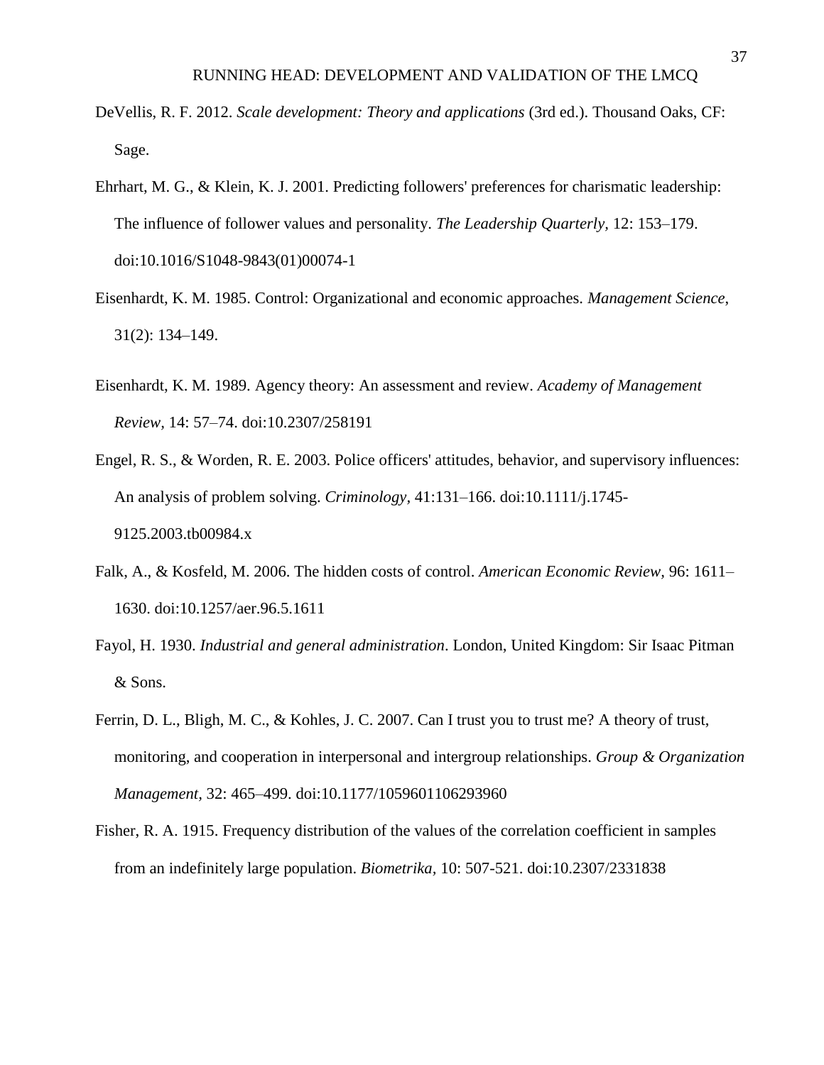DeVellis, R. F. 2012. *Scale development: Theory and applications* (3rd ed.). Thousand Oaks, CF: Sage.

Ehrhart, M. G., & Klein, K. J. 2001. Predicting followers' preferences for charismatic leadership: The influence of follower values and personality. *The Leadership Quarterly,* 12: 153–179. doi:10.1016/S1048-9843(01)00074-1

Eisenhardt, K. M. 1985. Control: Organizational and economic approaches. *Management Science*, 31(2): 134–149.

Eisenhardt, K. M. 1989. Agency theory: An assessment and review. *Academy of Management Review,* 14: 57–74. doi:10.2307/258191

Engel, R. S., & Worden, R. E. 2003. Police officers' attitudes, behavior, and supervisory influences: An analysis of problem solving. *Criminology,* 41:131–166. doi:10.1111/j.1745-9125.2003.tb00984.x

Falk, A., & Kosfeld, M. 2006. The hidden costs of control. *American Economic Review,* 96: 1611–1630. doi:10.1257/aer.96.5.1611

Fayol, H. 1930. *Industrial and general administration*. London, United Kingdom: Sir Isaac Pitman & Sons.

Ferrin, D. L., Bligh, M. C., & Kohles, J. C. 2007. Can I trust you to trust me? A theory of trust, monitoring, and cooperation in interpersonal and intergroup relationships. *Group & Organization Management,* 32: 465–499. doi:10.1177/1059601106293960

Fisher, R. A. 1915. Frequency distribution of the values of the correlation coefficient in samples from an indefinitely large population. *Biometrika,* 10: 507-521. doi:10.2307/2331838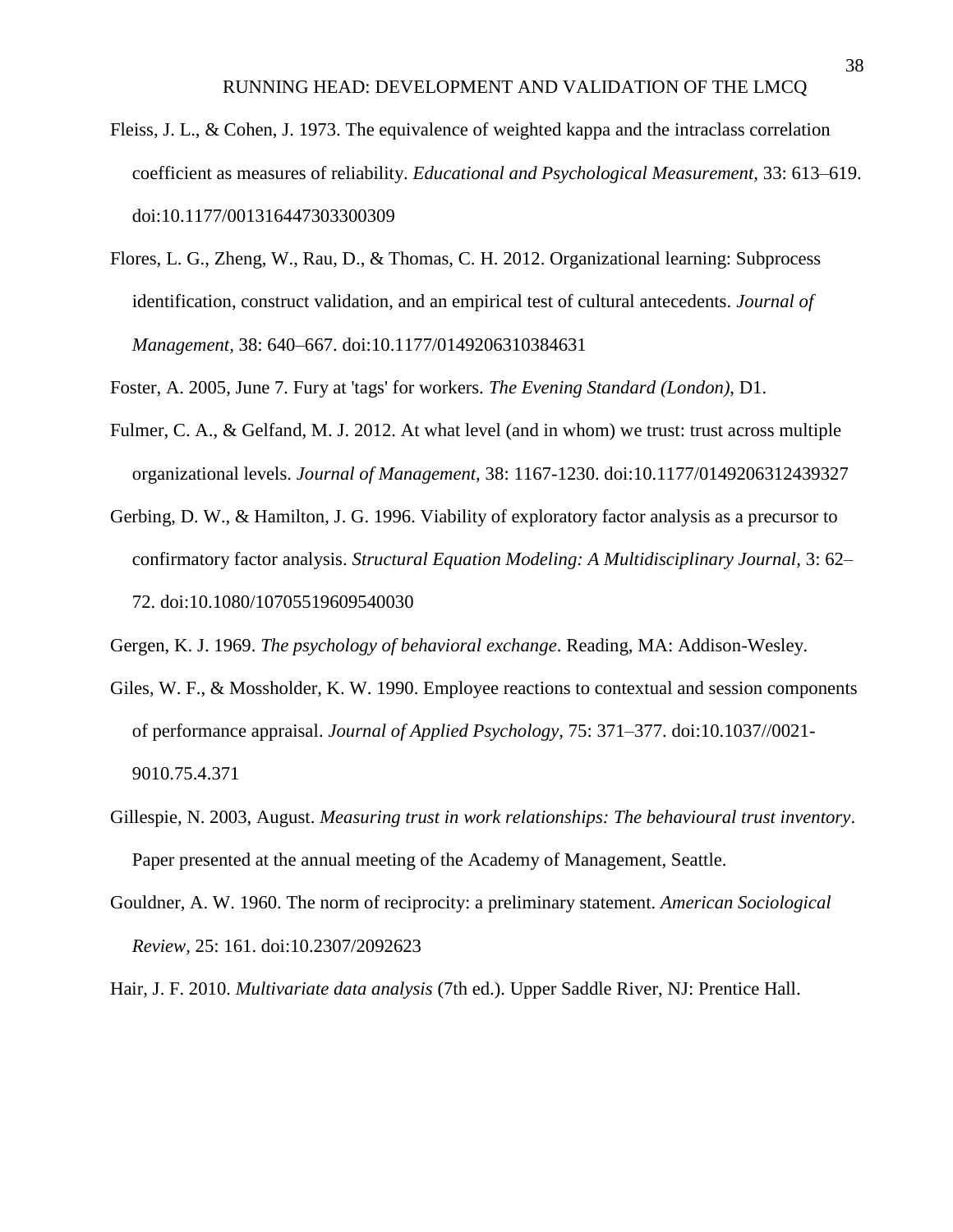Fleiss, J. L., & Cohen, J. 1973. The equivalence of weighted kappa and the intraclass correlation coefficient as measures of reliability. *Educational and Psychological Measurement*, 33: 613–619. doi:10.1177/001316447303300309

Flores, L. G., Zheng, W., Rau, D., & Thomas, C. H. 2012. Organizational learning: Subprocess identification, construct validation, and an empirical test of cultural antecedents. *Journal of Management*, 38: 640–667. doi:10.1177/0149206310384631

Foster, A. 2005, June 7. Fury at 'tags' for workers. *The Evening Standard (London)*, D1.

Fulmer, C. A., & Gelfand, M. J. 2012. At what level (and in whom) we trust: trust across multiple organizational levels. *Journal of Management,* 38: 1167-1230. doi:10.1177/0149206312439327

Gerbing, D. W., & Hamilton, J. G. 1996. Viability of exploratory factor analysis as a precursor to confirmatory factor analysis. *Structural Equation Modeling: A Multidisciplinary Journal,* 3: 62–72. doi:10.1080/10705519609540030

Gergen, K. J. 1969. *The psychology of behavioral exchange*. Reading, MA: Addison-Wesley.

Giles, W. F., & Mossholder, K. W. 1990. Employee reactions to contextual and session components of performance appraisal. *Journal of Applied Psychology*, 75: 371–377. doi:10.1037//0021-9010.75.4.371

Gillespie, N. 2003, August. *Measuring trust in work relationships: The behavioural trust inventory*. Paper presented at the annual meeting of the Academy of Management, Seattle.

Gouldner, A. W. 1960. The norm of reciprocity: a preliminary statement. *American Sociological Review*, 25: 161. doi:10.2307/2092623

Hair, J. F. 2010. *Multivariate data analysis* (7th ed.). Upper Saddle River, NJ: Prentice Hall.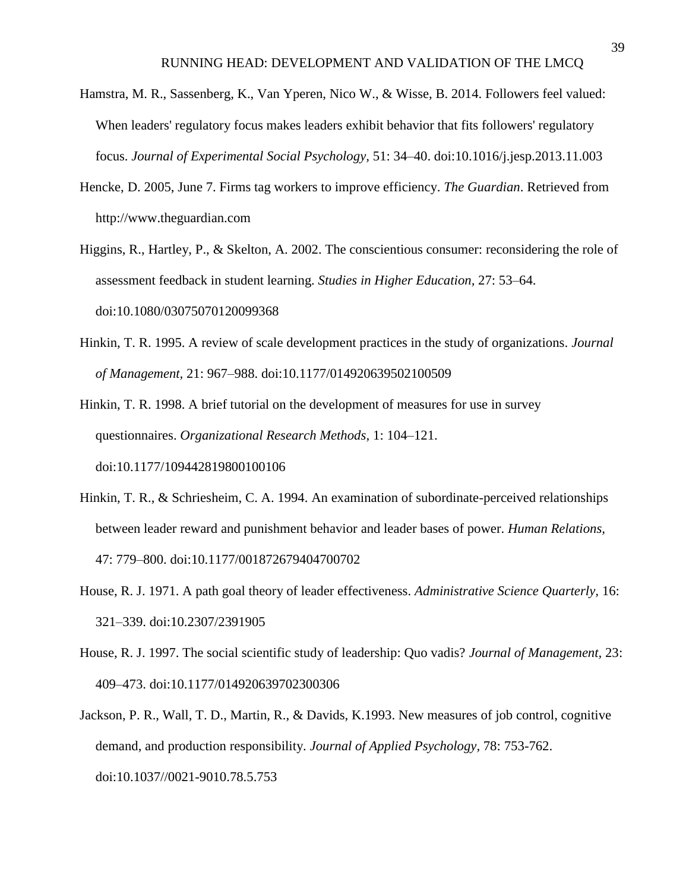Hamstra, M. R., Sassenberg, K., Van Yperen, Nico W., & Wisse, B. 2014. Followers feel valued: When leaders' regulatory focus makes leaders exhibit behavior that fits followers' regulatory focus. *Journal of Experimental Social Psychology*, 51: 34–40. doi:10.1016/j.jesp.2013.11.003

Hencke, D. 2005, June 7. Firms tag workers to improve efficiency. *The Guardian*. Retrieved from http://www.theguardian.com

Higgins, R., Hartley, P., & Skelton, A. 2002. The conscientious consumer: reconsidering the role of assessment feedback in student learning. *Studies in Higher Education,* 27: 53–64. doi:10.1080/03075070120099368

Hinkin, T. R. 1995. A review of scale development practices in the study of organizations. *Journal of Management*, 21: 967–988. doi:10.1177/014920639502100509

Hinkin, T. R. 1998. A brief tutorial on the development of measures for use in survey questionnaires. *Organizational Research Methods*, 1: 104–121. doi:10.1177/109442819800100106

Hinkin, T. R., & Schriesheim, C. A. 1994. An examination of subordinate-perceived relationships between leader reward and punishment behavior and leader bases of power. *Human Relations,* 47: 779–800. doi:10.1177/001872679404700702

House, R. J. 1971. A path goal theory of leader effectiveness. *Administrative Science Quarterly,* 16: 321–339. doi:10.2307/2391905

House, R. J. 1997. The social scientific study of leadership: Quo vadis? *Journal of Management*, 23: 409–473. doi:10.1177/014920639702300306

Jackson, P. R., Wall, T. D., Martin, R., & Davids, K.1993. New measures of job control, cognitive demand, and production responsibility. *Journal of Applied Psychology,* 78: 753-762. doi:10.1037//0021-9010.78.5.753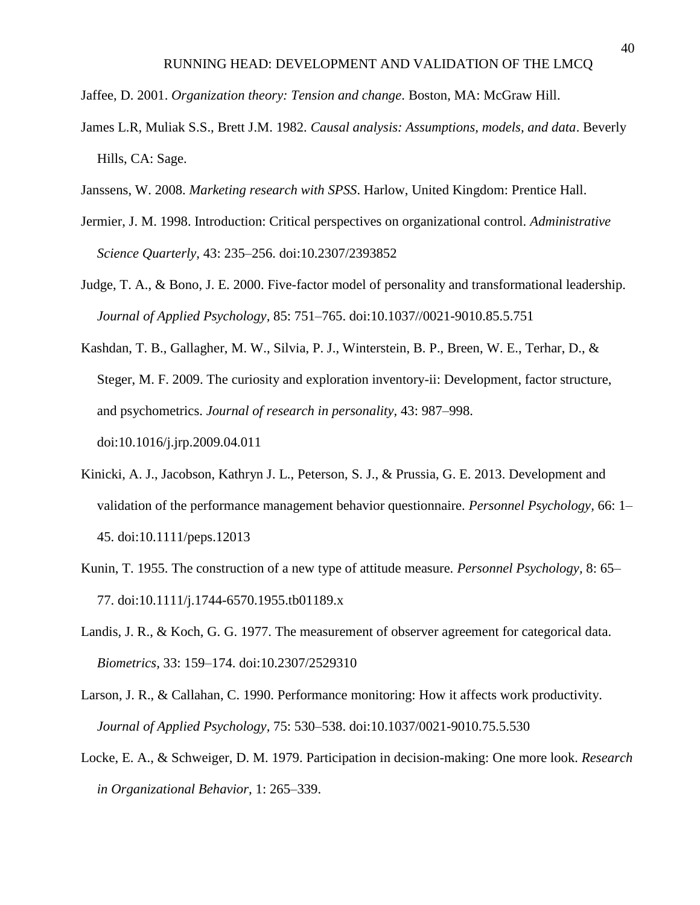Jaffee, D. 2001. *Organization theory: Tension and change*. Boston, MA: McGraw Hill.

James L.R, Muliak S.S., Brett J.M. 1982. *Causal analysis: Assumptions, models, and data*. Beverly Hills, CA: Sage.

Janssens, W. 2008. *Marketing research with SPSS*. Harlow, United Kingdom: Prentice Hall.

Jermier, J. M. 1998. Introduction: Critical perspectives on organizational control. *Administrative Science Quarterly,* 43: 235–256. doi:10.2307/2393852

Judge, T. A., & Bono, J. E. 2000. Five-factor model of personality and transformational leadership. *Journal of Applied Psychology,* 85: 751–765. doi:10.1037//0021-9010.85.5.751

Kashdan, T. B., Gallagher, M. W., Silvia, P. J., Winterstein, B. P., Breen, W. E., Terhar, D., & Steger, M. F. 2009. The curiosity and exploration inventory-ii: Development, factor structure, and psychometrics. *Journal of research in personality*, 43: 987–998. doi:10.1016/j.jrp.2009.04.011

Kinicki, A. J., Jacobson, Kathryn J. L., Peterson, S. J., & Prussia, G. E. 2013. Development and validation of the performance management behavior questionnaire. *Personnel Psychology*, 66: 1–45. doi:10.1111/peps.12013

Kunin, T. 1955. The construction of a new type of attitude measure. *Personnel Psychology,* 8: 65–77. doi:10.1111/j.1744-6570.1955.tb01189.x

Landis, J. R., & Koch, G. G. 1977. The measurement of observer agreement for categorical data. *Biometrics,* 33: 159–174. doi:10.2307/2529310

Larson, J. R., & Callahan, C. 1990. Performance monitoring: How it affects work productivity. *Journal of Applied Psychology*, 75: 530–538. doi:10.1037/0021-9010.75.5.530

Locke, E. A., & Schweiger, D. M. 1979. Participation in decision-making: One more look. *Research in Organizational Behavior,* 1: 265–339.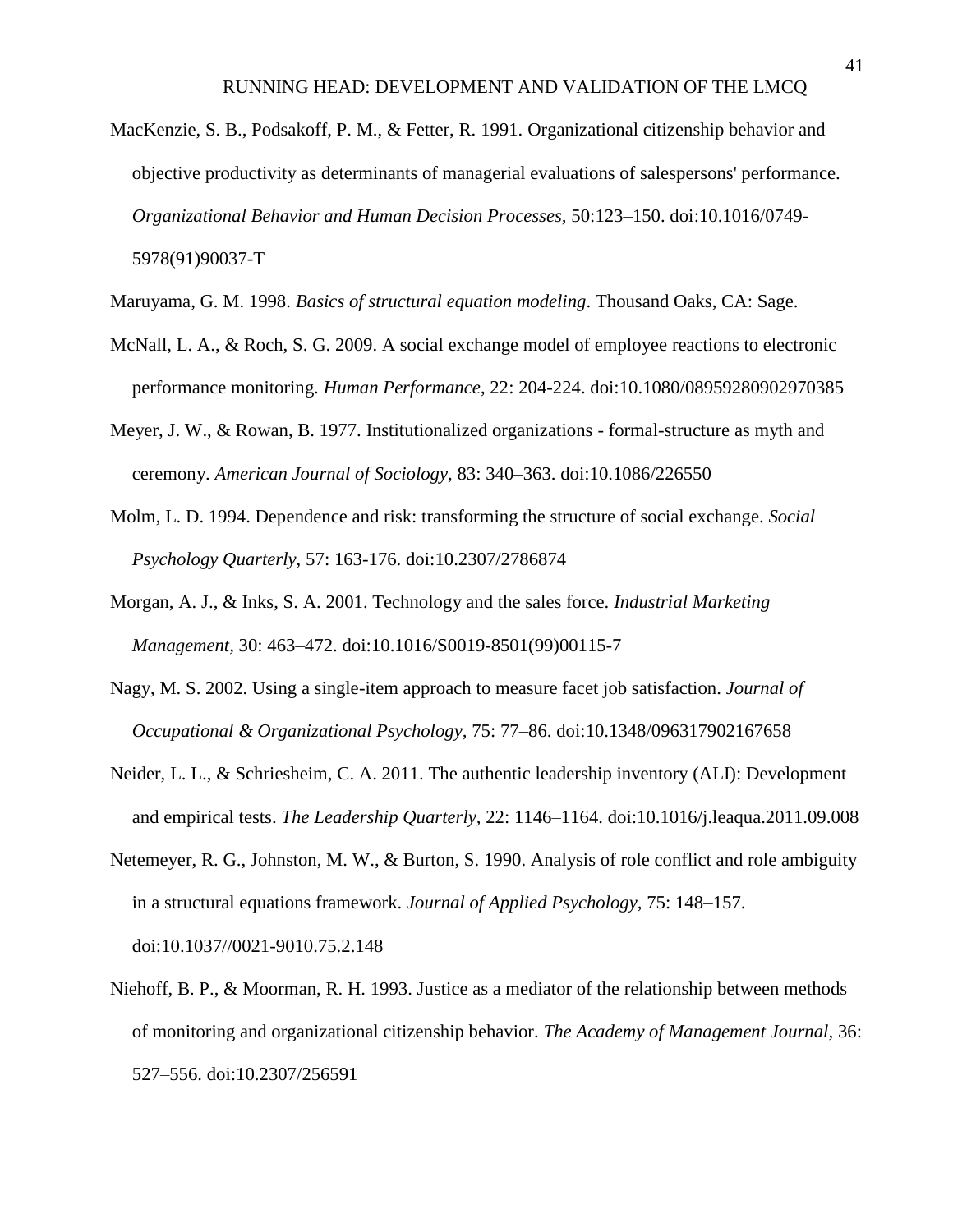MacKenzie, S. B., Podsakoff, P. M., & Fetter, R. 1991. Organizational citizenship behavior and objective productivity as determinants of managerial evaluations of salespersons' performance. *Organizational Behavior and Human Decision Processes,* 50:123–150. doi:10.1016/0749-5978(91)90037-T

Maruyama, G. M. 1998. *Basics of structural equation modeling*. Thousand Oaks, CA: Sage.

McNall, L. A., & Roch, S. G. 2009. A social exchange model of employee reactions to electronic performance monitoring. *Human Performance*, 22: 204-224. doi:10.1080/08959280902970385

Meyer, J. W., & Rowan, B. 1977. Institutionalized organizations - formal-structure as myth and ceremony. *American Journal of Sociology,* 83: 340–363. doi:10.1086/226550

Molm, L. D. 1994. Dependence and risk: transforming the structure of social exchange. *Social Psychology Quarterly,* 57: 163-176. doi:10.2307/2786874

Morgan, A. J., & Inks, S. A. 2001. Technology and the sales force. *Industrial Marketing Management*, 30: 463–472. doi:10.1016/S0019-8501(99)00115-7

Nagy, M. S. 2002. Using a single-item approach to measure facet job satisfaction. *Journal of Occupational & Organizational Psychology,* 75: 77–86. doi:10.1348/096317902167658

Neider, L. L., & Schriesheim, C. A. 2011. The authentic leadership inventory (ALI): Development and empirical tests. *The Leadership Quarterly,* 22: 1146–1164. doi:10.1016/j.leaqua.2011.09.008

Netemeyer, R. G., Johnston, M. W., & Burton, S. 1990. Analysis of role conflict and role ambiguity in a structural equations framework. *Journal of Applied Psychology,* 75: 148–157. doi:10.1037//0021-9010.75.2.148

Niehoff, B. P., & Moorman, R. H. 1993. Justice as a mediator of the relationship between methods of monitoring and organizational citizenship behavior. *The Academy of Management Journal,* 36: 527–556. doi:10.2307/256591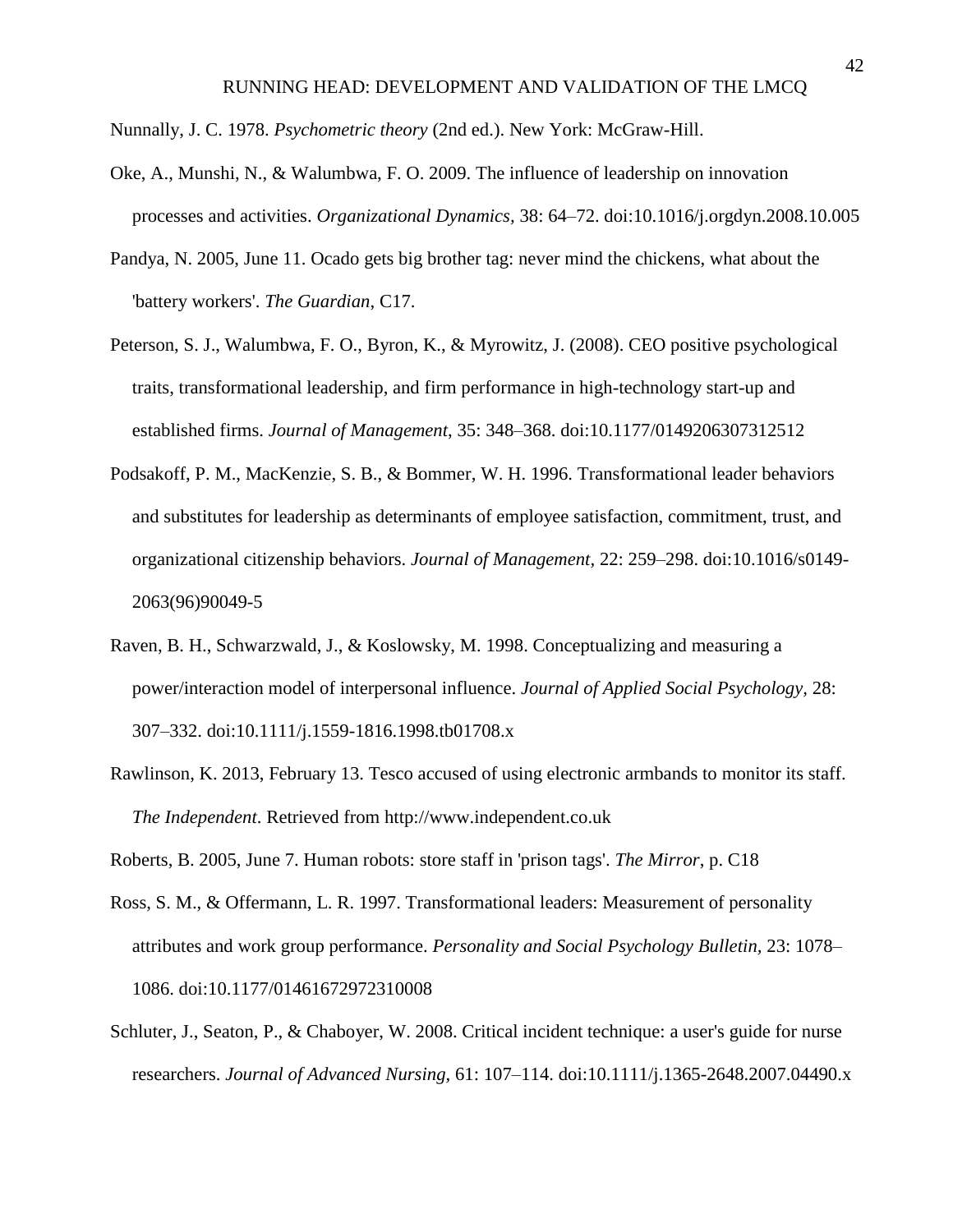Nunnally, J. C. 1978. *Psychometric theory* (2nd ed.). New York: McGraw-Hill.

Oke, A., Munshi, N., & Walumbwa, F. O. 2009. The influence of leadership on innovation processes and activities. *Organizational Dynamics,* 38: 64–72. doi:10.1016/j.orgdyn.2008.10.005

Pandya, N. 2005, June 11. Ocado gets big brother tag: never mind the chickens, what about the 'battery workers'. *The Guardian*, C17.

Peterson, S. J., Walumbwa, F. O., Byron, K., & Myrowitz, J. (2008). CEO positive psychological traits, transformational leadership, and firm performance in high-technology start-up and established firms. *Journal of Management*, 35: 348–368. doi:10.1177/0149206307312512

Podsakoff, P. M., MacKenzie, S. B., & Bommer, W. H. 1996. Transformational leader behaviors and substitutes for leadership as determinants of employee satisfaction, commitment, trust, and organizational citizenship behaviors. *Journal of Management,* 22: 259–298. doi:10.1016/s0149-2063(96)90049-5

Raven, B. H., Schwarzwald, J., & Koslowsky, M. 1998. Conceptualizing and measuring a power/interaction model of interpersonal influence. *Journal of Applied Social Psychology,* 28: 307–332. doi:10.1111/j.1559-1816.1998.tb01708.x

Rawlinson, K. 2013, February 13. Tesco accused of using electronic armbands to monitor its staff. *The Independent*. Retrieved from http://www.independent.co.uk

Roberts, B. 2005, June 7. Human robots: store staff in 'prison tags'. *The Mirror,* p. C18

Ross, S. M., & Offermann, L. R. 1997. Transformational leaders: Measurement of personality attributes and work group performance. *Personality and Social Psychology Bulletin,* 23: 1078–1086. doi:10.1177/01461672972310008

Schluter, J., Seaton, P., & Chaboyer, W. 2008. Critical incident technique: a user's guide for nurse researchers. *Journal of Advanced Nursing,* 61: 107–114. doi:10.1111/j.1365-2648.2007.04490.x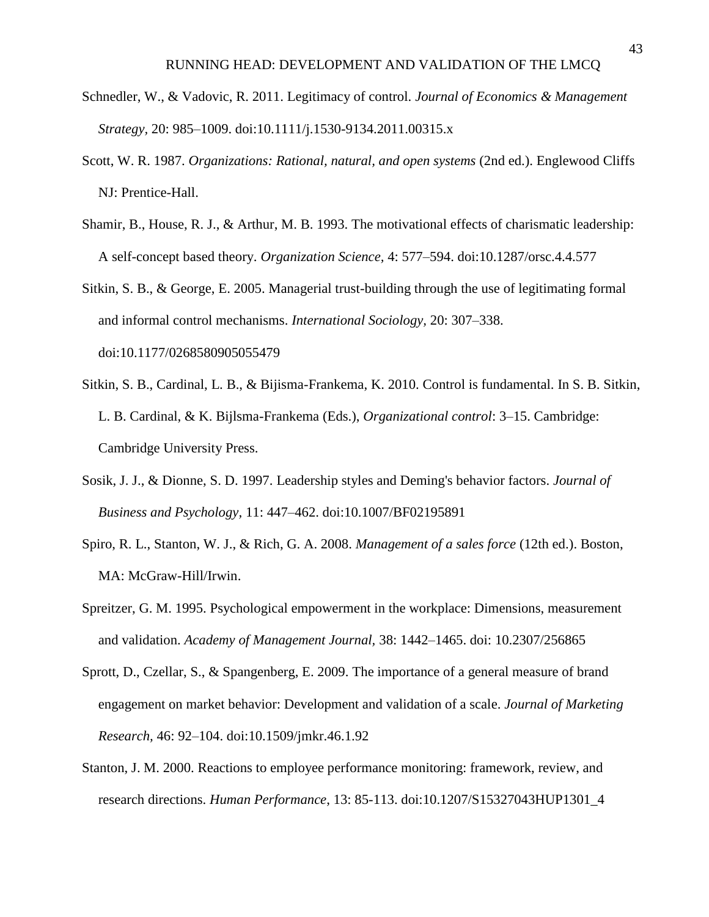Schnedler, W., & Vadovic, R. 2011. Legitimacy of control. *Journal of Economics & Management Strategy,* 20: 985–1009. doi:10.1111/j.1530-9134.2011.00315.x

Scott, W. R. 1987. *Organizations: Rational, natural, and open systems* (2nd ed.). Englewood Cliffs NJ: Prentice-Hall.

Shamir, B., House, R. J., & Arthur, M. B. 1993. The motivational effects of charismatic leadership: A self-concept based theory. *Organization Science,* 4: 577–594. doi:10.1287/orsc.4.4.577

Sitkin, S. B., & George, E. 2005. Managerial trust-building through the use of legitimating formal and informal control mechanisms. *International Sociology,* 20: 307–338. doi:10.1177/0268580905055479

Sitkin, S. B., Cardinal, L. B., & Bijisma-Frankema, K. 2010. Control is fundamental. In S. B. Sitkin, L. B. Cardinal, & K. Bijlsma-Frankema (Eds.), *Organizational control*: 3–15. Cambridge: Cambridge University Press.

Sosik, J. J., & Dionne, S. D. 1997. Leadership styles and Deming's behavior factors. *Journal of Business and Psychology,* 11: 447–462. doi:10.1007/BF02195891

Spiro, R. L., Stanton, W. J., & Rich, G. A. 2008. *Management of a sales force* (12th ed.). Boston, MA: McGraw-Hill/Irwin.

Spreitzer, G. M. 1995. Psychological empowerment in the workplace: Dimensions, measurement and validation. *Academy of Management Journal,* 38: 1442–1465. doi: 10.2307/256865

Sprott, D., Czellar, S., & Spangenberg, E. 2009. The importance of a general measure of brand engagement on market behavior: Development and validation of a scale. *Journal of Marketing Research,* 46: 92–104. doi:10.1509/jmkr.46.1.92

Stanton, J. M. 2000. Reactions to employee performance monitoring: framework, review, and research directions. *Human Performance,* 13: 85-113. doi:10.1207/S15327043HUP1301_4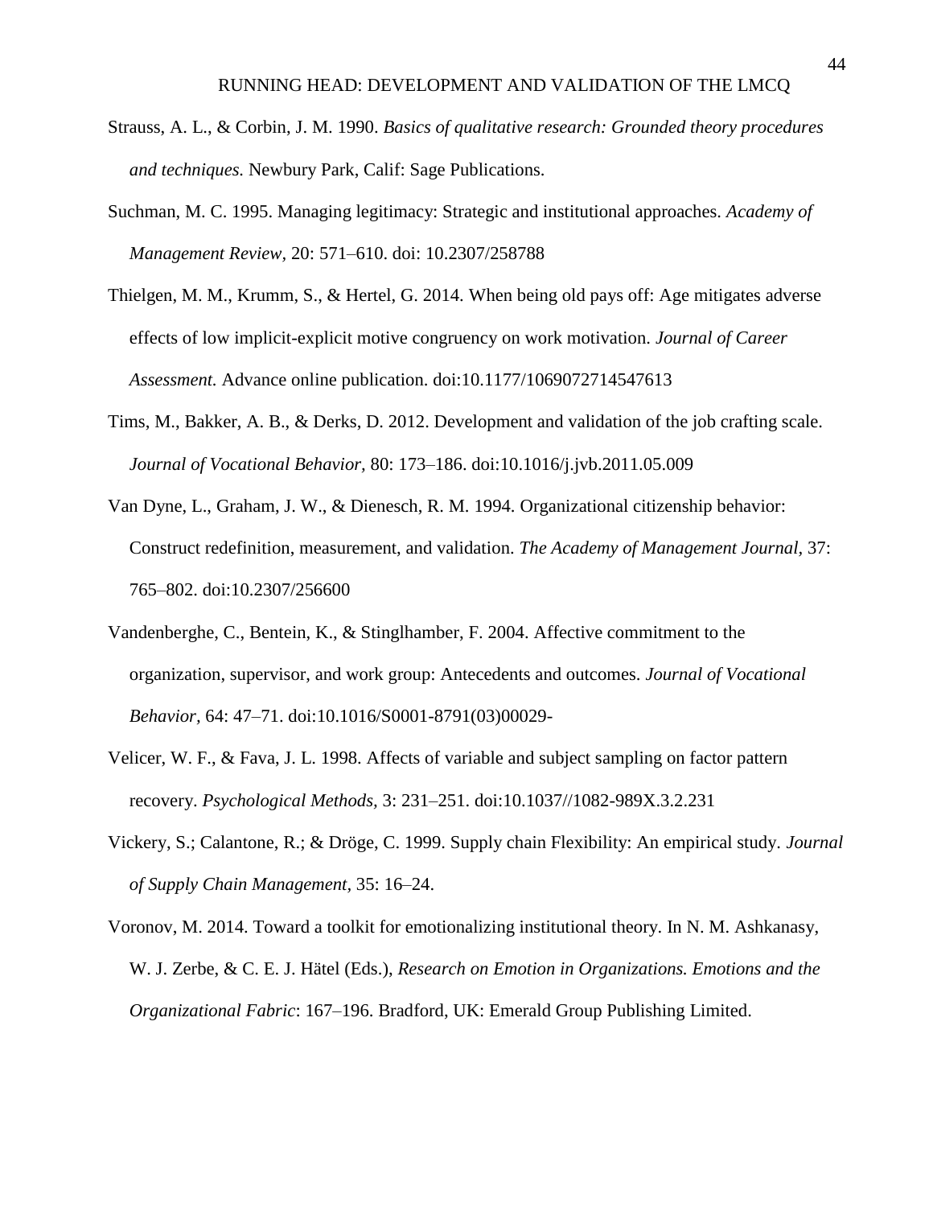Strauss, A. L., & Corbin, J. M. 1990. *Basics of qualitative research: Grounded theory procedures and techniques.* Newbury Park, Calif: Sage Publications.

Suchman, M. C. 1995. Managing legitimacy: Strategic and institutional approaches. *Academy of Management Review,* 20: 571–610. doi: 10.2307/258788

Thielgen, M. M., Krumm, S., & Hertel, G. 2014. When being old pays off: Age mitigates adverse effects of low implicit-explicit motive congruency on work motivation. *Journal of Career Assessment.* Advance online publication. doi:10.1177/1069072714547613

Tims, M., Bakker, A. B., & Derks, D. 2012. Development and validation of the job crafting scale. *Journal of Vocational Behavior,* 80: 173–186. doi:10.1016/j.jvb.2011.05.009

Van Dyne, L., Graham, J. W., & Dienesch, R. M. 1994. Organizational citizenship behavior: Construct redefinition, measurement, and validation. *The Academy of Management Journal*, 37: 765–802. doi:10.2307/256600

Vandenberghe, C., Bentein, K., & Stinglhamber, F. 2004. Affective commitment to the organization, supervisor, and work group: Antecedents and outcomes. *Journal of Vocational Behavior,* 64: 47–71. doi:10.1016/S0001-8791(03)00029-

Velicer, W. F., & Fava, J. L. 1998. Affects of variable and subject sampling on factor pattern recovery. *Psychological Methods,* 3: 231–251. doi:10.1037//1082-989X.3.2.231

Vickery, S.; Calantone, R.; & Dröge, C. 1999. Supply chain Flexibility: An empirical study. *Journal of Supply Chain Management,* 35: 16–24.

Voronov, M. 2014. Toward a toolkit for emotionalizing institutional theory. In N. M. Ashkanasy, W. J. Zerbe, & C. E. J. Hätel (Eds.), *Research on Emotion in Organizations. Emotions and the Organizational Fabric*: 167–196. Bradford, UK: Emerald Group Publishing Limited.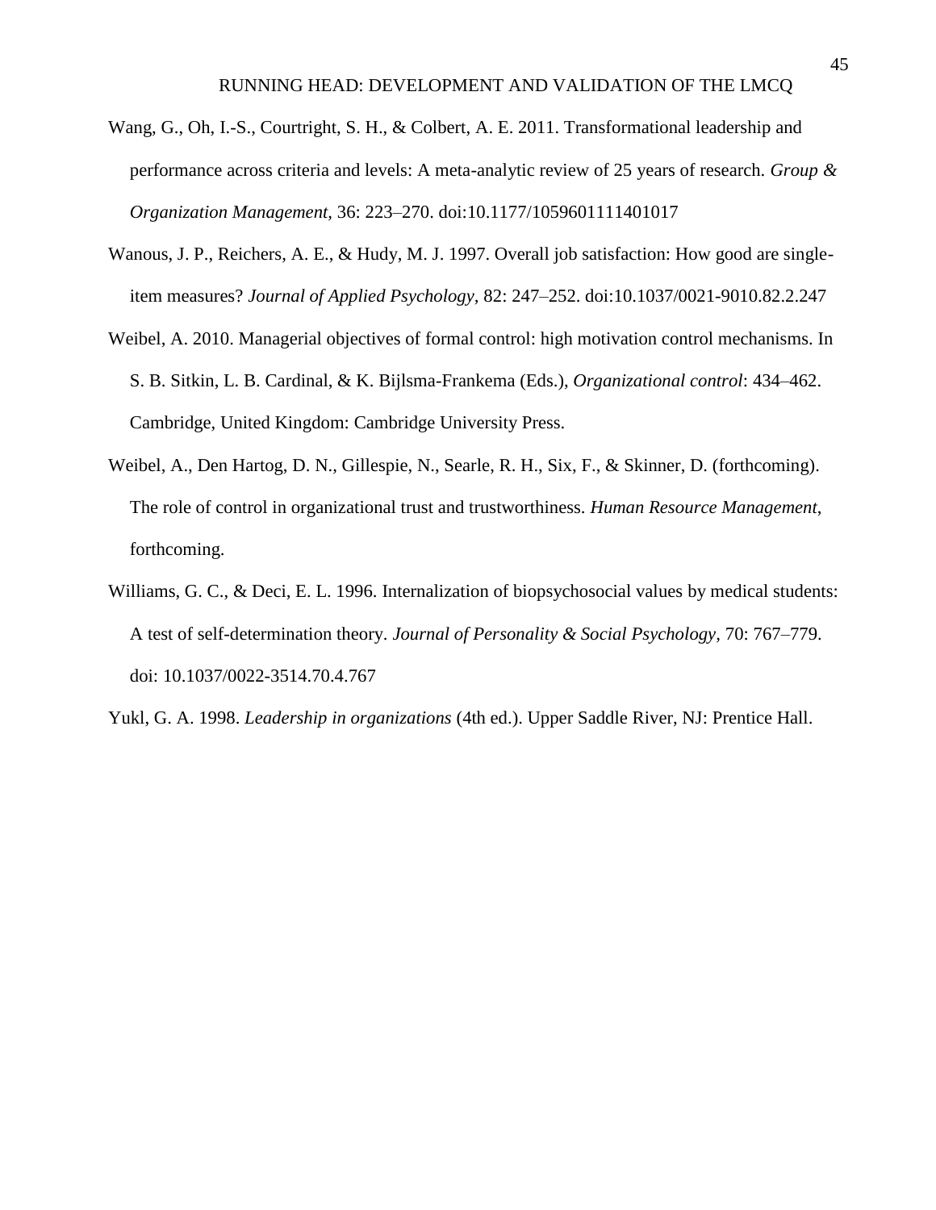Wang, G., Oh, I.-S., Courtright, S. H., & Colbert, A. E. 2011. Transformational leadership and performance across criteria and levels: A meta-analytic review of 25 years of research. *Group & Organization Management*, 36: 223–270. doi:10.1177/1059601111401017

Wanous, J. P., Reichers, A. E., & Hudy, M. J. 1997. Overall job satisfaction: How good are single-item measures? *Journal of Applied Psychology*, 82: 247–252. doi:10.1037/0021-9010.82.2.247

Weibel, A. 2010. Managerial objectives of formal control: high motivation control mechanisms. In S. B. Sitkin, L. B. Cardinal, & K. Bijlsma-Frankema (Eds.), *Organizational control*: 434–462. Cambridge, United Kingdom: Cambridge University Press.

Weibel, A., Den Hartog, D. N., Gillespie, N., Searle, R. H., Six, F., & Skinner, D. (forthcoming). The role of control in organizational trust and trustworthiness. *Human Resource Management*, forthcoming.

Williams, G. C., & Deci, E. L. 1996. Internalization of biopsychosocial values by medical students: A test of self-determination theory. *Journal of Personality & Social Psychology*, 70: 767–779. doi: 10.1037/0022-3514.70.4.767

Yukl, G. A. 1998. *Leadership in organizations* (4th ed.). Upper Saddle River, NJ: Prentice Hall.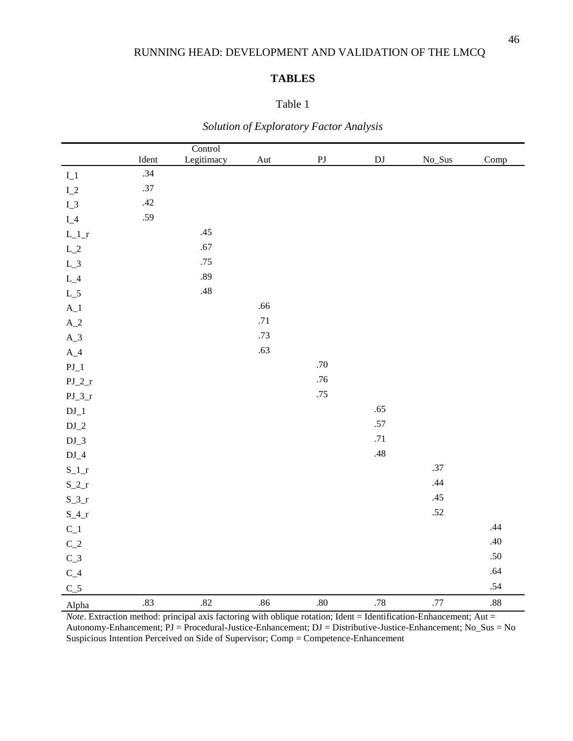**TABLES**

Table 1

*Solution of Exploratory Factor Analysis*

| | Ident | Control Legitimacy | Aut | PJ | DJ | No_Sus | Comp |
|---|---|---|---|---|---|---|---|
| I_1 | .34 | | | | | | |
| I_2 | .37 | | | | | | |
| I_3 | .42 | | | | | | |
| I_4 | .59 | | | | | | |
| L_1_r | | .45 | | | | | |
| L_2 | | .67 | | | | | |
| L_3 | | .75 | | | | | |
| L_4 | | .89 | | | | | |
| L_5 | | .48 | | | | | |
| A_1 | | | .66 | | | | |
| A_2 | | | .71 | | | | |
| A_3 | | | .73 | | | | |
| A_4 | | | .63 | | | | |
| PJ_1 | | | | .70 | | | |
| PJ_2_r | | | | .76 | | | |
| PJ_3_r | | | | .75 | | | |
| DJ_1 | | | | | .65 | | |
| DJ_2 | | | | | .57 | | |
| DJ_3 | | | | | .71 | | |
| DJ_4 | | | | | .48 | | |
| S_1_r | | | | | | .37 | |
| S_2_r | | | | | | .44 | |
| S_3_r | | | | | | .45 | |
| S_4_r | | | | | | .52 | |
| C_1 | | | | | | | .44 |
| C_2 | | | | | | | .40 |
| C_3 | | | | | | | .50 |
| C_4 | | | | | | | .64 |
| C_5 | | | | | | | .54 |
| Alpha | .83 | .82 | .86 | .80 | .78 | .77 | .88 |

*Note*. Extraction method: principal axis factoring with oblique rotation; Ident = Identification-Enhancement; Aut = Autonomy-Enhancement; PJ = Procedural-Justice-Enhancement; DJ = Distributive-Justice-Enhancement; No_Sus = No Suspicious Intention Perceived on Side of Supervisor; Comp = Competence-Enhancement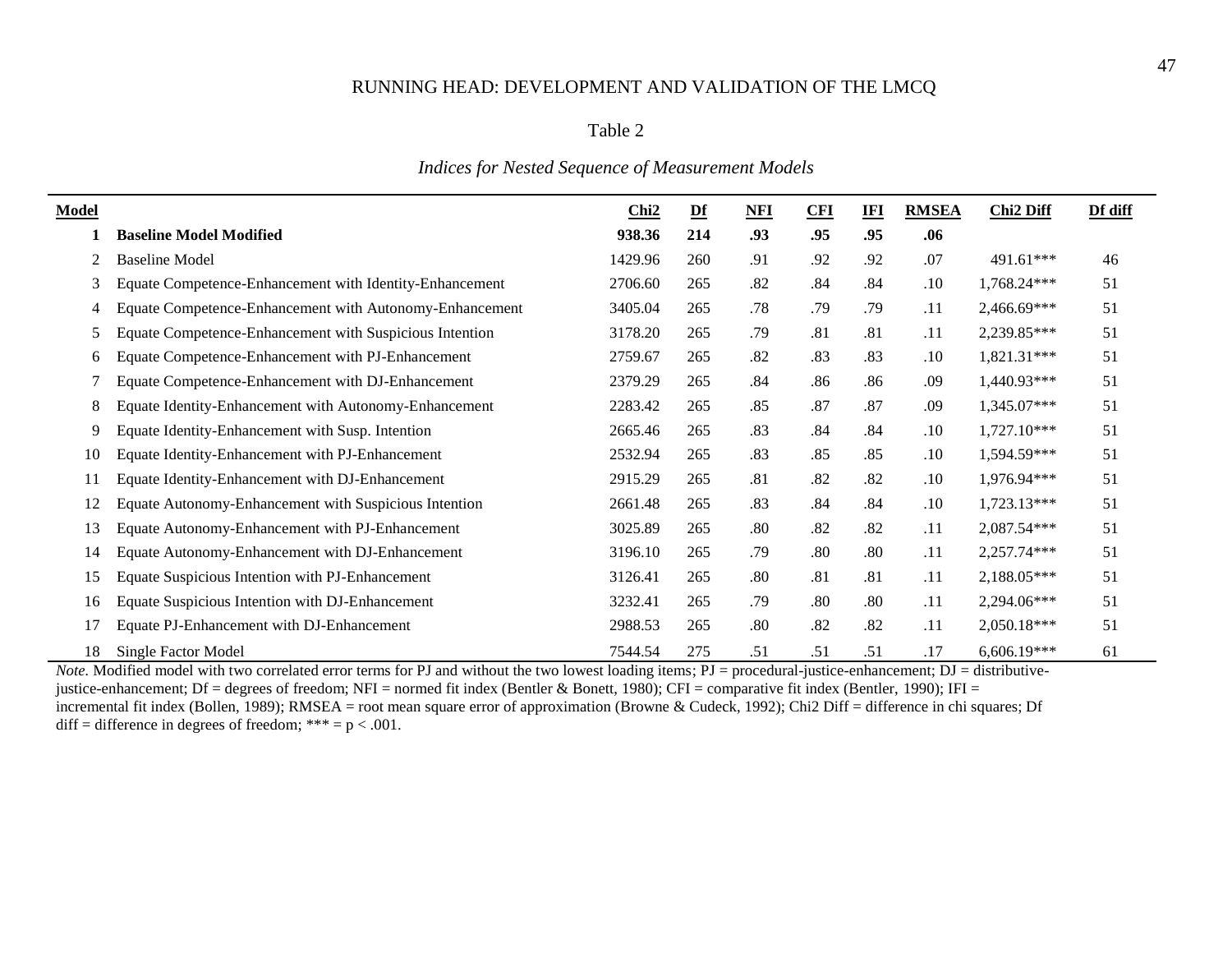Table 2

*Indices for Nested Sequence of Measurement Models*

| Model | | Chi2 | Df | NFI | CFI | IFI | RMSEA | Chi2 Diff | Df diff |
|---|---|---|---|---|---|---|---|---|---|
| **1** | **Baseline Model Modified** | **938.36** | **214** | **.93** | **.95** | **.95** | **.06** | | |
| 2 | Baseline Model | 1429.96 | 260 | .91 | .92 | .92 | .07 | 491.61*** | 46 |
| 3 | Equate Competence-Enhancement with Identity-Enhancement | 2706.60 | 265 | .82 | .84 | .84 | .10 | 1,768.24*** | 51 |
| 4 | Equate Competence-Enhancement with Autonomy-Enhancement | 3405.04 | 265 | .78 | .79 | .79 | .11 | 2,466.69*** | 51 |
| 5 | Equate Competence-Enhancement with Suspicious Intention | 3178.20 | 265 | .79 | .81 | .81 | .11 | 2,239.85*** | 51 |
| 6 | Equate Competence-Enhancement with PJ-Enhancement | 2759.67 | 265 | .82 | .83 | .83 | .10 | 1,821.31*** | 51 |
| 7 | Equate Competence-Enhancement with DJ-Enhancement | 2379.29 | 265 | .84 | .86 | .86 | .09 | 1,440.93*** | 51 |
| 8 | Equate Identity-Enhancement with Autonomy-Enhancement | 2283.42 | 265 | .85 | .87 | .87 | .09 | 1,345.07*** | 51 |
| 9 | Equate Identity-Enhancement with Susp. Intention | 2665.46 | 265 | .83 | .84 | .84 | .10 | 1,727.10*** | 51 |
| 10 | Equate Identity-Enhancement with PJ-Enhancement | 2532.94 | 265 | .83 | .85 | .85 | .10 | 1,594.59*** | 51 |
| 11 | Equate Identity-Enhancement with DJ-Enhancement | 2915.29 | 265 | .81 | .82 | .82 | .10 | 1,976.94*** | 51 |
| 12 | Equate Autonomy-Enhancement with Suspicious Intention | 2661.48 | 265 | .83 | .84 | .84 | .10 | 1,723.13*** | 51 |
| 13 | Equate Autonomy-Enhancement with PJ-Enhancement | 3025.89 | 265 | .80 | .82 | .82 | .11 | 2,087.54*** | 51 |
| 14 | Equate Autonomy-Enhancement with DJ-Enhancement | 3196.10 | 265 | .79 | .80 | .80 | .11 | 2,257.74*** | 51 |
| 15 | Equate Suspicious Intention with PJ-Enhancement | 3126.41 | 265 | .80 | .81 | .81 | .11 | 2,188.05*** | 51 |
| 16 | Equate Suspicious Intention with DJ-Enhancement | 3232.41 | 265 | .79 | .80 | .80 | .11 | 2,294.06*** | 51 |
| 17 | Equate PJ-Enhancement with DJ-Enhancement | 2988.53 | 265 | .80 | .82 | .82 | .11 | 2,050.18*** | 51 |
| 18 | Single Factor Model | 7544.54 | 275 | .51 | .51 | .51 | .17 | 6,606.19*** | 61 |

*Note.* Modified model with two correlated error terms for PJ and without the two lowest loading items; PJ = procedural-justice-enhancement; DJ = distributive-justice-enhancement; Df = degrees of freedom; NFI = normed fit index (Bentler & Bonett, 1980); CFI = comparative fit index (Bentler, 1990); IFI = incremental fit index (Bollen, 1989); RMSEA = root mean square error of approximation (Browne & Cudeck, 1992); Chi2 Diff = difference in chi squares; Df diff = difference in degrees of freedom; *** = $p < .001$.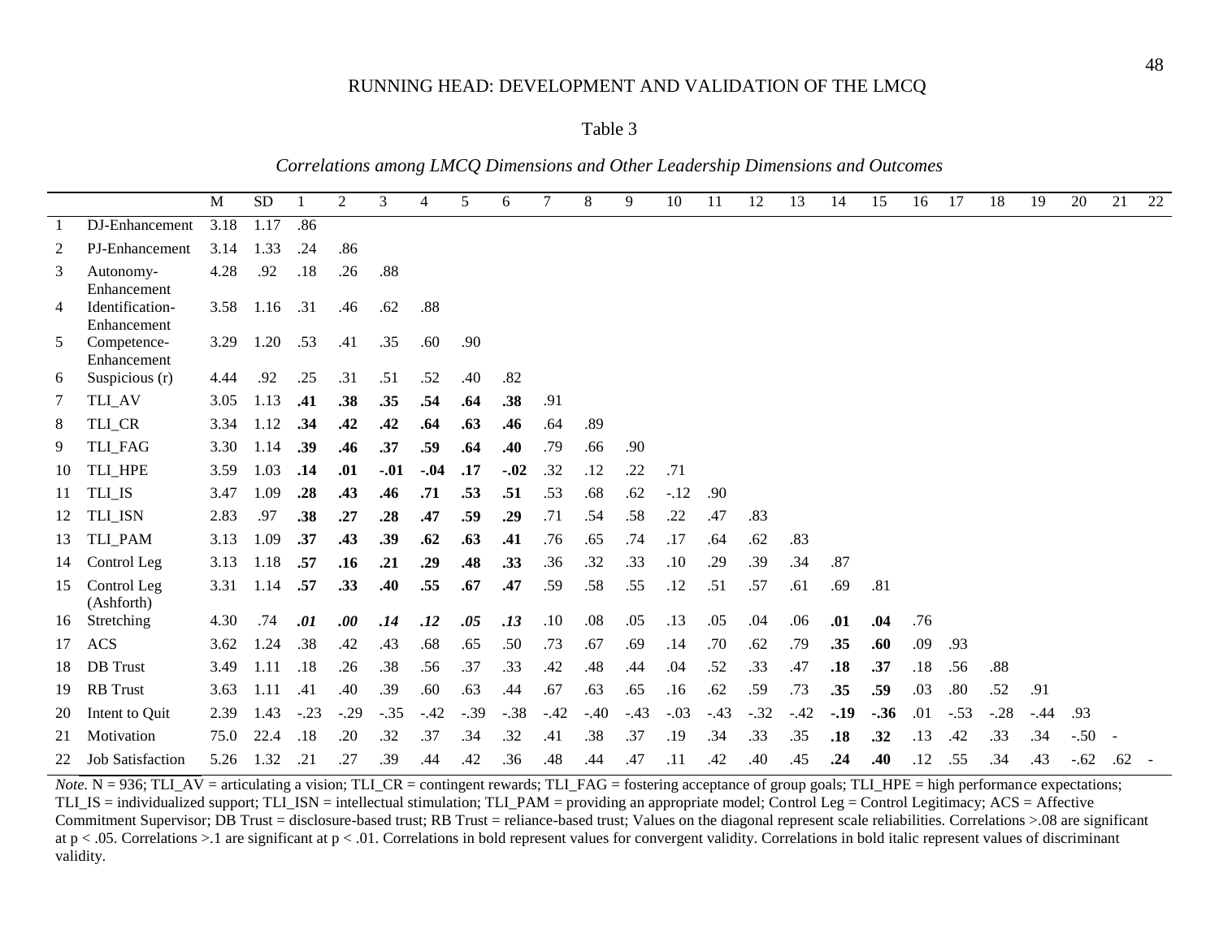Table 3

*Correlations among LMCQ Dimensions and Other Leadership Dimensions and Outcomes*

| | | M | SD | 1 | 2 | 3 | 4 | 5 | 6 | 7 | 8 | 9 | 10 | 11 | 12 | 13 | 14 | 15 | 16 | 17 | 18 | 19 | 20 | 21 | 22 |
|---|---|---|---|---|---|---|---|---|---|---|---|---|---|---|---|---|---|---|---|---|---|---|---|---|---|
| 1 | DJ-Enhancement | 3.18 | 1.17 | .86 | | | | | | | | | | | | | | | | | | | | | |
| 2 | PJ-Enhancement | 3.14 | 1.33 | .24 | .86 | | | | | | | | | | | | | | | | | | | | |
| 3 | Autonomy-Enhancement | 4.28 | .92 | .18 | .26 | .88 | | | | | | | | | | | | | | | | | | | |
| 4 | Identification-Enhancement | 3.58 | 1.16 | .31 | .46 | .62 | .88 | | | | | | | | | | | | | | | | | | |
| 5 | Competence-Enhancement | 3.29 | 1.20 | .53 | .41 | .35 | .60 | .90 | | | | | | | | | | | | | | | | | |
| 6 | Suspicious (r) | 4.44 | .92 | .25 | .31 | .51 | .52 | .40 | .82 | | | | | | | | | | | | | | | | |
| 7 | TLI_AV | 3.05 | 1.13 | **.41** | **.38** | **.35** | **.54** | **.64** | **.38** | .91 | | | | | | | | | | | | | | | |
| 8 | TLI_CR | 3.34 | 1.12 | **.34** | **.42** | **.42** | **.64** | **.63** | **.46** | .64 | .89 | | | | | | | | | | | | | | |
| 9 | TLI_FAG | 3.30 | 1.14 | **.39** | **.46** | **.37** | **.59** | **.64** | **.40** | .79 | .66 | .90 | | | | | | | | | | | | | |
| 10 | TLI_HPE | 3.59 | 1.03 | **.14** | **.01** | **-.01** | **-.04** | **.17** | **-.02** | .32 | .12 | .22 | .71 | | | | | | | | | | | | |
| 11 | TLI_IS | 3.47 | 1.09 | **.28** | **.43** | **.46** | **.71** | **.53** | **.51** | .53 | .68 | .62 | -.12 | .90 | | | | | | | | | | | |
| 12 | TLI_ISN | 2.83 | .97 | **.38** | **.27** | **.28** | **.47** | **.59** | **.29** | .71 | .54 | .58 | .22 | .47 | .83 | | | | | | | | | | |
| 13 | TLI_PAM | 3.13 | 1.09 | **.37** | **.43** | **.39** | **.62** | **.63** | **.41** | .76 | .65 | .74 | .17 | .64 | .62 | .83 | | | | | | | | | |
| 14 | Control Leg | 3.13 | 1.18 | **.57** | **.16** | **.21** | **.29** | **.48** | **.33** | .36 | .32 | .33 | .10 | .29 | .39 | .34 | .87 | | | | | | | | |
| 15 | Control Leg (Ashforth) | 3.31 | 1.14 | **.57** | **.33** | **.40** | **.55** | **.67** | **.47** | .59 | .58 | .55 | .12 | .51 | .57 | .61 | .69 | .81 | | | | | | | |
| 16 | Stretching | 4.30 | .74 | ***.01*** | ***.00*** | ***.14*** | ***.12*** | ***.05*** | ***.13*** | .10 | .08 | .05 | .13 | .05 | .04 | .06 | **.01** | **.04** | .76 | | | | | | |
| 17 | ACS | 3.62 | 1.24 | .38 | .42 | .43 | .68 | .65 | .50 | .73 | .67 | .69 | .14 | .70 | .62 | .79 | **.35** | **.60** | .09 | .93 | | | | | |
| 18 | DB Trust | 3.49 | 1.11 | .18 | .26 | .38 | .56 | .37 | .33 | .42 | .48 | .44 | .04 | .52 | .33 | .47 | **.18** | **.37** | .18 | .56 | .88 | | | | |
| 19 | RB Trust | 3.63 | 1.11 | .41 | .40 | .39 | .60 | .63 | .44 | .67 | .63 | .65 | .16 | .62 | .59 | .73 | **.35** | **.59** | .03 | .80 | .52 | .91 | | | |
| 20 | Intent to Quit | 2.39 | 1.43 | -.23 | -.29 | -.35 | -.42 | -.39 | -.38 | -.42 | -.40 | -.43 | -.03 | -.43 | -.32 | -.42 | **-.19** | **-.36** | .01 | -.53 | -.28 | -.44 | .93 | | |
| 21 | Motivation | 75.0 | 22.4 | .18 | .20 | .32 | .37 | .34 | .32 | .41 | .38 | .37 | .19 | .34 | .33 | .35 | **.18** | **.32** | .13 | .42 | .33 | .34 | -.50 | - | |
| 22 | Job Satisfaction | 5.26 | 1.32 | .21 | .27 | .39 | .44 | .42 | .36 | .48 | .44 | .47 | .11 | .42 | .40 | .45 | **.24** | **.40** | .12 | .55 | .34 | .43 | -.62 | .62 | - |

*Note.* N = 936; TLI_AV = articulating a vision; TLI_CR = contingent rewards; TLI_FAG = fostering acceptance of group goals; TLI_HPE = high performance expectations; TLI_IS = individualized support; TLI_ISN = intellectual stimulation; TLI_PAM = providing an appropriate model; Control Leg = Control Legitimacy; ACS = Affective Commitment Supervisor; DB Trust = disclosure-based trust; RB Trust = reliance-based trust; Values on the diagonal represent scale reliabilities. Correlations >.08 are significant at $p < .05$. Correlations >.1 are significant at $p < .01$. Correlations in bold represent values for convergent validity. Correlations in bold italic represent values of discriminant validity.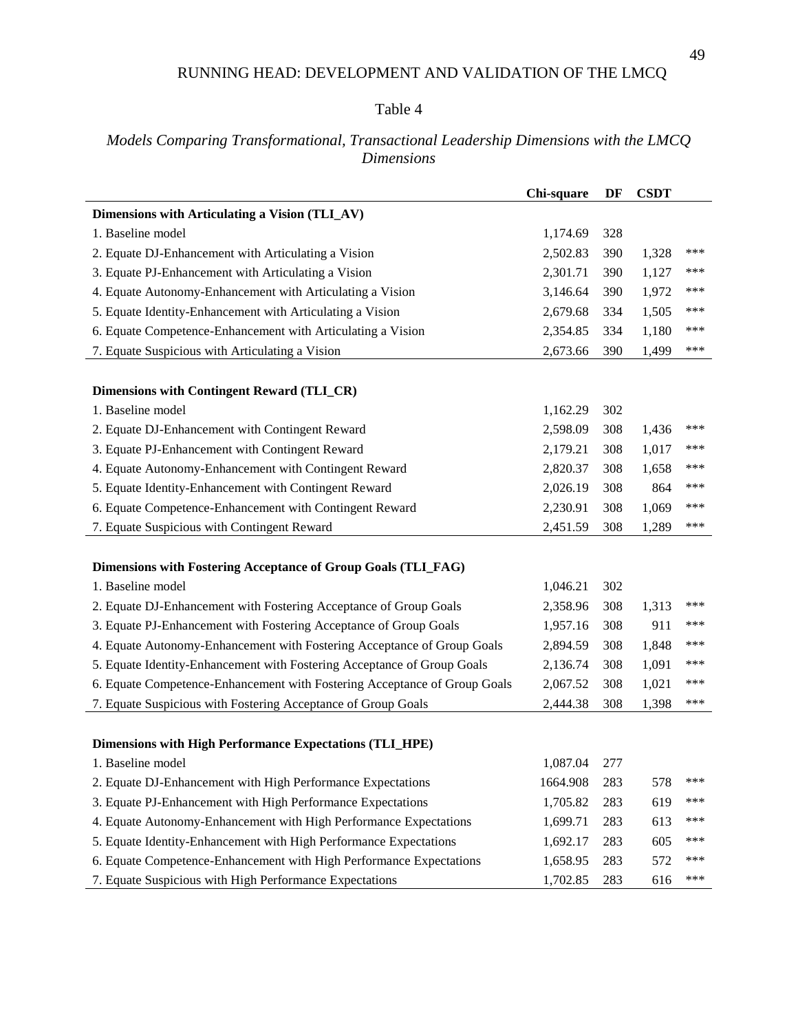Table 4

*Models Comparing Transformational, Transactional Leadership Dimensions with the LMCQ Dimensions*

| | Chi-square | DF | CSDT | |
|---|---|---|---|---|
| **Dimensions with Articulating a Vision (TLI_AV)** | | | | |
| 1. Baseline model | 1,174.69 | 328 | | |
| 2. Equate DJ-Enhancement with Articulating a Vision | 2,502.83 | 390 | 1,328 | *** |
| 3. Equate PJ-Enhancement with Articulating a Vision | 2,301.71 | 390 | 1,127 | *** |
| 4. Equate Autonomy-Enhancement with Articulating a Vision | 3,146.64 | 390 | 1,972 | *** |
| 5. Equate Identity-Enhancement with Articulating a Vision | 2,679.68 | 334 | 1,505 | *** |
| 6. Equate Competence-Enhancement with Articulating a Vision | 2,354.85 | 334 | 1,180 | *** |
| 7. Equate Suspicious with Articulating a Vision | 2,673.66 | 390 | 1,499 | *** |
| **Dimensions with Contingent Reward (TLI_CR)** | | | | |
| 1. Baseline model | 1,162.29 | 302 | | |
| 2. Equate DJ-Enhancement with Contingent Reward | 2,598.09 | 308 | 1,436 | *** |
| 3. Equate PJ-Enhancement with Contingent Reward | 2,179.21 | 308 | 1,017 | *** |
| 4. Equate Autonomy-Enhancement with Contingent Reward | 2,820.37 | 308 | 1,658 | *** |
| 5. Equate Identity-Enhancement with Contingent Reward | 2,026.19 | 308 | 864 | *** |
| 6. Equate Competence-Enhancement with Contingent Reward | 2,230.91 | 308 | 1,069 | *** |
| 7. Equate Suspicious with Contingent Reward | 2,451.59 | 308 | 1,289 | *** |
| **Dimensions with Fostering Acceptance of Group Goals (TLI_FAG)** | | | | |
| 1. Baseline model | 1,046.21 | 302 | | |
| 2. Equate DJ-Enhancement with Fostering Acceptance of Group Goals | 2,358.96 | 308 | 1,313 | *** |
| 3. Equate PJ-Enhancement with Fostering Acceptance of Group Goals | 1,957.16 | 308 | 911 | *** |
| 4. Equate Autonomy-Enhancement with Fostering Acceptance of Group Goals | 2,894.59 | 308 | 1,848 | *** |
| 5. Equate Identity-Enhancement with Fostering Acceptance of Group Goals | 2,136.74 | 308 | 1,091 | *** |
| 6. Equate Competence-Enhancement with Fostering Acceptance of Group Goals | 2,067.52 | 308 | 1,021 | *** |
| 7. Equate Suspicious with Fostering Acceptance of Group Goals | 2,444.38 | 308 | 1,398 | *** |
| **Dimensions with High Performance Expectations (TLI_HPE)** | | | | |
| 1. Baseline model | 1,087.04 | 277 | | |
| 2. Equate DJ-Enhancement with High Performance Expectations | 1664.908 | 283 | 578 | *** |
| 3. Equate PJ-Enhancement with High Performance Expectations | 1,705.82 | 283 | 619 | *** |
| 4. Equate Autonomy-Enhancement with High Performance Expectations | 1,699.71 | 283 | 613 | *** |
| 5. Equate Identity-Enhancement with High Performance Expectations | 1,692.17 | 283 | 605 | *** |
| 6. Equate Competence-Enhancement with High Performance Expectations | 1,658.95 | 283 | 572 | *** |
| 7. Equate Suspicious with High Performance Expectations | 1,702.85 | 283 | 616 | *** |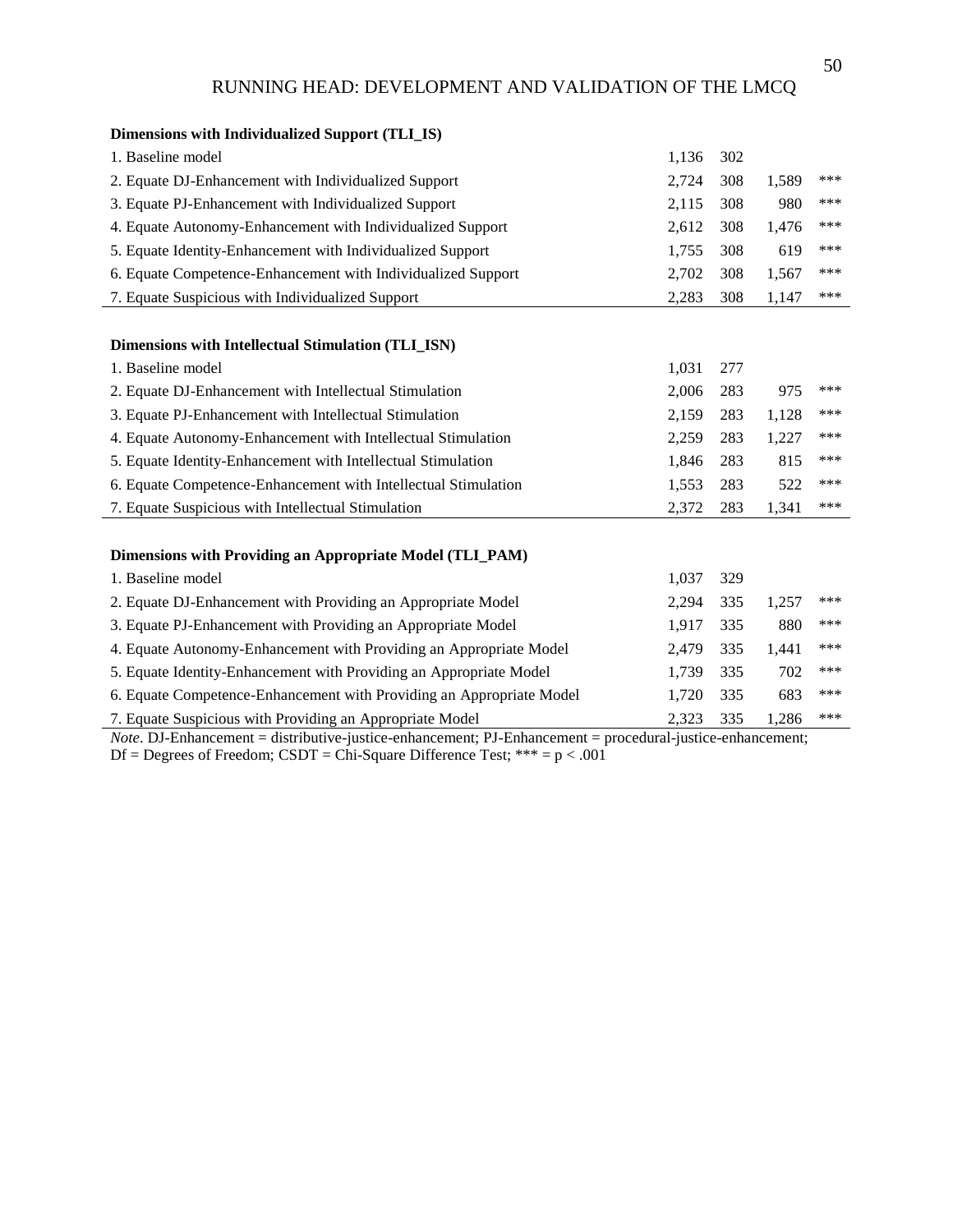| | | | | |
|---|---|---|---|---|
| **Dimensions with Individualized Support (TLI_IS)** | | | | |
| 1. Baseline model | 1,136 | 302 | | |
| 2. Equate DJ-Enhancement with Individualized Support | 2,724 | 308 | 1,589 | *** |
| 3. Equate PJ-Enhancement with Individualized Support | 2,115 | 308 | 980 | *** |
| 4. Equate Autonomy-Enhancement with Individualized Support | 2,612 | 308 | 1,476 | *** |
| 5. Equate Identity-Enhancement with Individualized Support | 1,755 | 308 | 619 | *** |
| 6. Equate Competence-Enhancement with Individualized Support | 2,702 | 308 | 1,567 | *** |
| 7. Equate Suspicious with Individualized Support | 2,283 | 308 | 1,147 | *** |
| **Dimensions with Intellectual Stimulation (TLI_ISN)** | | | | |
| 1. Baseline model | 1,031 | 277 | | |
| 2. Equate DJ-Enhancement with Intellectual Stimulation | 2,006 | 283 | 975 | *** |
| 3. Equate PJ-Enhancement with Intellectual Stimulation | 2,159 | 283 | 1,128 | *** |
| 4. Equate Autonomy-Enhancement with Intellectual Stimulation | 2,259 | 283 | 1,227 | *** |
| 5. Equate Identity-Enhancement with Intellectual Stimulation | 1,846 | 283 | 815 | *** |
| 6. Equate Competence-Enhancement with Intellectual Stimulation | 1,553 | 283 | 522 | *** |
| 7. Equate Suspicious with Intellectual Stimulation | 2,372 | 283 | 1,341 | *** |
| **Dimensions with Providing an Appropriate Model (TLI_PAM)** | | | | |
| 1. Baseline model | 1,037 | 329 | | |
| 2. Equate DJ-Enhancement with Providing an Appropriate Model | 2,294 | 335 | 1,257 | *** |
| 3. Equate PJ-Enhancement with Providing an Appropriate Model | 1,917 | 335 | 880 | *** |
| 4. Equate Autonomy-Enhancement with Providing an Appropriate Model | 2,479 | 335 | 1,441 | *** |
| 5. Equate Identity-Enhancement with Providing an Appropriate Model | 1,739 | 335 | 702 | *** |
| 6. Equate Competence-Enhancement with Providing an Appropriate Model | 1,720 | 335 | 683 | *** |
| 7. Equate Suspicious with Providing an Appropriate Model | 2,323 | 335 | 1,286 | *** |

*Note*. DJ-Enhancement = distributive-justice-enhancement; PJ-Enhancement = procedural-justice-enhancement; Df = Degrees of Freedom; CSDT = Chi-Square Difference Test; *** = $p < .001$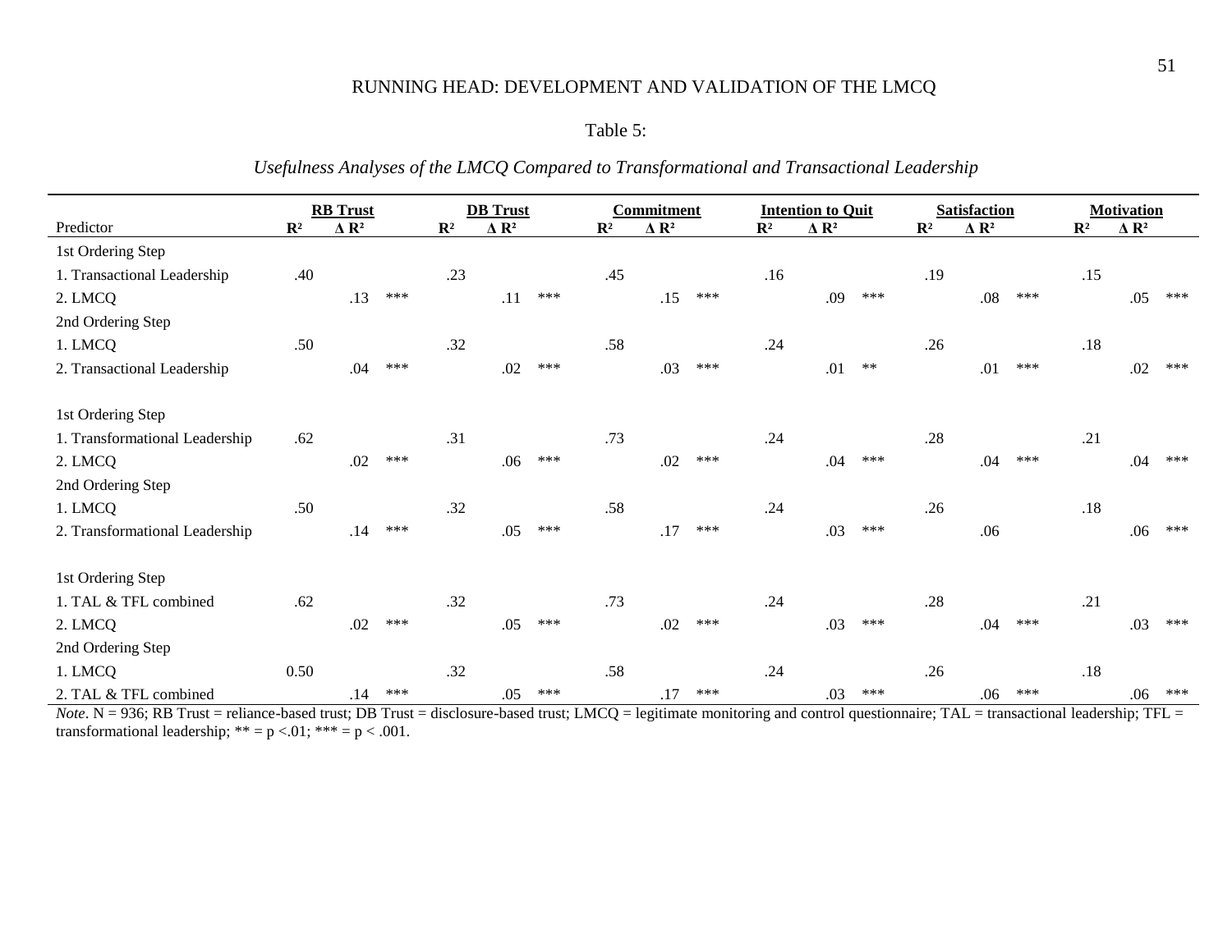Table 5:

*Usefulness Analyses of the LMCQ Compared to Transformational and Transactional Leadership*

| Predictor | RB Trust | | | DB Trust | | | Commitment | | | Intention to Quit | | | Satisfaction | | | Motivation | | |
|---|---|---|---|---|---|---|---|---|---|---|---|---|---|---|---|---|---|---|
| | $R^2$ | $\Delta R^2$ | | $R^2$ | $\Delta R^2$ | | $R^2$ | $\Delta R^2$ | | $R^2$ | $\Delta R^2$ | | $R^2$ | $\Delta R^2$ | | $R^2$ | $\Delta R^2$ | |
| 1st Ordering Step | | | | | | | | | | | | | | | | | | |
| 1. Transactional Leadership | .40 | | | .23 | | | .45 | | | .16 | | | .19 | | | .15 | | |
| 2. LMCQ | | .13 | *** | | .11 | *** | | .15 | *** | | .09 | *** | | .08 | *** | | .05 | *** |
| 2nd Ordering Step | | | | | | | | | | | | | | | | | | |
| 1. LMCQ | .50 | | | .32 | | | .58 | | | .24 | | | .26 | | | .18 | | |
| 2. Transactional Leadership | | .04 | *** | | .02 | *** | | .03 | *** | | .01 | ** | | .01 | *** | | .02 | *** |
| 1st Ordering Step | | | | | | | | | | | | | | | | | | |
| 1. Transformational Leadership | .62 | | | .31 | | | .73 | | | .24 | | | .28 | | | .21 | | |
| 2. LMCQ | | .02 | *** | | .06 | *** | | .02 | *** | | .04 | *** | | .04 | *** | | .04 | *** |
| 2nd Ordering Step | | | | | | | | | | | | | | | | | | |
| 1. LMCQ | .50 | | | .32 | | | .58 | | | .24 | | | .26 | | | .18 | | |
| 2. Transformational Leadership | | .14 | *** | | .05 | *** | | .17 | *** | | .03 | *** | | .06 | | | .06 | *** |
| 1st Ordering Step | | | | | | | | | | | | | | | | | | |
| 1. TAL & TFL combined | .62 | | | .32 | | | .73 | | | .24 | | | .28 | | | .21 | | |
| 2. LMCQ | | .02 | *** | | .05 | *** | | .02 | *** | | .03 | *** | | .04 | *** | | .03 | *** |
| 2nd Ordering Step | | | | | | | | | | | | | | | | | | |
| 1. LMCQ | 0.50 | | | .32 | | | .58 | | | .24 | | | .26 | | | .18 | | |
| 2. TAL & TFL combined | | .14 | *** | | .05 | *** | | .17 | *** | | .03 | *** | | .06 | *** | | .06 | *** |

*Note*. N = 936; RB Trust = reliance-based trust; DB Trust = disclosure-based trust; LMCQ = legitimate monitoring and control questionnaire; TAL = transactional leadership; TFL = transformational leadership; ** = $p < .01$; *** = $p < .001$.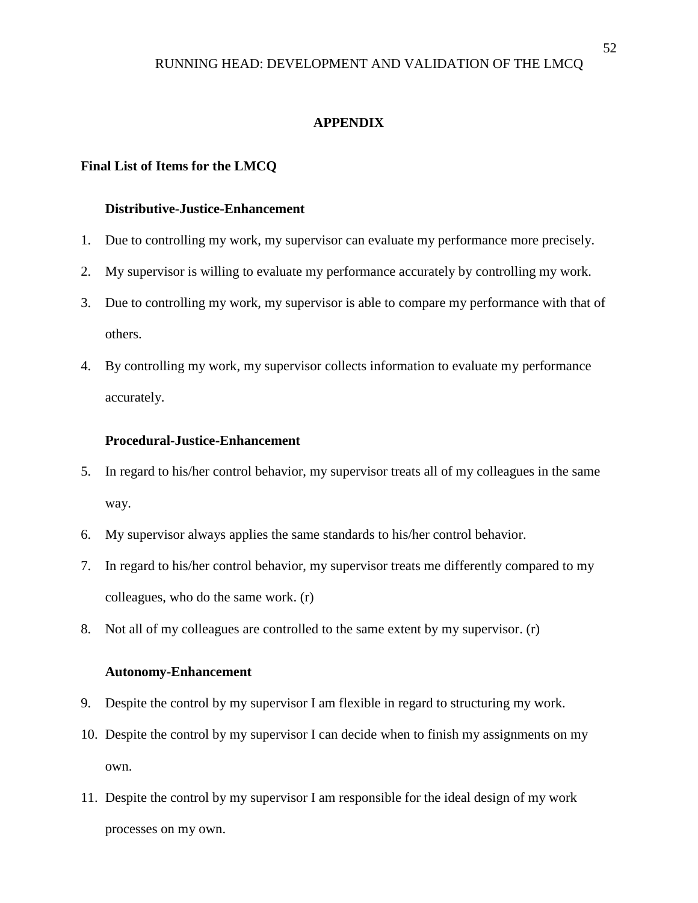## APPENDIX

### Final List of Items for the LMCQ

#### Distributive-Justice-Enhancement

1. Due to controlling my work, my supervisor can evaluate my performance more precisely.
2. My supervisor is willing to evaluate my performance accurately by controlling my work.
3. Due to controlling my work, my supervisor is able to compare my performance with that of others.
4. By controlling my work, my supervisor collects information to evaluate my performance accurately.

#### Procedural-Justice-Enhancement

5. In regard to his/her control behavior, my supervisor treats all of my colleagues in the same way.
6. My supervisor always applies the same standards to his/her control behavior.
7. In regard to his/her control behavior, my supervisor treats me differently compared to my colleagues, who do the same work. (r)
8. Not all of my colleagues are controlled to the same extent by my supervisor. (r)

#### Autonomy-Enhancement

9. Despite the control by my supervisor I am flexible in regard to structuring my work.
10. Despite the control by my supervisor I can decide when to finish my assignments on my own.
11. Despite the control by my supervisor I am responsible for the ideal design of my work processes on my own.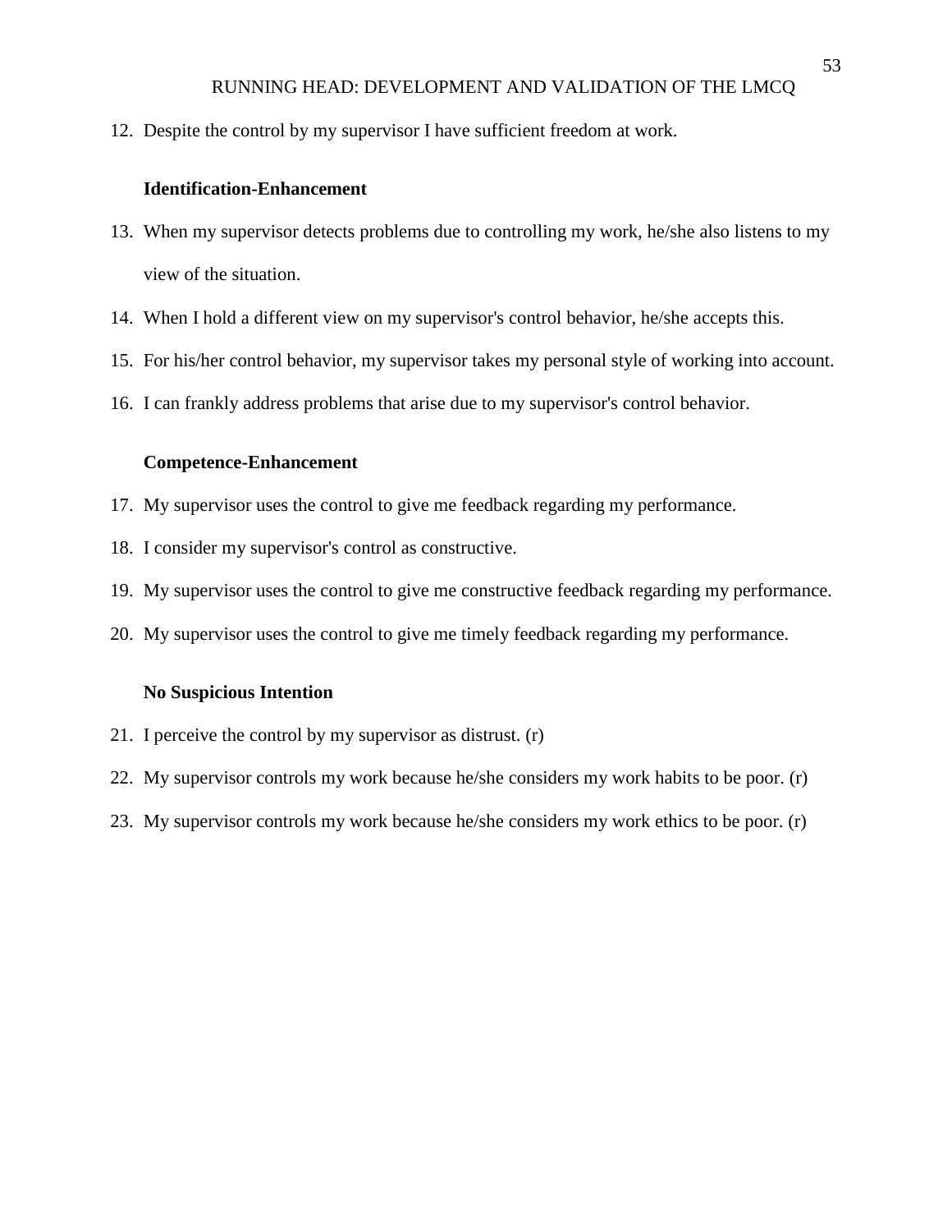12. Despite the control by my supervisor I have sufficient freedom at work.

**Identification-Enhancement**

13. When my supervisor detects problems due to controlling my work, he/she also listens to my view of the situation.
14. When I hold a different view on my supervisor's control behavior, he/she accepts this.
15. For his/her control behavior, my supervisor takes my personal style of working into account.
16. I can frankly address problems that arise due to my supervisor's control behavior.

**Competence-Enhancement**

17. My supervisor uses the control to give me feedback regarding my performance.
18. I consider my supervisor's control as constructive.
19. My supervisor uses the control to give me constructive feedback regarding my performance.
20. My supervisor uses the control to give me timely feedback regarding my performance.

**No Suspicious Intention**

21. I perceive the control by my supervisor as distrust. (r)
22. My supervisor controls my work because he/she considers my work habits to be poor. (r)
23. My supervisor controls my work because he/she considers my work ethics to be poor. (r)